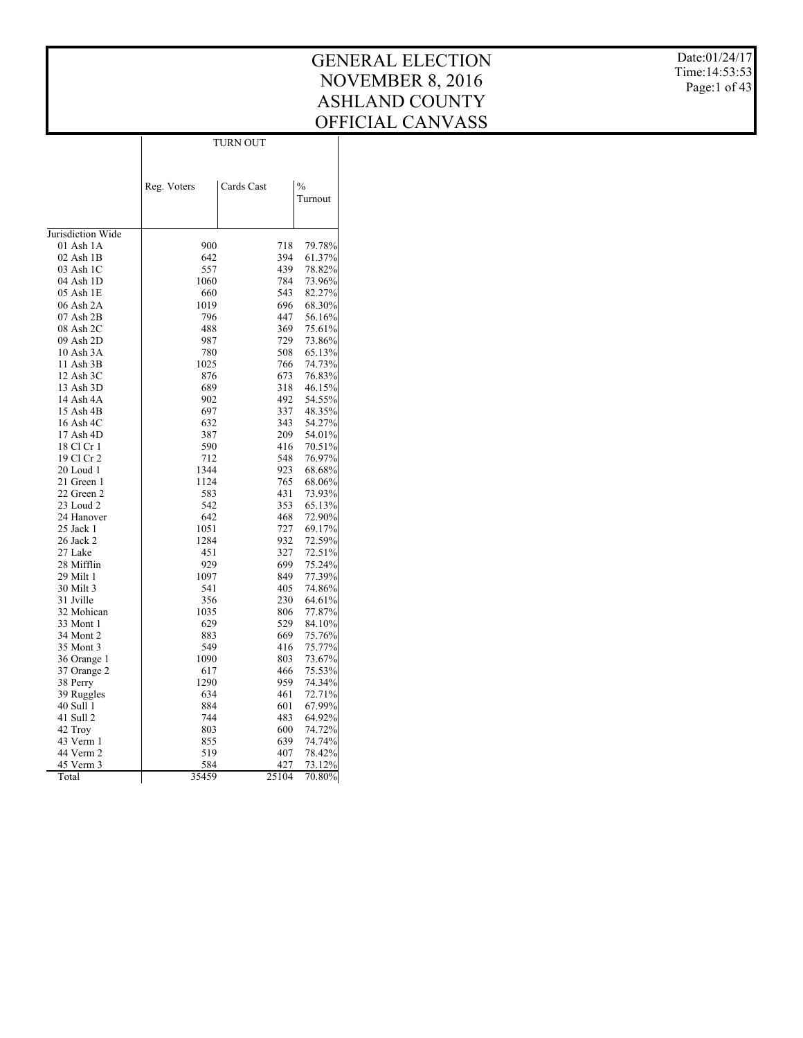# GENERAL ELECTION
# NOVEMBER 8, 2016
# ASHLAND COUNTY
# OFFICIAL CANVASS

Date:01/24/17
Time:14:53:53

| | TURN OUT | | |
|---|---|---|---|
| | Reg. Voters | Cards Cast | % Turnout |
| Jurisdiction Wide | | | |
| 01 Ash 1A | 900 | 718 | 79.78% |
| 02 Ash 1B | 642 | 394 | 61.37% |
| 03 Ash 1C | 557 | 439 | 78.82% |
| 04 Ash 1D | 1060 | 784 | 73.96% |
| 05 Ash 1E | 660 | 543 | 82.27% |
| 06 Ash 2A | 1019 | 696 | 68.30% |
| 07 Ash 2B | 796 | 447 | 56.16% |
| 08 Ash 2C | 488 | 369 | 75.61% |
| 09 Ash 2D | 987 | 729 | 73.86% |
| 10 Ash 3A | 780 | 508 | 65.13% |
| 11 Ash 3B | 1025 | 766 | 74.73% |
| 12 Ash 3C | 876 | 673 | 76.83% |
| 13 Ash 3D | 689 | 318 | 46.15% |
| 14 Ash 4A | 902 | 492 | 54.55% |
| 15 Ash 4B | 697 | 337 | 48.35% |
| 16 Ash 4C | 632 | 343 | 54.27% |
| 17 Ash 4D | 387 | 209 | 54.01% |
| 18 Cl Cr 1 | 590 | 416 | 70.51% |
| 19 Cl Cr 2 | 712 | 548 | 76.97% |
| 20 Loud 1 | 1344 | 923 | 68.68% |
| 21 Green 1 | 1124 | 765 | 68.06% |
| 22 Green 2 | 583 | 431 | 73.93% |
| 23 Loud 2 | 542 | 353 | 65.13% |
| 24 Hanover | 642 | 468 | 72.90% |
| 25 Jack 1 | 1051 | 727 | 69.17% |
| 26 Jack 2 | 1284 | 932 | 72.59% |
| 27 Lake | 451 | 327 | 72.51% |
| 28 Mifflin | 929 | 699 | 75.24% |
| 29 Milt 1 | 1097 | 849 | 77.39% |
| 30 Milt 3 | 541 | 405 | 74.86% |
| 31 Jville | 356 | 230 | 64.61% |
| 32 Mohican | 1035 | 806 | 77.87% |
| 33 Mont 1 | 629 | 529 | 84.10% |
| 34 Mont 2 | 883 | 669 | 75.76% |
| 35 Mont 3 | 549 | 416 | 75.77% |
| 36 Orange 1 | 1090 | 803 | 73.67% |
| 37 Orange 2 | 617 | 466 | 75.53% |
| 38 Perry | 1290 | 959 | 74.34% |
| 39 Ruggles | 634 | 461 | 72.71% |
| 40 Sull 1 | 884 | 601 | 67.99% |
| 41 Sull 2 | 744 | 483 | 64.92% |
| 42 Troy | 803 | 600 | 74.72% |
| 43 Verm 1 | 855 | 639 | 74.74% |
| 44 Verm 2 | 519 | 407 | 78.42% |
| 45 Verm 3 | 584 | 427 | 73.12% |
| Total | 35459 | 25104 | 70.80% |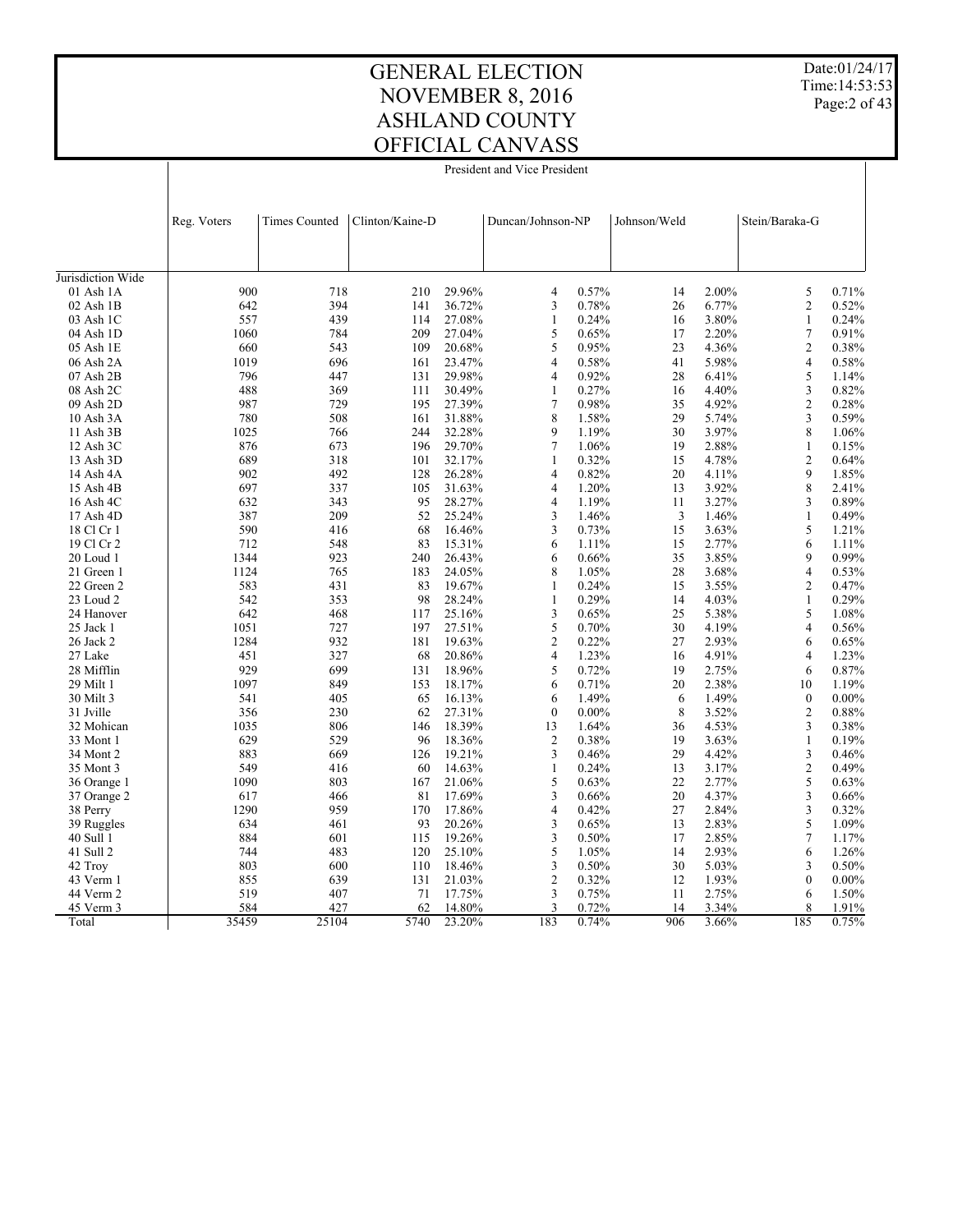# GENERAL ELECTION
# NOVEMBER 8, 2016
# ASHLAND COUNTY
# OFFICIAL CANVASS

Date:01/24/17
Time:14:53:53

## President and Vice President

| | Reg. Voters | Times Counted | Clinton/Kaine-D | | Duncan/Johnson-NP | | Johnson/Weld | | Stein/Baraka-G | |
|---|---|---|---|---|---|---|---|---|---|---|
| Jurisdiction Wide | | | | | | | | | | |
| 01 Ash 1A | 900 | 718 | 210 | 29.96% | 4 | 0.57% | 14 | 2.00% | 5 | 0.71% |
| 02 Ash 1B | 642 | 394 | 141 | 36.72% | 3 | 0.78% | 26 | 6.77% | 2 | 0.52% |
| 03 Ash 1C | 557 | 439 | 114 | 27.08% | 1 | 0.24% | 16 | 3.80% | 1 | 0.24% |
| 04 Ash 1D | 1060 | 784 | 209 | 27.04% | 5 | 0.65% | 17 | 2.20% | 7 | 0.91% |
| 05 Ash 1E | 660 | 543 | 109 | 20.68% | 5 | 0.95% | 23 | 4.36% | 2 | 0.38% |
| 06 Ash 2A | 1019 | 696 | 161 | 23.47% | 4 | 0.58% | 41 | 5.98% | 4 | 0.58% |
| 07 Ash 2B | 796 | 447 | 131 | 29.98% | 4 | 0.92% | 28 | 6.41% | 5 | 1.14% |
| 08 Ash 2C | 488 | 369 | 111 | 30.49% | 1 | 0.27% | 16 | 4.40% | 3 | 0.82% |
| 09 Ash 2D | 987 | 729 | 195 | 27.39% | 7 | 0.98% | 35 | 4.92% | 2 | 0.28% |
| 10 Ash 3A | 780 | 508 | 161 | 31.88% | 8 | 1.58% | 29 | 5.74% | 3 | 0.59% |
| 11 Ash 3B | 1025 | 766 | 244 | 32.28% | 9 | 1.19% | 30 | 3.97% | 8 | 1.06% |
| 12 Ash 3C | 876 | 673 | 196 | 29.70% | 7 | 1.06% | 19 | 2.88% | 1 | 0.15% |
| 13 Ash 3D | 689 | 318 | 101 | 32.17% | 1 | 0.32% | 15 | 4.78% | 2 | 0.64% |
| 14 Ash 4A | 902 | 492 | 128 | 26.28% | 4 | 0.82% | 20 | 4.11% | 9 | 1.85% |
| 15 Ash 4B | 697 | 337 | 105 | 31.63% | 4 | 1.20% | 13 | 3.92% | 8 | 2.41% |
| 16 Ash 4C | 632 | 343 | 95 | 28.27% | 4 | 1.19% | 11 | 3.27% | 3 | 0.89% |
| 17 Ash 4D | 387 | 209 | 52 | 25.24% | 3 | 1.46% | 3 | 1.46% | 1 | 0.49% |
| 18 Cl Cr 1 | 590 | 416 | 68 | 16.46% | 3 | 0.73% | 15 | 3.63% | 5 | 1.21% |
| 19 Cl Cr 2 | 712 | 548 | 83 | 15.31% | 6 | 1.11% | 15 | 2.77% | 6 | 1.11% |
| 20 Loud 1 | 1344 | 923 | 240 | 26.43% | 6 | 0.66% | 35 | 3.85% | 9 | 0.99% |
| 21 Green 1 | 1124 | 765 | 183 | 24.05% | 8 | 1.05% | 28 | 3.68% | 4 | 0.53% |
| 22 Green 2 | 583 | 431 | 83 | 19.67% | 1 | 0.24% | 15 | 3.55% | 2 | 0.47% |
| 23 Loud 2 | 542 | 353 | 98 | 28.24% | 1 | 0.29% | 14 | 4.03% | 1 | 0.29% |
| 24 Hanover | 642 | 468 | 117 | 25.16% | 3 | 0.65% | 25 | 5.38% | 5 | 1.08% |
| 25 Jack 1 | 1051 | 727 | 197 | 27.51% | 5 | 0.70% | 30 | 4.19% | 4 | 0.56% |
| 26 Jack 2 | 1284 | 932 | 181 | 19.63% | 2 | 0.22% | 27 | 2.93% | 6 | 0.65% |
| 27 Lake | 451 | 327 | 68 | 20.86% | 4 | 1.23% | 16 | 4.91% | 4 | 1.23% |
| 28 Mifflin | 929 | 699 | 131 | 18.96% | 5 | 0.72% | 19 | 2.75% | 6 | 0.87% |
| 29 Milt 1 | 1097 | 849 | 153 | 18.17% | 6 | 0.71% | 20 | 2.38% | 10 | 1.19% |
| 30 Milt 3 | 541 | 405 | 65 | 16.13% | 6 | 1.49% | 6 | 1.49% | 0 | 0.00% |
| 31 Jville | 356 | 230 | 62 | 27.31% | 0 | 0.00% | 8 | 3.52% | 2 | 0.88% |
| 32 Mohican | 1035 | 806 | 146 | 18.39% | 13 | 1.64% | 36 | 4.53% | 3 | 0.38% |
| 33 Mont 1 | 629 | 529 | 96 | 18.36% | 2 | 0.38% | 19 | 3.63% | 1 | 0.19% |
| 34 Mont 2 | 883 | 669 | 126 | 19.21% | 3 | 0.46% | 29 | 4.42% | 3 | 0.46% |
| 35 Mont 3 | 549 | 416 | 60 | 14.63% | 1 | 0.24% | 13 | 3.17% | 2 | 0.49% |
| 36 Orange 1 | 1090 | 803 | 167 | 21.06% | 5 | 0.63% | 22 | 2.77% | 5 | 0.63% |
| 37 Orange 2 | 617 | 466 | 81 | 17.69% | 3 | 0.66% | 20 | 4.37% | 3 | 0.66% |
| 38 Perry | 1290 | 959 | 170 | 17.86% | 4 | 0.42% | 27 | 2.84% | 3 | 0.32% |
| 39 Ruggles | 634 | 461 | 93 | 20.26% | 3 | 0.65% | 13 | 2.83% | 5 | 1.09% |
| 40 Sull 1 | 884 | 601 | 115 | 19.26% | 3 | 0.50% | 17 | 2.85% | 7 | 1.17% |
| 41 Sull 2 | 744 | 483 | 120 | 25.10% | 5 | 1.05% | 14 | 2.93% | 6 | 1.26% |
| 42 Troy | 803 | 600 | 110 | 18.46% | 3 | 0.50% | 30 | 5.03% | 3 | 0.50% |
| 43 Verm 1 | 855 | 639 | 131 | 21.03% | 2 | 0.32% | 12 | 1.93% | 0 | 0.00% |
| 44 Verm 2 | 519 | 407 | 71 | 17.75% | 3 | 0.75% | 11 | 2.75% | 6 | 1.50% |
| 45 Verm 3 | 584 | 427 | 62 | 14.80% | 3 | 0.72% | 14 | 3.34% | 8 | 1.91% |
| Total | 35459 | 25104 | 5740 | 23.20% | 183 | 0.74% | 906 | 3.66% | 185 | 0.75% |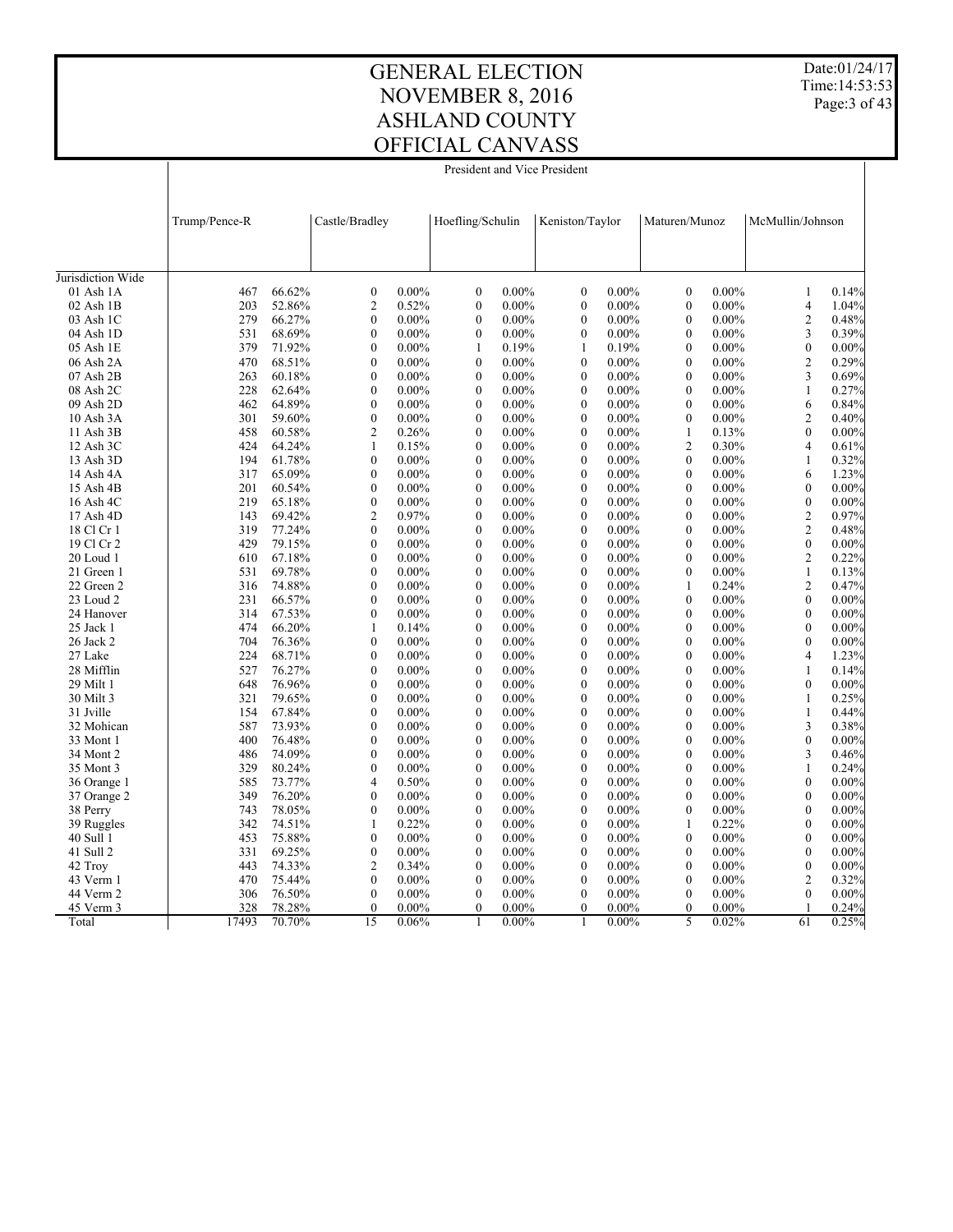# GENERAL ELECTION
# NOVEMBER 8, 2016
# ASHLAND COUNTY
# OFFICIAL CANVASS

Date:01/24/17
Time:14:53:53

President and Vice President

| | Trump/Pence-R | | Castle/Bradley | | Hoefling/Schulin | | Keniston/Taylor | | Maturen/Munoz | | McMullin/Johnson | |
|---|---|---|---|---|---|---|---|---|---|---|---|---|
| Jurisdiction Wide | | | | | | | | | | | | |
| 01 Ash 1A | 467 | 66.62% | 0 | 0.00% | 0 | 0.00% | 0 | 0.00% | 0 | 0.00% | 1 | 0.14% |
| 02 Ash 1B | 203 | 52.86% | 2 | 0.52% | 0 | 0.00% | 0 | 0.00% | 0 | 0.00% | 4 | 1.04% |
| 03 Ash 1C | 279 | 66.27% | 0 | 0.00% | 0 | 0.00% | 0 | 0.00% | 0 | 0.00% | 2 | 0.48% |
| 04 Ash 1D | 531 | 68.69% | 0 | 0.00% | 0 | 0.00% | 0 | 0.00% | 0 | 0.00% | 3 | 0.39% |
| 05 Ash 1E | 379 | 71.92% | 0 | 0.00% | 1 | 0.19% | 1 | 0.19% | 0 | 0.00% | 0 | 0.00% |
| 06 Ash 2A | 470 | 68.51% | 0 | 0.00% | 0 | 0.00% | 0 | 0.00% | 0 | 0.00% | 2 | 0.29% |
| 07 Ash 2B | 263 | 60.18% | 0 | 0.00% | 0 | 0.00% | 0 | 0.00% | 0 | 0.00% | 3 | 0.69% |
| 08 Ash 2C | 228 | 62.64% | 0 | 0.00% | 0 | 0.00% | 0 | 0.00% | 0 | 0.00% | 1 | 0.27% |
| 09 Ash 2D | 462 | 64.89% | 0 | 0.00% | 0 | 0.00% | 0 | 0.00% | 0 | 0.00% | 6 | 0.84% |
| 10 Ash 3A | 301 | 59.60% | 0 | 0.00% | 0 | 0.00% | 0 | 0.00% | 0 | 0.00% | 2 | 0.40% |
| 11 Ash 3B | 458 | 60.58% | 2 | 0.26% | 0 | 0.00% | 0 | 0.00% | 1 | 0.13% | 0 | 0.00% |
| 12 Ash 3C | 424 | 64.24% | 1 | 0.15% | 0 | 0.00% | 0 | 0.00% | 2 | 0.30% | 4 | 0.61% |
| 13 Ash 3D | 194 | 61.78% | 0 | 0.00% | 0 | 0.00% | 0 | 0.00% | 0 | 0.00% | 1 | 0.32% |
| 14 Ash 4A | 317 | 65.09% | 0 | 0.00% | 0 | 0.00% | 0 | 0.00% | 0 | 0.00% | 6 | 1.23% |
| 15 Ash 4B | 201 | 60.54% | 0 | 0.00% | 0 | 0.00% | 0 | 0.00% | 0 | 0.00% | 0 | 0.00% |
| 16 Ash 4C | 219 | 65.18% | 0 | 0.00% | 0 | 0.00% | 0 | 0.00% | 0 | 0.00% | 0 | 0.00% |
| 17 Ash 4D | 143 | 69.42% | 2 | 0.97% | 0 | 0.00% | 0 | 0.00% | 0 | 0.00% | 2 | 0.97% |
| 18 Cl Cr 1 | 319 | 77.24% | 0 | 0.00% | 0 | 0.00% | 0 | 0.00% | 0 | 0.00% | 2 | 0.48% |
| 19 Cl Cr 2 | 429 | 79.15% | 0 | 0.00% | 0 | 0.00% | 0 | 0.00% | 0 | 0.00% | 0 | 0.00% |
| 20 Loud 1 | 610 | 67.18% | 0 | 0.00% | 0 | 0.00% | 0 | 0.00% | 0 | 0.00% | 2 | 0.22% |
| 21 Green 1 | 531 | 69.78% | 0 | 0.00% | 0 | 0.00% | 0 | 0.00% | 0 | 0.00% | 1 | 0.13% |
| 22 Green 2 | 316 | 74.88% | 0 | 0.00% | 0 | 0.00% | 0 | 0.00% | 1 | 0.24% | 2 | 0.47% |
| 23 Loud 2 | 231 | 66.57% | 0 | 0.00% | 0 | 0.00% | 0 | 0.00% | 0 | 0.00% | 0 | 0.00% |
| 24 Hanover | 314 | 67.53% | 0 | 0.00% | 0 | 0.00% | 0 | 0.00% | 0 | 0.00% | 0 | 0.00% |
| 25 Jack 1 | 474 | 66.20% | 1 | 0.14% | 0 | 0.00% | 0 | 0.00% | 0 | 0.00% | 0 | 0.00% |
| 26 Jack 2 | 704 | 76.36% | 0 | 0.00% | 0 | 0.00% | 0 | 0.00% | 0 | 0.00% | 0 | 0.00% |
| 27 Lake | 224 | 68.71% | 0 | 0.00% | 0 | 0.00% | 0 | 0.00% | 0 | 0.00% | 4 | 1.23% |
| 28 Mifflin | 527 | 76.27% | 0 | 0.00% | 0 | 0.00% | 0 | 0.00% | 0 | 0.00% | 1 | 0.14% |
| 29 Milt 1 | 648 | 76.96% | 0 | 0.00% | 0 | 0.00% | 0 | 0.00% | 0 | 0.00% | 0 | 0.00% |
| 30 Milt 3 | 321 | 79.65% | 0 | 0.00% | 0 | 0.00% | 0 | 0.00% | 0 | 0.00% | 1 | 0.25% |
| 31 Jville | 154 | 67.84% | 0 | 0.00% | 0 | 0.00% | 0 | 0.00% | 0 | 0.00% | 1 | 0.44% |
| 32 Mohican | 587 | 73.93% | 0 | 0.00% | 0 | 0.00% | 0 | 0.00% | 0 | 0.00% | 3 | 0.38% |
| 33 Mont 1 | 400 | 76.48% | 0 | 0.00% | 0 | 0.00% | 0 | 0.00% | 0 | 0.00% | 0 | 0.00% |
| 34 Mont 2 | 486 | 74.09% | 0 | 0.00% | 0 | 0.00% | 0 | 0.00% | 0 | 0.00% | 3 | 0.46% |
| 35 Mont 3 | 329 | 80.24% | 0 | 0.00% | 0 | 0.00% | 0 | 0.00% | 0 | 0.00% | 1 | 0.24% |
| 36 Orange 1 | 585 | 73.77% | 4 | 0.50% | 0 | 0.00% | 0 | 0.00% | 0 | 0.00% | 0 | 0.00% |
| 37 Orange 2 | 349 | 76.20% | 0 | 0.00% | 0 | 0.00% | 0 | 0.00% | 0 | 0.00% | 0 | 0.00% |
| 38 Perry | 743 | 78.05% | 0 | 0.00% | 0 | 0.00% | 0 | 0.00% | 0 | 0.00% | 0 | 0.00% |
| 39 Ruggles | 342 | 74.51% | 1 | 0.22% | 0 | 0.00% | 0 | 0.00% | 1 | 0.22% | 0 | 0.00% |
| 40 Sull 1 | 453 | 75.88% | 0 | 0.00% | 0 | 0.00% | 0 | 0.00% | 0 | 0.00% | 0 | 0.00% |
| 41 Sull 2 | 331 | 69.25% | 0 | 0.00% | 0 | 0.00% | 0 | 0.00% | 0 | 0.00% | 0 | 0.00% |
| 42 Troy | 443 | 74.33% | 2 | 0.34% | 0 | 0.00% | 0 | 0.00% | 0 | 0.00% | 0 | 0.00% |
| 43 Verm 1 | 470 | 75.44% | 0 | 0.00% | 0 | 0.00% | 0 | 0.00% | 0 | 0.00% | 2 | 0.32% |
| 44 Verm 2 | 306 | 76.50% | 0 | 0.00% | 0 | 0.00% | 0 | 0.00% | 0 | 0.00% | 0 | 0.00% |
| 45 Verm 3 | 328 | 78.28% | 0 | 0.00% | 0 | 0.00% | 0 | 0.00% | 0 | 0.00% | 1 | 0.24% |
| Total | 17493 | 70.70% | 15 | 0.06% | 1 | 0.00% | 1 | 0.00% | 5 | 0.02% | 61 | 0.25% |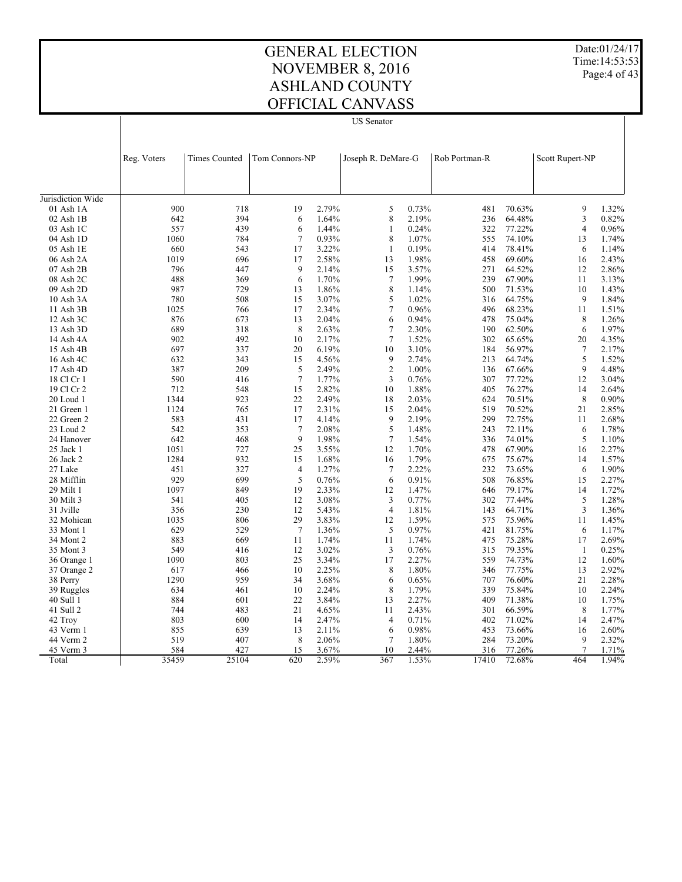# GENERAL ELECTION
# NOVEMBER 8, 2016
# ASHLAND COUNTY
# OFFICIAL CANVASS

Date:01/24/17
Time:14:53:53

US Senator

| | Reg. Voters | Times Counted | Tom Connors-NP | | Joseph R. DeMare-G | | Rob Portman-R | | Scott Rupert-NP | |
|---|---|---|---|---|---|---|---|---|---|---|
| Jurisdiction Wide | | | | | | | | | | |
| 01 Ash 1A | 900 | 718 | 19 | 2.79% | 5 | 0.73% | 481 | 70.63% | 9 | 1.32% |
| 02 Ash 1B | 642 | 394 | 6 | 1.64% | 8 | 2.19% | 236 | 64.48% | 3 | 0.82% |
| 03 Ash 1C | 557 | 439 | 6 | 1.44% | 1 | 0.24% | 322 | 77.22% | 4 | 0.96% |
| 04 Ash 1D | 1060 | 784 | 7 | 0.93% | 8 | 1.07% | 555 | 74.10% | 13 | 1.74% |
| 05 Ash 1E | 660 | 543 | 17 | 3.22% | 1 | 0.19% | 414 | 78.41% | 6 | 1.14% |
| 06 Ash 2A | 1019 | 696 | 17 | 2.58% | 13 | 1.98% | 458 | 69.60% | 16 | 2.43% |
| 07 Ash 2B | 796 | 447 | 9 | 2.14% | 15 | 3.57% | 271 | 64.52% | 12 | 2.86% |
| 08 Ash 2C | 488 | 369 | 6 | 1.70% | 7 | 1.99% | 239 | 67.90% | 11 | 3.13% |
| 09 Ash 2D | 987 | 729 | 13 | 1.86% | 8 | 1.14% | 500 | 71.53% | 10 | 1.43% |
| 10 Ash 3A | 780 | 508 | 15 | 3.07% | 5 | 1.02% | 316 | 64.75% | 9 | 1.84% |
| 11 Ash 3B | 1025 | 766 | 17 | 2.34% | 7 | 0.96% | 496 | 68.23% | 11 | 1.51% |
| 12 Ash 3C | 876 | 673 | 13 | 2.04% | 6 | 0.94% | 478 | 75.04% | 8 | 1.26% |
| 13 Ash 3D | 689 | 318 | 8 | 2.63% | 7 | 2.30% | 190 | 62.50% | 6 | 1.97% |
| 14 Ash 4A | 902 | 492 | 10 | 2.17% | 7 | 1.52% | 302 | 65.65% | 20 | 4.35% |
| 15 Ash 4B | 697 | 337 | 20 | 6.19% | 10 | 3.10% | 184 | 56.97% | 7 | 2.17% |
| 16 Ash 4C | 632 | 343 | 15 | 4.56% | 9 | 2.74% | 213 | 64.74% | 5 | 1.52% |
| 17 Ash 4D | 387 | 209 | 5 | 2.49% | 2 | 1.00% | 136 | 67.66% | 9 | 4.48% |
| 18 Cl Cr 1 | 590 | 416 | 7 | 1.77% | 3 | 0.76% | 307 | 77.72% | 12 | 3.04% |
| 19 Cl Cr 2 | 712 | 548 | 15 | 2.82% | 10 | 1.88% | 405 | 76.27% | 14 | 2.64% |
| 20 Loud 1 | 1344 | 923 | 22 | 2.49% | 18 | 2.03% | 624 | 70.51% | 8 | 0.90% |
| 21 Green 1 | 1124 | 765 | 17 | 2.31% | 15 | 2.04% | 519 | 70.52% | 21 | 2.85% |
| 22 Green 2 | 583 | 431 | 17 | 4.14% | 9 | 2.19% | 299 | 72.75% | 11 | 2.68% |
| 23 Loud 2 | 542 | 353 | 7 | 2.08% | 5 | 1.48% | 243 | 72.11% | 6 | 1.78% |
| 24 Hanover | 642 | 468 | 9 | 1.98% | 7 | 1.54% | 336 | 74.01% | 5 | 1.10% |
| 25 Jack 1 | 1051 | 727 | 25 | 3.55% | 12 | 1.70% | 478 | 67.90% | 16 | 2.27% |
| 26 Jack 2 | 1284 | 932 | 15 | 1.68% | 16 | 1.79% | 675 | 75.67% | 14 | 1.57% |
| 27 Lake | 451 | 327 | 4 | 1.27% | 7 | 2.22% | 232 | 73.65% | 6 | 1.90% |
| 28 Mifflin | 929 | 699 | 5 | 0.76% | 6 | 0.91% | 508 | 76.85% | 15 | 2.27% |
| 29 Milt 1 | 1097 | 849 | 19 | 2.33% | 12 | 1.47% | 646 | 79.17% | 14 | 1.72% |
| 30 Milt 3 | 541 | 405 | 12 | 3.08% | 3 | 0.77% | 302 | 77.44% | 5 | 1.28% |
| 31 Jville | 356 | 230 | 12 | 5.43% | 4 | 1.81% | 143 | 64.71% | 3 | 1.36% |
| 32 Mohican | 1035 | 806 | 29 | 3.83% | 12 | 1.59% | 575 | 75.96% | 11 | 1.45% |
| 33 Mont 1 | 629 | 529 | 7 | 1.36% | 5 | 0.97% | 421 | 81.75% | 6 | 1.17% |
| 34 Mont 2 | 883 | 669 | 11 | 1.74% | 11 | 1.74% | 475 | 75.28% | 17 | 2.69% |
| 35 Mont 3 | 549 | 416 | 12 | 3.02% | 3 | 0.76% | 315 | 79.35% | 1 | 0.25% |
| 36 Orange 1 | 1090 | 803 | 25 | 3.34% | 17 | 2.27% | 559 | 74.73% | 12 | 1.60% |
| 37 Orange 2 | 617 | 466 | 10 | 2.25% | 8 | 1.80% | 346 | 77.75% | 13 | 2.92% |
| 38 Perry | 1290 | 959 | 34 | 3.68% | 6 | 0.65% | 707 | 76.60% | 21 | 2.28% |
| 39 Ruggles | 634 | 461 | 10 | 2.24% | 8 | 1.79% | 339 | 75.84% | 10 | 2.24% |
| 40 Sull 1 | 884 | 601 | 22 | 3.84% | 13 | 2.27% | 409 | 71.38% | 10 | 1.75% |
| 41 Sull 2 | 744 | 483 | 21 | 4.65% | 11 | 2.43% | 301 | 66.59% | 8 | 1.77% |
| 42 Troy | 803 | 600 | 14 | 2.47% | 4 | 0.71% | 402 | 71.02% | 14 | 2.47% |
| 43 Verm 1 | 855 | 639 | 13 | 2.11% | 6 | 0.98% | 453 | 73.66% | 16 | 2.60% |
| 44 Verm 2 | 519 | 407 | 8 | 2.06% | 7 | 1.80% | 284 | 73.20% | 9 | 2.32% |
| 45 Verm 3 | 584 | 427 | 15 | 3.67% | 10 | 2.44% | 316 | 77.26% | 7 | 1.71% |
| Total | 35459 | 25104 | 620 | 2.59% | 367 | 1.53% | 17410 | 72.68% | 464 | 1.94% |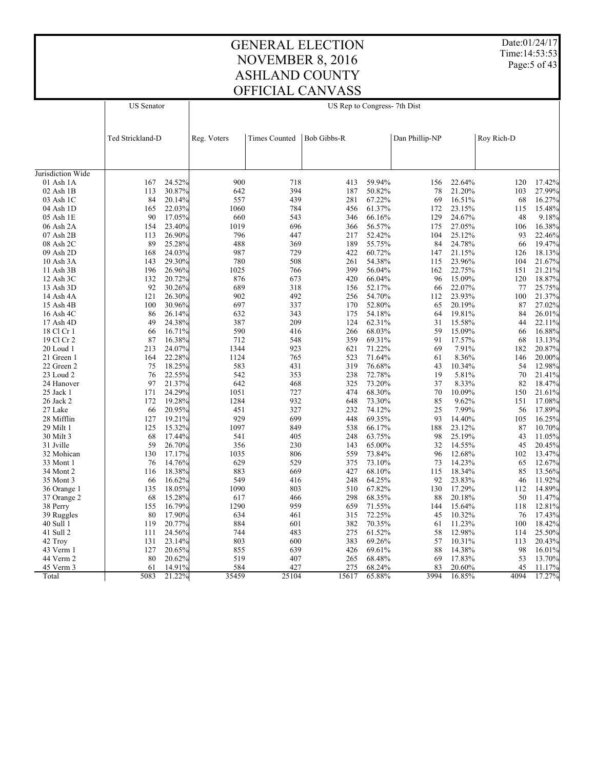# GENERAL ELECTION
# NOVEMBER 8, 2016
# ASHLAND COUNTY
# OFFICIAL CANVASS

Date:01/24/17
Time:14:53:53

| | US Senator | | US Rep to Congress- 7th Dist | | | | | | | |
|---|---|---|---|---|---|---|---|---|---|---|
| | Ted Strickland-D | | Reg. Voters | Times Counted | Bob Gibbs-R | | Dan Phillip-NP | | Roy Rich-D | |
| Jurisdiction Wide | | | | | | | | | | |
| 01 Ash 1A | 167 | 24.52% | 900 | 718 | 413 | 59.94% | 156 | 22.64% | 120 | 17.42% |
| 02 Ash 1B | 113 | 30.87% | 642 | 394 | 187 | 50.82% | 78 | 21.20% | 103 | 27.99% |
| 03 Ash 1C | 84 | 20.14% | 557 | 439 | 281 | 67.22% | 69 | 16.51% | 68 | 16.27% |
| 04 Ash 1D | 165 | 22.03% | 1060 | 784 | 456 | 61.37% | 172 | 23.15% | 115 | 15.48% |
| 05 Ash 1E | 90 | 17.05% | 660 | 543 | 346 | 66.16% | 129 | 24.67% | 48 | 9.18% |
| 06 Ash 2A | 154 | 23.40% | 1019 | 696 | 366 | 56.57% | 175 | 27.05% | 106 | 16.38% |
| 07 Ash 2B | 113 | 26.90% | 796 | 447 | 217 | 52.42% | 104 | 25.12% | 93 | 22.46% |
| 08 Ash 2C | 89 | 25.28% | 488 | 369 | 189 | 55.75% | 84 | 24.78% | 66 | 19.47% |
| 09 Ash 2D | 168 | 24.03% | 987 | 729 | 422 | 60.72% | 147 | 21.15% | 126 | 18.13% |
| 10 Ash 3A | 143 | 29.30% | 780 | 508 | 261 | 54.38% | 115 | 23.96% | 104 | 21.67% |
| 11 Ash 3B | 196 | 26.96% | 1025 | 766 | 399 | 56.04% | 162 | 22.75% | 151 | 21.21% |
| 12 Ash 3C | 132 | 20.72% | 876 | 673 | 420 | 66.04% | 96 | 15.09% | 120 | 18.87% |
| 13 Ash 3D | 92 | 30.26% | 689 | 318 | 156 | 52.17% | 66 | 22.07% | 77 | 25.75% |
| 14 Ash 4A | 121 | 26.30% | 902 | 492 | 256 | 54.70% | 112 | 23.93% | 100 | 21.37% |
| 15 Ash 4B | 100 | 30.96% | 697 | 337 | 170 | 52.80% | 65 | 20.19% | 87 | 27.02% |
| 16 Ash 4C | 86 | 26.14% | 632 | 343 | 175 | 54.18% | 64 | 19.81% | 84 | 26.01% |
| 17 Ash 4D | 49 | 24.38% | 387 | 209 | 124 | 62.31% | 31 | 15.58% | 44 | 22.11% |
| 18 Cl Cr 1 | 66 | 16.71% | 590 | 416 | 266 | 68.03% | 59 | 15.09% | 66 | 16.88% |
| 19 Cl Cr 2 | 87 | 16.38% | 712 | 548 | 359 | 69.31% | 91 | 17.57% | 68 | 13.13% |
| 20 Loud 1 | 213 | 24.07% | 1344 | 923 | 621 | 71.22% | 69 | 7.91% | 182 | 20.87% |
| 21 Green 1 | 164 | 22.28% | 1124 | 765 | 523 | 71.64% | 61 | 8.36% | 146 | 20.00% |
| 22 Green 2 | 75 | 18.25% | 583 | 431 | 319 | 76.68% | 43 | 10.34% | 54 | 12.98% |
| 23 Loud 2 | 76 | 22.55% | 542 | 353 | 238 | 72.78% | 19 | 5.81% | 70 | 21.41% |
| 24 Hanover | 97 | 21.37% | 642 | 468 | 325 | 73.20% | 37 | 8.33% | 82 | 18.47% |
| 25 Jack 1 | 171 | 24.29% | 1051 | 727 | 474 | 68.30% | 70 | 10.09% | 150 | 21.61% |
| 26 Jack 2 | 172 | 19.28% | 1284 | 932 | 648 | 73.30% | 85 | 9.62% | 151 | 17.08% |
| 27 Lake | 66 | 20.95% | 451 | 327 | 232 | 74.12% | 25 | 7.99% | 56 | 17.89% |
| 28 Mifflin | 127 | 19.21% | 929 | 699 | 448 | 69.35% | 93 | 14.40% | 105 | 16.25% |
| 29 Milt 1 | 125 | 15.32% | 1097 | 849 | 538 | 66.17% | 188 | 23.12% | 87 | 10.70% |
| 30 Milt 3 | 68 | 17.44% | 541 | 405 | 248 | 63.75% | 98 | 25.19% | 43 | 11.05% |
| 31 Jville | 59 | 26.70% | 356 | 230 | 143 | 65.00% | 32 | 14.55% | 45 | 20.45% |
| 32 Mohican | 130 | 17.17% | 1035 | 806 | 559 | 73.84% | 96 | 12.68% | 102 | 13.47% |
| 33 Mont 1 | 76 | 14.76% | 629 | 529 | 375 | 73.10% | 73 | 14.23% | 65 | 12.67% |
| 34 Mont 2 | 116 | 18.38% | 883 | 669 | 427 | 68.10% | 115 | 18.34% | 85 | 13.56% |
| 35 Mont 3 | 66 | 16.62% | 549 | 416 | 248 | 64.25% | 92 | 23.83% | 46 | 11.92% |
| 36 Orange 1 | 135 | 18.05% | 1090 | 803 | 510 | 67.82% | 130 | 17.29% | 112 | 14.89% |
| 37 Orange 2 | 68 | 15.28% | 617 | 466 | 298 | 68.35% | 88 | 20.18% | 50 | 11.47% |
| 38 Perry | 155 | 16.79% | 1290 | 959 | 659 | 71.55% | 144 | 15.64% | 118 | 12.81% |
| 39 Ruggles | 80 | 17.90% | 634 | 461 | 315 | 72.25% | 45 | 10.32% | 76 | 17.43% |
| 40 Sull 1 | 119 | 20.77% | 884 | 601 | 382 | 70.35% | 61 | 11.23% | 100 | 18.42% |
| 41 Sull 2 | 111 | 24.56% | 744 | 483 | 275 | 61.52% | 58 | 12.98% | 114 | 25.50% |
| 42 Troy | 131 | 23.14% | 803 | 600 | 383 | 69.26% | 57 | 10.31% | 113 | 20.43% |
| 43 Verm 1 | 127 | 20.65% | 855 | 639 | 426 | 69.61% | 88 | 14.38% | 98 | 16.01% |
| 44 Verm 2 | 80 | 20.62% | 519 | 407 | 265 | 68.48% | 69 | 17.83% | 53 | 13.70% |
| 45 Verm 3 | 61 | 14.91% | 584 | 427 | 275 | 68.24% | 83 | 20.60% | 45 | 11.17% |
| Total | 5083 | 21.22% | 35459 | 25104 | 15617 | 65.88% | 3994 | 16.85% | 4094 | 17.27% |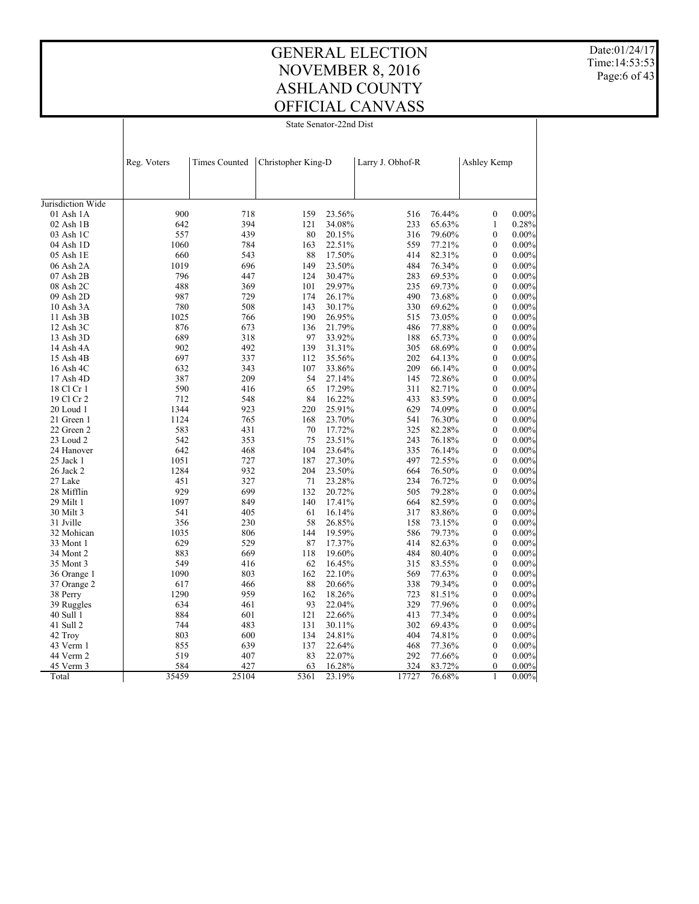# GENERAL ELECTION
# NOVEMBER 8, 2016
# ASHLAND COUNTY
# OFFICIAL CANVASS

Date:01/24/17
Time:14:53:53

## State Senator-22nd Dist

| | Reg. Voters | Times Counted | Christopher King-D | | Larry J. Obhof-R | | Ashley Kemp | |
|---|---|---|---|---|---|---|---|---|
| Jurisdiction Wide | | | | | | | | |
| 01 Ash 1A | 900 | 718 | 159 | 23.56% | 516 | 76.44% | 0 | 0.00% |
| 02 Ash 1B | 642 | 394 | 121 | 34.08% | 233 | 65.63% | 1 | 0.28% |
| 03 Ash 1C | 557 | 439 | 80 | 20.15% | 316 | 79.60% | 0 | 0.00% |
| 04 Ash 1D | 1060 | 784 | 163 | 22.51% | 559 | 77.21% | 0 | 0.00% |
| 05 Ash 1E | 660 | 543 | 88 | 17.50% | 414 | 82.31% | 0 | 0.00% |
| 06 Ash 2A | 1019 | 696 | 149 | 23.50% | 484 | 76.34% | 0 | 0.00% |
| 07 Ash 2B | 796 | 447 | 124 | 30.47% | 283 | 69.53% | 0 | 0.00% |
| 08 Ash 2C | 488 | 369 | 101 | 29.97% | 235 | 69.73% | 0 | 0.00% |
| 09 Ash 2D | 987 | 729 | 174 | 26.17% | 490 | 73.68% | 0 | 0.00% |
| 10 Ash 3A | 780 | 508 | 143 | 30.17% | 330 | 69.62% | 0 | 0.00% |
| 11 Ash 3B | 1025 | 766 | 190 | 26.95% | 515 | 73.05% | 0 | 0.00% |
| 12 Ash 3C | 876 | 673 | 136 | 21.79% | 486 | 77.88% | 0 | 0.00% |
| 13 Ash 3D | 689 | 318 | 97 | 33.92% | 188 | 65.73% | 0 | 0.00% |
| 14 Ash 4A | 902 | 492 | 139 | 31.31% | 305 | 68.69% | 0 | 0.00% |
| 15 Ash 4B | 697 | 337 | 112 | 35.56% | 202 | 64.13% | 0 | 0.00% |
| 16 Ash 4C | 632 | 343 | 107 | 33.86% | 209 | 66.14% | 0 | 0.00% |
| 17 Ash 4D | 387 | 209 | 54 | 27.14% | 145 | 72.86% | 0 | 0.00% |
| 18 Cl Cr 1 | 590 | 416 | 65 | 17.29% | 311 | 82.71% | 0 | 0.00% |
| 19 Cl Cr 2 | 712 | 548 | 84 | 16.22% | 433 | 83.59% | 0 | 0.00% |
| 20 Loud 1 | 1344 | 923 | 220 | 25.91% | 629 | 74.09% | 0 | 0.00% |
| 21 Green 1 | 1124 | 765 | 168 | 23.70% | 541 | 76.30% | 0 | 0.00% |
| 22 Green 2 | 583 | 431 | 70 | 17.72% | 325 | 82.28% | 0 | 0.00% |
| 23 Loud 2 | 542 | 353 | 75 | 23.51% | 243 | 76.18% | 0 | 0.00% |
| 24 Hanover | 642 | 468 | 104 | 23.64% | 335 | 76.14% | 0 | 0.00% |
| 25 Jack 1 | 1051 | 727 | 187 | 27.30% | 497 | 72.55% | 0 | 0.00% |
| 26 Jack 2 | 1284 | 932 | 204 | 23.50% | 664 | 76.50% | 0 | 0.00% |
| 27 Lake | 451 | 327 | 71 | 23.28% | 234 | 76.72% | 0 | 0.00% |
| 28 Mifflin | 929 | 699 | 132 | 20.72% | 505 | 79.28% | 0 | 0.00% |
| 29 Milt 1 | 1097 | 849 | 140 | 17.41% | 664 | 82.59% | 0 | 0.00% |
| 30 Milt 3 | 541 | 405 | 61 | 16.14% | 317 | 83.86% | 0 | 0.00% |
| 31 Jville | 356 | 230 | 58 | 26.85% | 158 | 73.15% | 0 | 0.00% |
| 32 Mohican | 1035 | 806 | 144 | 19.59% | 586 | 79.73% | 0 | 0.00% |
| 33 Mont 1 | 629 | 529 | 87 | 17.37% | 414 | 82.63% | 0 | 0.00% |
| 34 Mont 2 | 883 | 669 | 118 | 19.60% | 484 | 80.40% | 0 | 0.00% |
| 35 Mont 3 | 549 | 416 | 62 | 16.45% | 315 | 83.55% | 0 | 0.00% |
| 36 Orange 1 | 1090 | 803 | 162 | 22.10% | 569 | 77.63% | 0 | 0.00% |
| 37 Orange 2 | 617 | 466 | 88 | 20.66% | 338 | 79.34% | 0 | 0.00% |
| 38 Perry | 1290 | 959 | 162 | 18.26% | 723 | 81.51% | 0 | 0.00% |
| 39 Ruggles | 634 | 461 | 93 | 22.04% | 329 | 77.96% | 0 | 0.00% |
| 40 Sull 1 | 884 | 601 | 121 | 22.66% | 413 | 77.34% | 0 | 0.00% |
| 41 Sull 2 | 744 | 483 | 131 | 30.11% | 302 | 69.43% | 0 | 0.00% |
| 42 Troy | 803 | 600 | 134 | 24.81% | 404 | 74.81% | 0 | 0.00% |
| 43 Verm 1 | 855 | 639 | 137 | 22.64% | 468 | 77.36% | 0 | 0.00% |
| 44 Verm 2 | 519 | 407 | 83 | 22.07% | 292 | 77.66% | 0 | 0.00% |
| 45 Verm 3 | 584 | 427 | 63 | 16.28% | 324 | 83.72% | 0 | 0.00% |
| Total | 35459 | 25104 | 5361 | 23.19% | 17727 | 76.68% | 1 | 0.00% |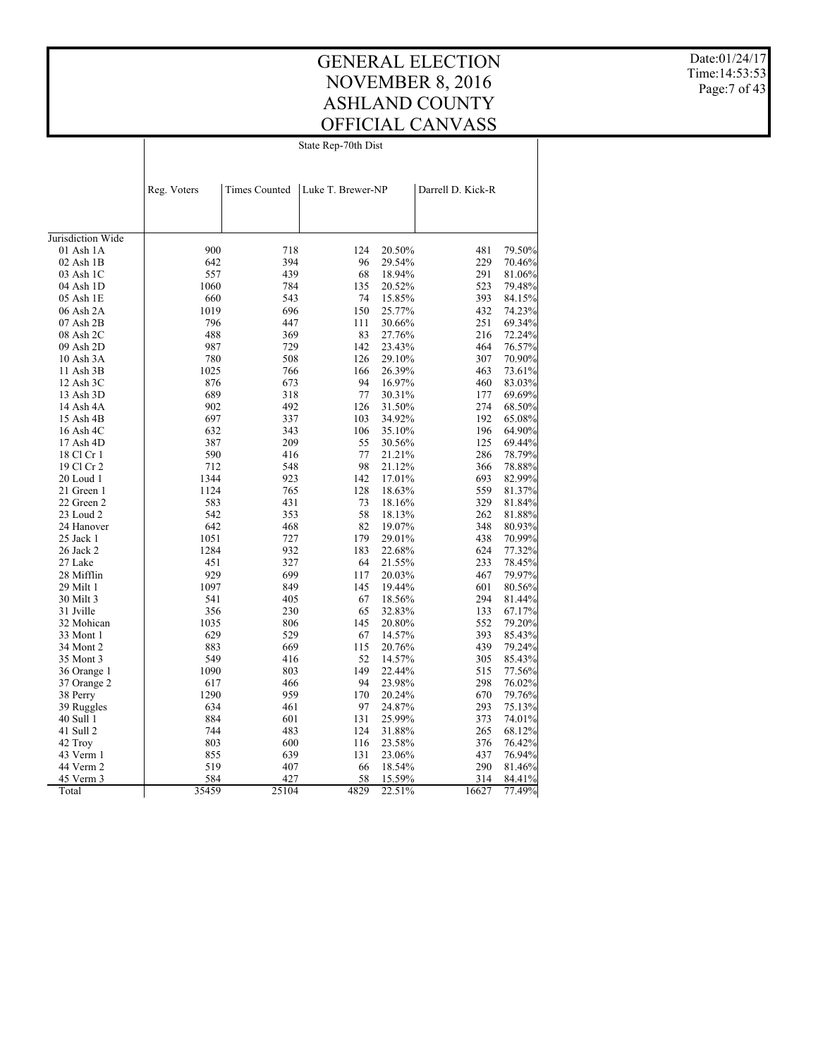# GENERAL ELECTION
# NOVEMBER 8, 2016
# ASHLAND COUNTY
# OFFICIAL CANVASS

Date:01/24/17
Time:14:53:53

State Rep-70th Dist

| | Reg. Voters | Times Counted | Luke T. Brewer-NP | | Darrell D. Kick-R | |
|---|---|---|---|---|---|---|
| Jurisdiction Wide | | | | | | |
| 01 Ash 1A | 900 | 718 | 124 | 20.50% | 481 | 79.50% |
| 02 Ash 1B | 642 | 394 | 96 | 29.54% | 229 | 70.46% |
| 03 Ash 1C | 557 | 439 | 68 | 18.94% | 291 | 81.06% |
| 04 Ash 1D | 1060 | 784 | 135 | 20.52% | 523 | 79.48% |
| 05 Ash 1E | 660 | 543 | 74 | 15.85% | 393 | 84.15% |
| 06 Ash 2A | 1019 | 696 | 150 | 25.77% | 432 | 74.23% |
| 07 Ash 2B | 796 | 447 | 111 | 30.66% | 251 | 69.34% |
| 08 Ash 2C | 488 | 369 | 83 | 27.76% | 216 | 72.24% |
| 09 Ash 2D | 987 | 729 | 142 | 23.43% | 464 | 76.57% |
| 10 Ash 3A | 780 | 508 | 126 | 29.10% | 307 | 70.90% |
| 11 Ash 3B | 1025 | 766 | 166 | 26.39% | 463 | 73.61% |
| 12 Ash 3C | 876 | 673 | 94 | 16.97% | 460 | 83.03% |
| 13 Ash 3D | 689 | 318 | 77 | 30.31% | 177 | 69.69% |
| 14 Ash 4A | 902 | 492 | 126 | 31.50% | 274 | 68.50% |
| 15 Ash 4B | 697 | 337 | 103 | 34.92% | 192 | 65.08% |
| 16 Ash 4C | 632 | 343 | 106 | 35.10% | 196 | 64.90% |
| 17 Ash 4D | 387 | 209 | 55 | 30.56% | 125 | 69.44% |
| 18 Cl Cr 1 | 590 | 416 | 77 | 21.21% | 286 | 78.79% |
| 19 Cl Cr 2 | 712 | 548 | 98 | 21.12% | 366 | 78.88% |
| 20 Loud 1 | 1344 | 923 | 142 | 17.01% | 693 | 82.99% |
| 21 Green 1 | 1124 | 765 | 128 | 18.63% | 559 | 81.37% |
| 22 Green 2 | 583 | 431 | 73 | 18.16% | 329 | 81.84% |
| 23 Loud 2 | 542 | 353 | 58 | 18.13% | 262 | 81.88% |
| 24 Hanover | 642 | 468 | 82 | 19.07% | 348 | 80.93% |
| 25 Jack 1 | 1051 | 727 | 179 | 29.01% | 438 | 70.99% |
| 26 Jack 2 | 1284 | 932 | 183 | 22.68% | 624 | 77.32% |
| 27 Lake | 451 | 327 | 64 | 21.55% | 233 | 78.45% |
| 28 Mifflin | 929 | 699 | 117 | 20.03% | 467 | 79.97% |
| 29 Milt 1 | 1097 | 849 | 145 | 19.44% | 601 | 80.56% |
| 30 Milt 3 | 541 | 405 | 67 | 18.56% | 294 | 81.44% |
| 31 Jville | 356 | 230 | 65 | 32.83% | 133 | 67.17% |
| 32 Mohican | 1035 | 806 | 145 | 20.80% | 552 | 79.20% |
| 33 Mont 1 | 629 | 529 | 67 | 14.57% | 393 | 85.43% |
| 34 Mont 2 | 883 | 669 | 115 | 20.76% | 439 | 79.24% |
| 35 Mont 3 | 549 | 416 | 52 | 14.57% | 305 | 85.43% |
| 36 Orange 1 | 1090 | 803 | 149 | 22.44% | 515 | 77.56% |
| 37 Orange 2 | 617 | 466 | 94 | 23.98% | 298 | 76.02% |
| 38 Perry | 1290 | 959 | 170 | 20.24% | 670 | 79.76% |
| 39 Ruggles | 634 | 461 | 97 | 24.87% | 293 | 75.13% |
| 40 Sull 1 | 884 | 601 | 131 | 25.99% | 373 | 74.01% |
| 41 Sull 2 | 744 | 483 | 124 | 31.88% | 265 | 68.12% |
| 42 Troy | 803 | 600 | 116 | 23.58% | 376 | 76.42% |
| 43 Verm 1 | 855 | 639 | 131 | 23.06% | 437 | 76.94% |
| 44 Verm 2 | 519 | 407 | 66 | 18.54% | 290 | 81.46% |
| 45 Verm 3 | 584 | 427 | 58 | 15.59% | 314 | 84.41% |
| Total | 35459 | 25104 | 4829 | 22.51% | 16627 | 77.49% |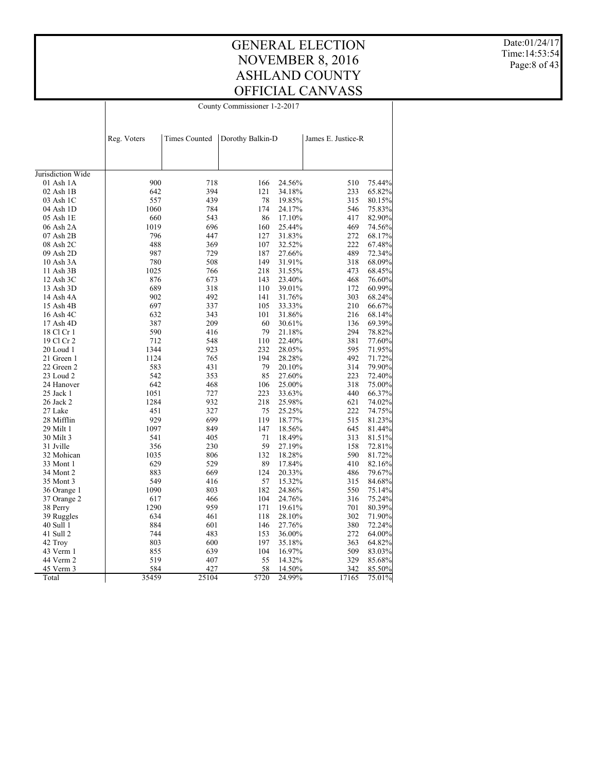# GENERAL ELECTION
# NOVEMBER 8, 2016
# ASHLAND COUNTY
# OFFICIAL CANVASS

Date:01/24/17
Time:14:53:54

County Commissioner 1-2-2017

| | Reg. Voters | Times Counted | Dorothy Balkin-D | | James E. Justice-R | |
|---|---|---|---|---|---|---|
| Jurisdiction Wide | | | | | | |
| 01 Ash 1A | 900 | 718 | 166 | 24.56% | 510 | 75.44% |
| 02 Ash 1B | 642 | 394 | 121 | 34.18% | 233 | 65.82% |
| 03 Ash 1C | 557 | 439 | 78 | 19.85% | 315 | 80.15% |
| 04 Ash 1D | 1060 | 784 | 174 | 24.17% | 546 | 75.83% |
| 05 Ash 1E | 660 | 543 | 86 | 17.10% | 417 | 82.90% |
| 06 Ash 2A | 1019 | 696 | 160 | 25.44% | 469 | 74.56% |
| 07 Ash 2B | 796 | 447 | 127 | 31.83% | 272 | 68.17% |
| 08 Ash 2C | 488 | 369 | 107 | 32.52% | 222 | 67.48% |
| 09 Ash 2D | 987 | 729 | 187 | 27.66% | 489 | 72.34% |
| 10 Ash 3A | 780 | 508 | 149 | 31.91% | 318 | 68.09% |
| 11 Ash 3B | 1025 | 766 | 218 | 31.55% | 473 | 68.45% |
| 12 Ash 3C | 876 | 673 | 143 | 23.40% | 468 | 76.60% |
| 13 Ash 3D | 689 | 318 | 110 | 39.01% | 172 | 60.99% |
| 14 Ash 4A | 902 | 492 | 141 | 31.76% | 303 | 68.24% |
| 15 Ash 4B | 697 | 337 | 105 | 33.33% | 210 | 66.67% |
| 16 Ash 4C | 632 | 343 | 101 | 31.86% | 216 | 68.14% |
| 17 Ash 4D | 387 | 209 | 60 | 30.61% | 136 | 69.39% |
| 18 Cl Cr 1 | 590 | 416 | 79 | 21.18% | 294 | 78.82% |
| 19 Cl Cr 2 | 712 | 548 | 110 | 22.40% | 381 | 77.60% |
| 20 Loud 1 | 1344 | 923 | 232 | 28.05% | 595 | 71.95% |
| 21 Green 1 | 1124 | 765 | 194 | 28.28% | 492 | 71.72% |
| 22 Green 2 | 583 | 431 | 79 | 20.10% | 314 | 79.90% |
| 23 Loud 2 | 542 | 353 | 85 | 27.60% | 223 | 72.40% |
| 24 Hanover | 642 | 468 | 106 | 25.00% | 318 | 75.00% |
| 25 Jack 1 | 1051 | 727 | 223 | 33.63% | 440 | 66.37% |
| 26 Jack 2 | 1284 | 932 | 218 | 25.98% | 621 | 74.02% |
| 27 Lake | 451 | 327 | 75 | 25.25% | 222 | 74.75% |
| 28 Mifflin | 929 | 699 | 119 | 18.77% | 515 | 81.23% |
| 29 Milt 1 | 1097 | 849 | 147 | 18.56% | 645 | 81.44% |
| 30 Milt 3 | 541 | 405 | 71 | 18.49% | 313 | 81.51% |
| 31 Jville | 356 | 230 | 59 | 27.19% | 158 | 72.81% |
| 32 Mohican | 1035 | 806 | 132 | 18.28% | 590 | 81.72% |
| 33 Mont 1 | 629 | 529 | 89 | 17.84% | 410 | 82.16% |
| 34 Mont 2 | 883 | 669 | 124 | 20.33% | 486 | 79.67% |
| 35 Mont 3 | 549 | 416 | 57 | 15.32% | 315 | 84.68% |
| 36 Orange 1 | 1090 | 803 | 182 | 24.86% | 550 | 75.14% |
| 37 Orange 2 | 617 | 466 | 104 | 24.76% | 316 | 75.24% |
| 38 Perry | 1290 | 959 | 171 | 19.61% | 701 | 80.39% |
| 39 Ruggles | 634 | 461 | 118 | 28.10% | 302 | 71.90% |
| 40 Sull 1 | 884 | 601 | 146 | 27.76% | 380 | 72.24% |
| 41 Sull 2 | 744 | 483 | 153 | 36.00% | 272 | 64.00% |
| 42 Troy | 803 | 600 | 197 | 35.18% | 363 | 64.82% |
| 43 Verm 1 | 855 | 639 | 104 | 16.97% | 509 | 83.03% |
| 44 Verm 2 | 519 | 407 | 55 | 14.32% | 329 | 85.68% |
| 45 Verm 3 | 584 | 427 | 58 | 14.50% | 342 | 85.50% |
| Total | 35459 | 25104 | 5720 | 24.99% | 17165 | 75.01% |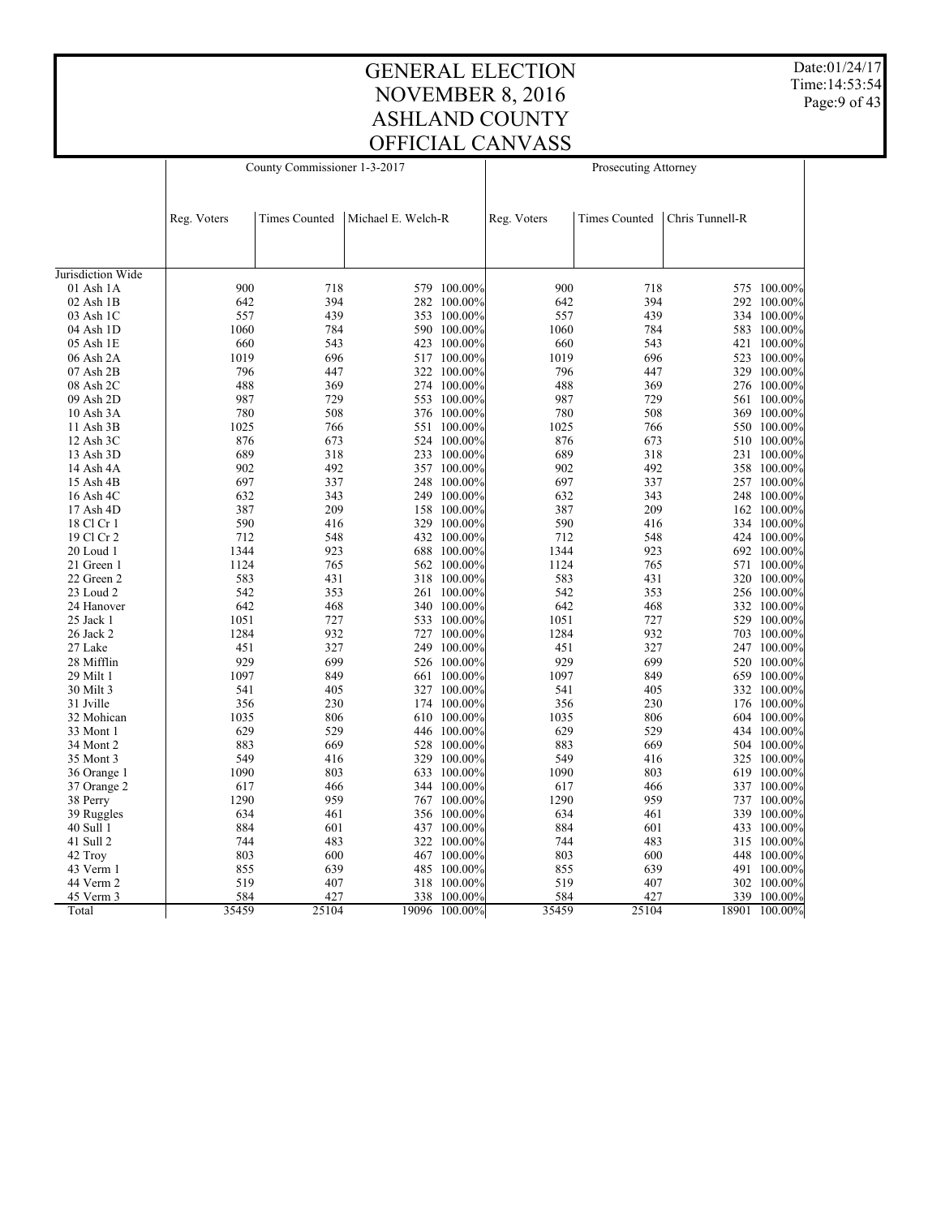# GENERAL ELECTION
# NOVEMBER 8, 2016
# ASHLAND COUNTY
# OFFICIAL CANVASS

| | County Commissioner 1-3-2017 | | | | Prosecuting Attorney | | | |
|---|---|---|---|---|---|---|---|---|
| | Reg. Voters | Times Counted | Michael E. Welch-R | | Reg. Voters | Times Counted | Chris Tunnell-R | |
| Jurisdiction Wide | | | | | | | | |
| 01 Ash 1A | 900 | 718 | 579 | 100.00% | 900 | 718 | 575 | 100.00% |
| 02 Ash 1B | 642 | 394 | 282 | 100.00% | 642 | 394 | 292 | 100.00% |
| 03 Ash 1C | 557 | 439 | 353 | 100.00% | 557 | 439 | 334 | 100.00% |
| 04 Ash 1D | 1060 | 784 | 590 | 100.00% | 1060 | 784 | 583 | 100.00% |
| 05 Ash 1E | 660 | 543 | 423 | 100.00% | 660 | 543 | 421 | 100.00% |
| 06 Ash 2A | 1019 | 696 | 517 | 100.00% | 1019 | 696 | 523 | 100.00% |
| 07 Ash 2B | 796 | 447 | 322 | 100.00% | 796 | 447 | 329 | 100.00% |
| 08 Ash 2C | 488 | 369 | 274 | 100.00% | 488 | 369 | 276 | 100.00% |
| 09 Ash 2D | 987 | 729 | 553 | 100.00% | 987 | 729 | 561 | 100.00% |
| 10 Ash 3A | 780 | 508 | 376 | 100.00% | 780 | 508 | 369 | 100.00% |
| 11 Ash 3B | 1025 | 766 | 551 | 100.00% | 1025 | 766 | 550 | 100.00% |
| 12 Ash 3C | 876 | 673 | 524 | 100.00% | 876 | 673 | 510 | 100.00% |
| 13 Ash 3D | 689 | 318 | 233 | 100.00% | 689 | 318 | 231 | 100.00% |
| 14 Ash 4A | 902 | 492 | 357 | 100.00% | 902 | 492 | 358 | 100.00% |
| 15 Ash 4B | 697 | 337 | 248 | 100.00% | 697 | 337 | 257 | 100.00% |
| 16 Ash 4C | 632 | 343 | 249 | 100.00% | 632 | 343 | 248 | 100.00% |
| 17 Ash 4D | 387 | 209 | 158 | 100.00% | 387 | 209 | 162 | 100.00% |
| 18 Cl Cr 1 | 590 | 416 | 329 | 100.00% | 590 | 416 | 334 | 100.00% |
| 19 Cl Cr 2 | 712 | 548 | 432 | 100.00% | 712 | 548 | 424 | 100.00% |
| 20 Loud 1 | 1344 | 923 | 688 | 100.00% | 1344 | 923 | 692 | 100.00% |
| 21 Green 1 | 1124 | 765 | 562 | 100.00% | 1124 | 765 | 571 | 100.00% |
| 22 Green 2 | 583 | 431 | 318 | 100.00% | 583 | 431 | 320 | 100.00% |
| 23 Loud 2 | 542 | 353 | 261 | 100.00% | 542 | 353 | 256 | 100.00% |
| 24 Hanover | 642 | 468 | 340 | 100.00% | 642 | 468 | 332 | 100.00% |
| 25 Jack 1 | 1051 | 727 | 533 | 100.00% | 1051 | 727 | 529 | 100.00% |
| 26 Jack 2 | 1284 | 932 | 727 | 100.00% | 1284 | 932 | 703 | 100.00% |
| 27 Lake | 451 | 327 | 249 | 100.00% | 451 | 327 | 247 | 100.00% |
| 28 Mifflin | 929 | 699 | 526 | 100.00% | 929 | 699 | 520 | 100.00% |
| 29 Milt 1 | 1097 | 849 | 661 | 100.00% | 1097 | 849 | 659 | 100.00% |
| 30 Milt 3 | 541 | 405 | 327 | 100.00% | 541 | 405 | 332 | 100.00% |
| 31 Jville | 356 | 230 | 174 | 100.00% | 356 | 230 | 176 | 100.00% |
| 32 Mohican | 1035 | 806 | 610 | 100.00% | 1035 | 806 | 604 | 100.00% |
| 33 Mont 1 | 629 | 529 | 446 | 100.00% | 629 | 529 | 434 | 100.00% |
| 34 Mont 2 | 883 | 669 | 528 | 100.00% | 883 | 669 | 504 | 100.00% |
| 35 Mont 3 | 549 | 416 | 329 | 100.00% | 549 | 416 | 325 | 100.00% |
| 36 Orange 1 | 1090 | 803 | 633 | 100.00% | 1090 | 803 | 619 | 100.00% |
| 37 Orange 2 | 617 | 466 | 344 | 100.00% | 617 | 466 | 337 | 100.00% |
| 38 Perry | 1290 | 959 | 767 | 100.00% | 1290 | 959 | 737 | 100.00% |
| 39 Ruggles | 634 | 461 | 356 | 100.00% | 634 | 461 | 339 | 100.00% |
| 40 Sull 1 | 884 | 601 | 437 | 100.00% | 884 | 601 | 433 | 100.00% |
| 41 Sull 2 | 744 | 483 | 322 | 100.00% | 744 | 483 | 315 | 100.00% |
| 42 Troy | 803 | 600 | 467 | 100.00% | 803 | 600 | 448 | 100.00% |
| 43 Verm 1 | 855 | 639 | 485 | 100.00% | 855 | 639 | 491 | 100.00% |
| 44 Verm 2 | 519 | 407 | 318 | 100.00% | 519 | 407 | 302 | 100.00% |
| 45 Verm 3 | 584 | 427 | 338 | 100.00% | 584 | 427 | 339 | 100.00% |
| Total | 35459 | 25104 | 19096 | 100.00% | 35459 | 25104 | 18901 | 100.00% |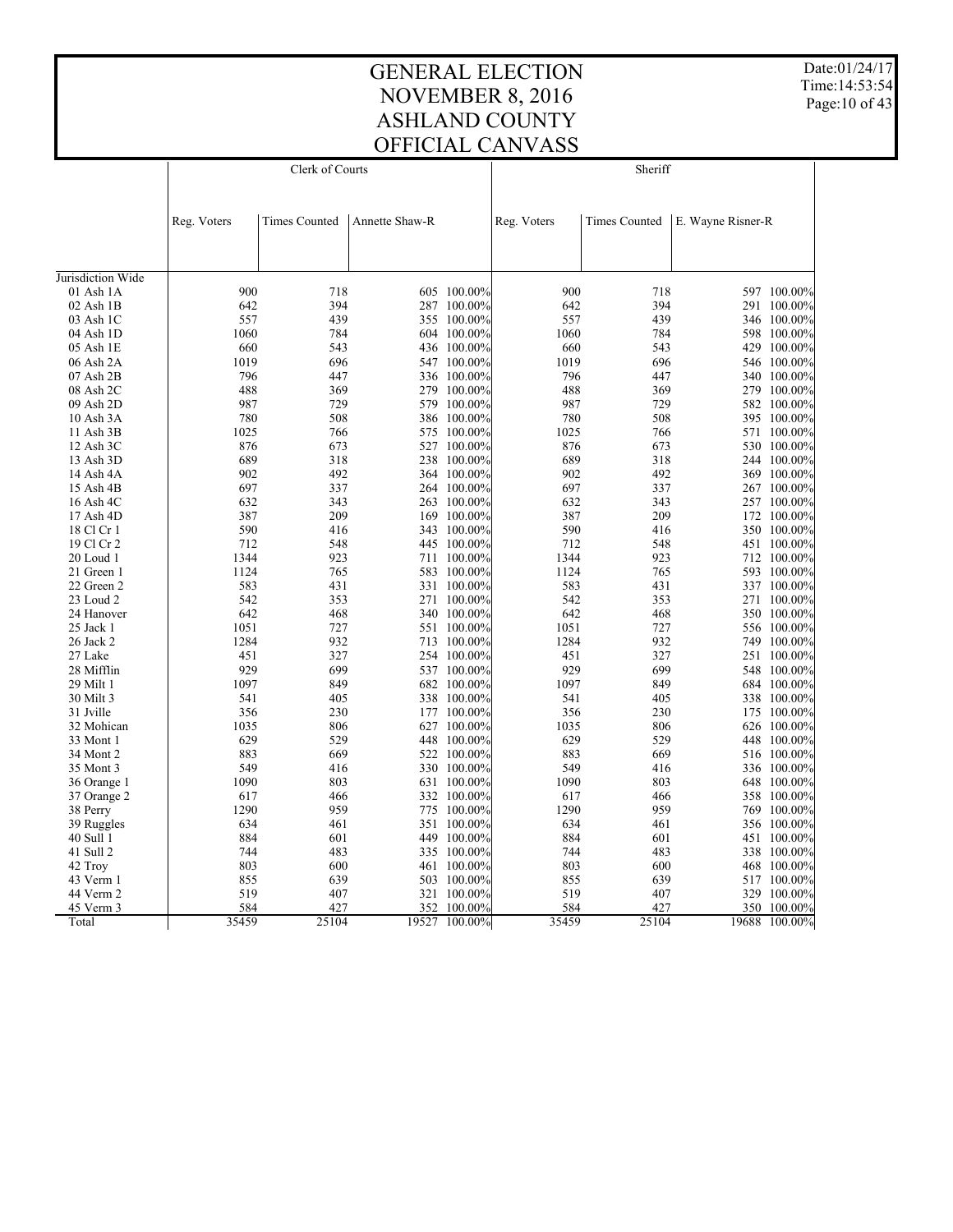# GENERAL ELECTION
# NOVEMBER 8, 2016
# ASHLAND COUNTY
# OFFICIAL CANVASS

| | Clerk of Courts | | | | Sheriff | | | |
|---|---|---|---|---|---|---|---|---|
| | Reg. Voters | Times Counted | Annette Shaw-R | | Reg. Voters | Times Counted | E. Wayne Risner-R | |
| Jurisdiction Wide | | | | | | | | |
| 01 Ash 1A | 900 | 718 | 605 | 100.00% | 900 | 718 | 597 | 100.00% |
| 02 Ash 1B | 642 | 394 | 287 | 100.00% | 642 | 394 | 291 | 100.00% |
| 03 Ash 1C | 557 | 439 | 355 | 100.00% | 557 | 439 | 346 | 100.00% |
| 04 Ash 1D | 1060 | 784 | 604 | 100.00% | 1060 | 784 | 598 | 100.00% |
| 05 Ash 1E | 660 | 543 | 436 | 100.00% | 660 | 543 | 429 | 100.00% |
| 06 Ash 2A | 1019 | 696 | 547 | 100.00% | 1019 | 696 | 546 | 100.00% |
| 07 Ash 2B | 796 | 447 | 336 | 100.00% | 796 | 447 | 340 | 100.00% |
| 08 Ash 2C | 488 | 369 | 279 | 100.00% | 488 | 369 | 279 | 100.00% |
| 09 Ash 2D | 987 | 729 | 579 | 100.00% | 987 | 729 | 582 | 100.00% |
| 10 Ash 3A | 780 | 508 | 386 | 100.00% | 780 | 508 | 395 | 100.00% |
| 11 Ash 3B | 1025 | 766 | 575 | 100.00% | 1025 | 766 | 571 | 100.00% |
| 12 Ash 3C | 876 | 673 | 527 | 100.00% | 876 | 673 | 530 | 100.00% |
| 13 Ash 3D | 689 | 318 | 238 | 100.00% | 689 | 318 | 244 | 100.00% |
| 14 Ash 4A | 902 | 492 | 364 | 100.00% | 902 | 492 | 369 | 100.00% |
| 15 Ash 4B | 697 | 337 | 264 | 100.00% | 697 | 337 | 267 | 100.00% |
| 16 Ash 4C | 632 | 343 | 263 | 100.00% | 632 | 343 | 257 | 100.00% |
| 17 Ash 4D | 387 | 209 | 169 | 100.00% | 387 | 209 | 172 | 100.00% |
| 18 Cl Cr 1 | 590 | 416 | 343 | 100.00% | 590 | 416 | 350 | 100.00% |
| 19 Cl Cr 2 | 712 | 548 | 445 | 100.00% | 712 | 548 | 451 | 100.00% |
| 20 Loud 1 | 1344 | 923 | 711 | 100.00% | 1344 | 923 | 712 | 100.00% |
| 21 Green 1 | 1124 | 765 | 583 | 100.00% | 1124 | 765 | 593 | 100.00% |
| 22 Green 2 | 583 | 431 | 331 | 100.00% | 583 | 431 | 337 | 100.00% |
| 23 Loud 2 | 542 | 353 | 271 | 100.00% | 542 | 353 | 271 | 100.00% |
| 24 Hanover | 642 | 468 | 340 | 100.00% | 642 | 468 | 350 | 100.00% |
| 25 Jack 1 | 1051 | 727 | 551 | 100.00% | 1051 | 727 | 556 | 100.00% |
| 26 Jack 2 | 1284 | 932 | 713 | 100.00% | 1284 | 932 | 749 | 100.00% |
| 27 Lake | 451 | 327 | 254 | 100.00% | 451 | 327 | 251 | 100.00% |
| 28 Mifflin | 929 | 699 | 537 | 100.00% | 929 | 699 | 548 | 100.00% |
| 29 Milt 1 | 1097 | 849 | 682 | 100.00% | 1097 | 849 | 684 | 100.00% |
| 30 Milt 3 | 541 | 405 | 338 | 100.00% | 541 | 405 | 338 | 100.00% |
| 31 Jville | 356 | 230 | 177 | 100.00% | 356 | 230 | 175 | 100.00% |
| 32 Mohican | 1035 | 806 | 627 | 100.00% | 1035 | 806 | 626 | 100.00% |
| 33 Mont 1 | 629 | 529 | 448 | 100.00% | 629 | 529 | 448 | 100.00% |
| 34 Mont 2 | 883 | 669 | 522 | 100.00% | 883 | 669 | 516 | 100.00% |
| 35 Mont 3 | 549 | 416 | 330 | 100.00% | 549 | 416 | 336 | 100.00% |
| 36 Orange 1 | 1090 | 803 | 631 | 100.00% | 1090 | 803 | 648 | 100.00% |
| 37 Orange 2 | 617 | 466 | 332 | 100.00% | 617 | 466 | 358 | 100.00% |
| 38 Perry | 1290 | 959 | 775 | 100.00% | 1290 | 959 | 769 | 100.00% |
| 39 Ruggles | 634 | 461 | 351 | 100.00% | 634 | 461 | 356 | 100.00% |
| 40 Sull 1 | 884 | 601 | 449 | 100.00% | 884 | 601 | 451 | 100.00% |
| 41 Sull 2 | 744 | 483 | 335 | 100.00% | 744 | 483 | 338 | 100.00% |
| 42 Troy | 803 | 600 | 461 | 100.00% | 803 | 600 | 468 | 100.00% |
| 43 Verm 1 | 855 | 639 | 503 | 100.00% | 855 | 639 | 517 | 100.00% |
| 44 Verm 2 | 519 | 407 | 321 | 100.00% | 519 | 407 | 329 | 100.00% |
| 45 Verm 3 | 584 | 427 | 352 | 100.00% | 584 | 427 | 350 | 100.00% |
| Total | 35459 | 25104 | 19527 | 100.00% | 35459 | 25104 | 19688 | 100.00% |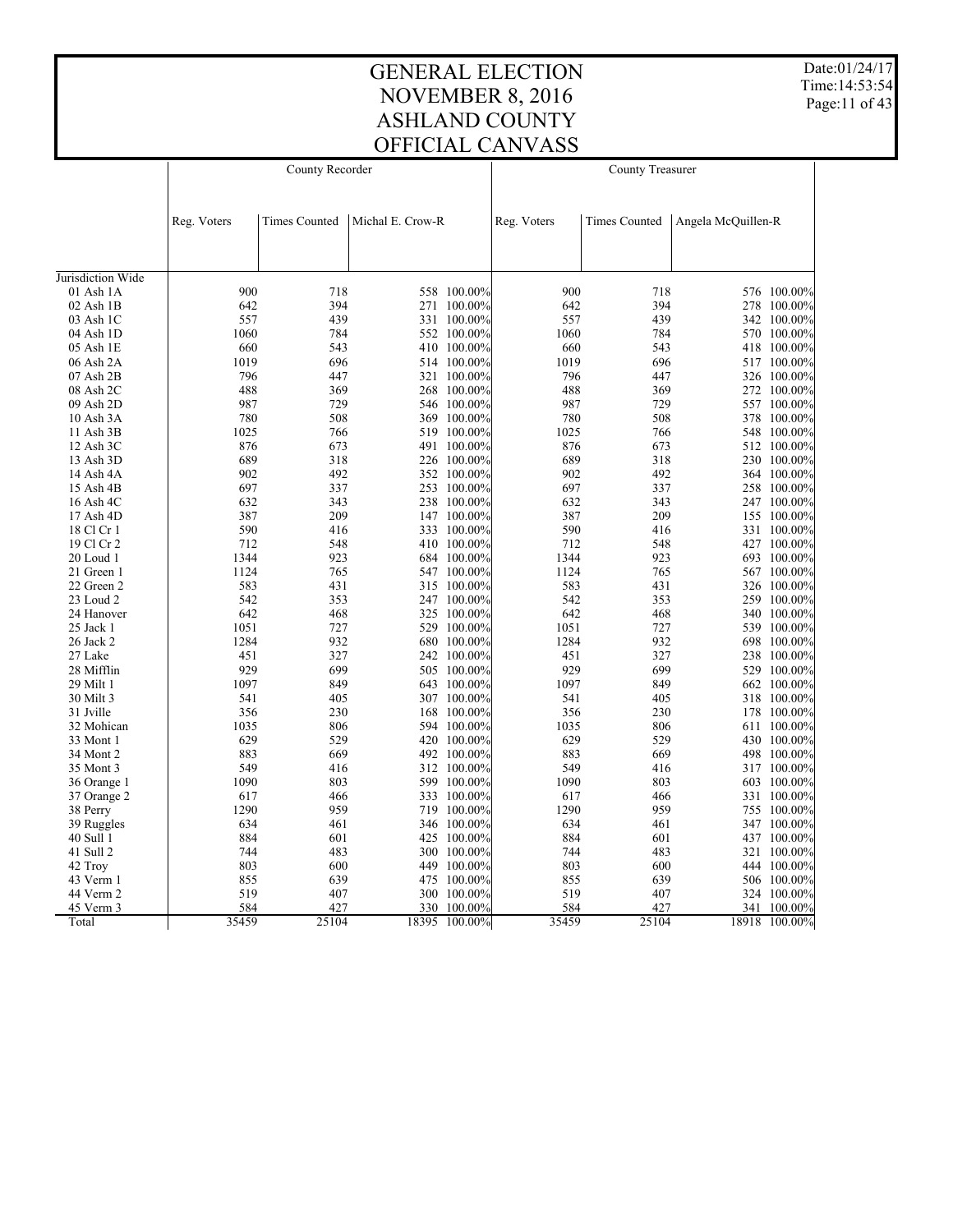# GENERAL ELECTION
# NOVEMBER 8, 2016
# ASHLAND COUNTY
# OFFICIAL CANVASS

Date:01/24/17
Time:14:53:54

| | County Recorder | | | | County Treasurer | | | |
|---|---|---|---|---|---|---|---|---|
| | Reg. Voters | Times Counted | Michal E. Crow-R | | Reg. Voters | Times Counted | Angela McQuillen-R | |
| Jurisdiction Wide | | | | | | | | |
| 01 Ash 1A | 900 | 718 | 558 | 100.00% | 900 | 718 | 576 | 100.00% |
| 02 Ash 1B | 642 | 394 | 271 | 100.00% | 642 | 394 | 278 | 100.00% |
| 03 Ash 1C | 557 | 439 | 331 | 100.00% | 557 | 439 | 342 | 100.00% |
| 04 Ash 1D | 1060 | 784 | 552 | 100.00% | 1060 | 784 | 570 | 100.00% |
| 05 Ash 1E | 660 | 543 | 410 | 100.00% | 660 | 543 | 418 | 100.00% |
| 06 Ash 2A | 1019 | 696 | 514 | 100.00% | 1019 | 696 | 517 | 100.00% |
| 07 Ash 2B | 796 | 447 | 321 | 100.00% | 796 | 447 | 326 | 100.00% |
| 08 Ash 2C | 488 | 369 | 268 | 100.00% | 488 | 369 | 272 | 100.00% |
| 09 Ash 2D | 987 | 729 | 546 | 100.00% | 987 | 729 | 557 | 100.00% |
| 10 Ash 3A | 780 | 508 | 369 | 100.00% | 780 | 508 | 378 | 100.00% |
| 11 Ash 3B | 1025 | 766 | 519 | 100.00% | 1025 | 766 | 548 | 100.00% |
| 12 Ash 3C | 876 | 673 | 491 | 100.00% | 876 | 673 | 512 | 100.00% |
| 13 Ash 3D | 689 | 318 | 226 | 100.00% | 689 | 318 | 230 | 100.00% |
| 14 Ash 4A | 902 | 492 | 352 | 100.00% | 902 | 492 | 364 | 100.00% |
| 15 Ash 4B | 697 | 337 | 253 | 100.00% | 697 | 337 | 258 | 100.00% |
| 16 Ash 4C | 632 | 343 | 238 | 100.00% | 632 | 343 | 247 | 100.00% |
| 17 Ash 4D | 387 | 209 | 147 | 100.00% | 387 | 209 | 155 | 100.00% |
| 18 Cl Cr 1 | 590 | 416 | 333 | 100.00% | 590 | 416 | 331 | 100.00% |
| 19 Cl Cr 2 | 712 | 548 | 410 | 100.00% | 712 | 548 | 427 | 100.00% |
| 20 Loud 1 | 1344 | 923 | 684 | 100.00% | 1344 | 923 | 693 | 100.00% |
| 21 Green 1 | 1124 | 765 | 547 | 100.00% | 1124 | 765 | 567 | 100.00% |
| 22 Green 2 | 583 | 431 | 315 | 100.00% | 583 | 431 | 326 | 100.00% |
| 23 Loud 2 | 542 | 353 | 247 | 100.00% | 542 | 353 | 259 | 100.00% |
| 24 Hanover | 642 | 468 | 325 | 100.00% | 642 | 468 | 340 | 100.00% |
| 25 Jack 1 | 1051 | 727 | 529 | 100.00% | 1051 | 727 | 539 | 100.00% |
| 26 Jack 2 | 1284 | 932 | 680 | 100.00% | 1284 | 932 | 698 | 100.00% |
| 27 Lake | 451 | 327 | 242 | 100.00% | 451 | 327 | 238 | 100.00% |
| 28 Mifflin | 929 | 699 | 505 | 100.00% | 929 | 699 | 529 | 100.00% |
| 29 Milt 1 | 1097 | 849 | 643 | 100.00% | 1097 | 849 | 662 | 100.00% |
| 30 Milt 3 | 541 | 405 | 307 | 100.00% | 541 | 405 | 318 | 100.00% |
| 31 Jville | 356 | 230 | 168 | 100.00% | 356 | 230 | 178 | 100.00% |
| 32 Mohican | 1035 | 806 | 594 | 100.00% | 1035 | 806 | 611 | 100.00% |
| 33 Mont 1 | 629 | 529 | 420 | 100.00% | 629 | 529 | 430 | 100.00% |
| 34 Mont 2 | 883 | 669 | 492 | 100.00% | 883 | 669 | 498 | 100.00% |
| 35 Mont 3 | 549 | 416 | 312 | 100.00% | 549 | 416 | 317 | 100.00% |
| 36 Orange 1 | 1090 | 803 | 599 | 100.00% | 1090 | 803 | 603 | 100.00% |
| 37 Orange 2 | 617 | 466 | 333 | 100.00% | 617 | 466 | 331 | 100.00% |
| 38 Perry | 1290 | 959 | 719 | 100.00% | 1290 | 959 | 755 | 100.00% |
| 39 Ruggles | 634 | 461 | 346 | 100.00% | 634 | 461 | 347 | 100.00% |
| 40 Sull 1 | 884 | 601 | 425 | 100.00% | 884 | 601 | 437 | 100.00% |
| 41 Sull 2 | 744 | 483 | 300 | 100.00% | 744 | 483 | 321 | 100.00% |
| 42 Troy | 803 | 600 | 449 | 100.00% | 803 | 600 | 444 | 100.00% |
| 43 Verm 1 | 855 | 639 | 475 | 100.00% | 855 | 639 | 506 | 100.00% |
| 44 Verm 2 | 519 | 407 | 300 | 100.00% | 519 | 407 | 324 | 100.00% |
| 45 Verm 3 | 584 | 427 | 330 | 100.00% | 584 | 427 | 341 | 100.00% |
| Total | 35459 | 25104 | 18395 | 100.00% | 35459 | 25104 | 18918 | 100.00% |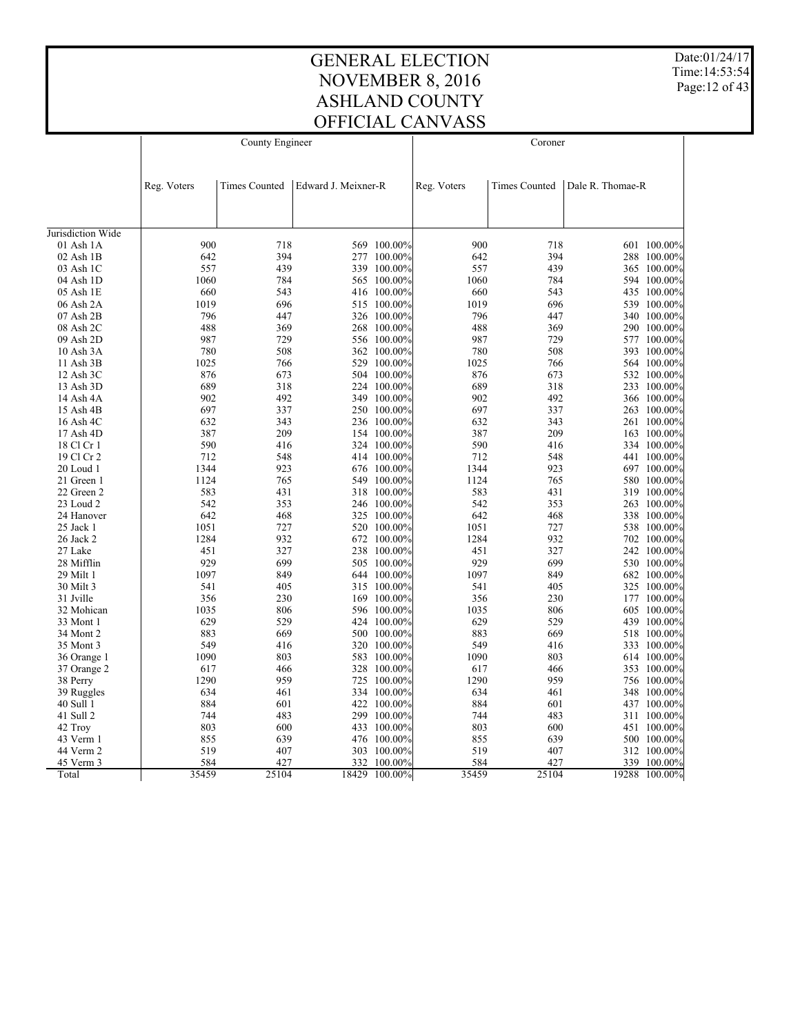# GENERAL ELECTION
# NOVEMBER 8, 2016
# ASHLAND COUNTY
# OFFICIAL CANVASS

Date:01/24/17
Time:14:53:54

| | County Engineer | | | | Coroner | | | |
|---|---|---|---|---|---|---|---|---|
| | Reg. Voters | Times Counted | Edward J. Meixner-R | | Reg. Voters | Times Counted | Dale R. Thomae-R | |
| Jurisdiction Wide | | | | | | | | |
| 01 Ash 1A | 900 | 718 | 569 | 100.00% | 900 | 718 | 601 | 100.00% |
| 02 Ash 1B | 642 | 394 | 277 | 100.00% | 642 | 394 | 288 | 100.00% |
| 03 Ash 1C | 557 | 439 | 339 | 100.00% | 557 | 439 | 365 | 100.00% |
| 04 Ash 1D | 1060 | 784 | 565 | 100.00% | 1060 | 784 | 594 | 100.00% |
| 05 Ash 1E | 660 | 543 | 416 | 100.00% | 660 | 543 | 435 | 100.00% |
| 06 Ash 2A | 1019 | 696 | 515 | 100.00% | 1019 | 696 | 539 | 100.00% |
| 07 Ash 2B | 796 | 447 | 326 | 100.00% | 796 | 447 | 340 | 100.00% |
| 08 Ash 2C | 488 | 369 | 268 | 100.00% | 488 | 369 | 290 | 100.00% |
| 09 Ash 2D | 987 | 729 | 556 | 100.00% | 987 | 729 | 577 | 100.00% |
| 10 Ash 3A | 780 | 508 | 362 | 100.00% | 780 | 508 | 393 | 100.00% |
| 11 Ash 3B | 1025 | 766 | 529 | 100.00% | 1025 | 766 | 564 | 100.00% |
| 12 Ash 3C | 876 | 673 | 504 | 100.00% | 876 | 673 | 532 | 100.00% |
| 13 Ash 3D | 689 | 318 | 224 | 100.00% | 689 | 318 | 233 | 100.00% |
| 14 Ash 4A | 902 | 492 | 349 | 100.00% | 902 | 492 | 366 | 100.00% |
| 15 Ash 4B | 697 | 337 | 250 | 100.00% | 697 | 337 | 263 | 100.00% |
| 16 Ash 4C | 632 | 343 | 236 | 100.00% | 632 | 343 | 261 | 100.00% |
| 17 Ash 4D | 387 | 209 | 154 | 100.00% | 387 | 209 | 163 | 100.00% |
| 18 Cl Cr 1 | 590 | 416 | 324 | 100.00% | 590 | 416 | 334 | 100.00% |
| 19 Cl Cr 2 | 712 | 548 | 414 | 100.00% | 712 | 548 | 441 | 100.00% |
| 20 Loud 1 | 1344 | 923 | 676 | 100.00% | 1344 | 923 | 697 | 100.00% |
| 21 Green 1 | 1124 | 765 | 549 | 100.00% | 1124 | 765 | 580 | 100.00% |
| 22 Green 2 | 583 | 431 | 318 | 100.00% | 583 | 431 | 319 | 100.00% |
| 23 Loud 2 | 542 | 353 | 246 | 100.00% | 542 | 353 | 263 | 100.00% |
| 24 Hanover | 642 | 468 | 325 | 100.00% | 642 | 468 | 338 | 100.00% |
| 25 Jack 1 | 1051 | 727 | 520 | 100.00% | 1051 | 727 | 538 | 100.00% |
| 26 Jack 2 | 1284 | 932 | 672 | 100.00% | 1284 | 932 | 702 | 100.00% |
| 27 Lake | 451 | 327 | 238 | 100.00% | 451 | 327 | 242 | 100.00% |
| 28 Mifflin | 929 | 699 | 505 | 100.00% | 929 | 699 | 530 | 100.00% |
| 29 Milt 1 | 1097 | 849 | 644 | 100.00% | 1097 | 849 | 682 | 100.00% |
| 30 Milt 3 | 541 | 405 | 315 | 100.00% | 541 | 405 | 325 | 100.00% |
| 31 Jville | 356 | 230 | 169 | 100.00% | 356 | 230 | 177 | 100.00% |
| 32 Mohican | 1035 | 806 | 596 | 100.00% | 1035 | 806 | 605 | 100.00% |
| 33 Mont 1 | 629 | 529 | 424 | 100.00% | 629 | 529 | 439 | 100.00% |
| 34 Mont 2 | 883 | 669 | 500 | 100.00% | 883 | 669 | 518 | 100.00% |
| 35 Mont 3 | 549 | 416 | 320 | 100.00% | 549 | 416 | 333 | 100.00% |
| 36 Orange 1 | 1090 | 803 | 583 | 100.00% | 1090 | 803 | 614 | 100.00% |
| 37 Orange 2 | 617 | 466 | 328 | 100.00% | 617 | 466 | 353 | 100.00% |
| 38 Perry | 1290 | 959 | 725 | 100.00% | 1290 | 959 | 756 | 100.00% |
| 39 Ruggles | 634 | 461 | 334 | 100.00% | 634 | 461 | 348 | 100.00% |
| 40 Sull 1 | 884 | 601 | 422 | 100.00% | 884 | 601 | 437 | 100.00% |
| 41 Sull 2 | 744 | 483 | 299 | 100.00% | 744 | 483 | 311 | 100.00% |
| 42 Troy | 803 | 600 | 433 | 100.00% | 803 | 600 | 451 | 100.00% |
| 43 Verm 1 | 855 | 639 | 476 | 100.00% | 855 | 639 | 500 | 100.00% |
| 44 Verm 2 | 519 | 407 | 303 | 100.00% | 519 | 407 | 312 | 100.00% |
| 45 Verm 3 | 584 | 427 | 332 | 100.00% | 584 | 427 | 339 | 100.00% |
| Total | 35459 | 25104 | 18429 | 100.00% | 35459 | 25104 | 19288 | 100.00% |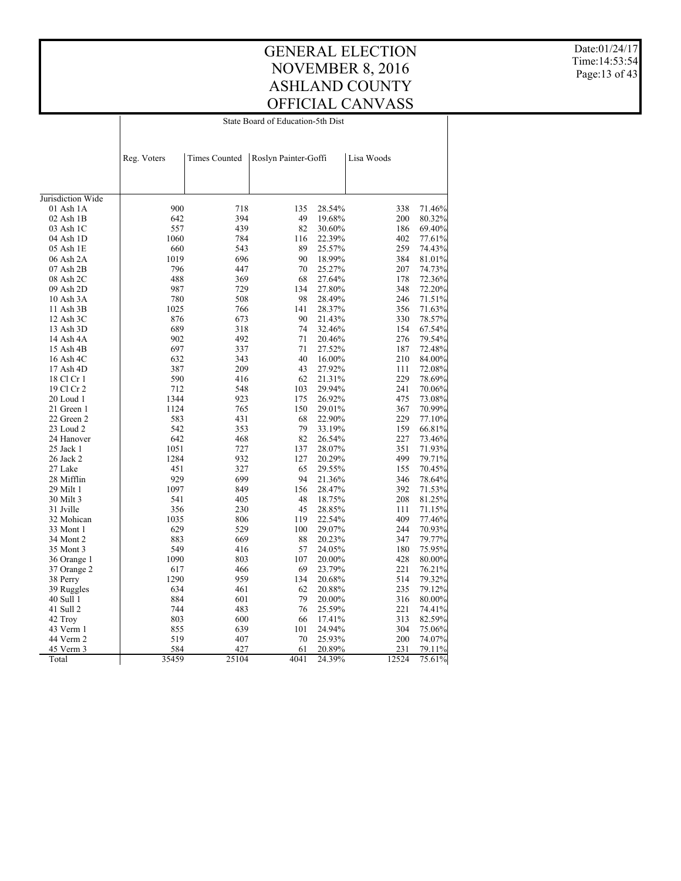# GENERAL ELECTION
# NOVEMBER 8, 2016
# ASHLAND COUNTY
# OFFICIAL CANVASS

Date:01/24/17
Time:14:53:54

State Board of Education-5th Dist

| | Reg. Voters | Times Counted | Roslyn Painter-Goffi | | Lisa Woods | |
|---|---|---|---|---|---|---|
| Jurisdiction Wide | | | | | | |
| 01 Ash 1A | 900 | 718 | 135 | 28.54% | 338 | 71.46% |
| 02 Ash 1B | 642 | 394 | 49 | 19.68% | 200 | 80.32% |
| 03 Ash 1C | 557 | 439 | 82 | 30.60% | 186 | 69.40% |
| 04 Ash 1D | 1060 | 784 | 116 | 22.39% | 402 | 77.61% |
| 05 Ash 1E | 660 | 543 | 89 | 25.57% | 259 | 74.43% |
| 06 Ash 2A | 1019 | 696 | 90 | 18.99% | 384 | 81.01% |
| 07 Ash 2B | 796 | 447 | 70 | 25.27% | 207 | 74.73% |
| 08 Ash 2C | 488 | 369 | 68 | 27.64% | 178 | 72.36% |
| 09 Ash 2D | 987 | 729 | 134 | 27.80% | 348 | 72.20% |
| 10 Ash 3A | 780 | 508 | 98 | 28.49% | 246 | 71.51% |
| 11 Ash 3B | 1025 | 766 | 141 | 28.37% | 356 | 71.63% |
| 12 Ash 3C | 876 | 673 | 90 | 21.43% | 330 | 78.57% |
| 13 Ash 3D | 689 | 318 | 74 | 32.46% | 154 | 67.54% |
| 14 Ash 4A | 902 | 492 | 71 | 20.46% | 276 | 79.54% |
| 15 Ash 4B | 697 | 337 | 71 | 27.52% | 187 | 72.48% |
| 16 Ash 4C | 632 | 343 | 40 | 16.00% | 210 | 84.00% |
| 17 Ash 4D | 387 | 209 | 43 | 27.92% | 111 | 72.08% |
| 18 Cl Cr 1 | 590 | 416 | 62 | 21.31% | 229 | 78.69% |
| 19 Cl Cr 2 | 712 | 548 | 103 | 29.94% | 241 | 70.06% |
| 20 Loud 1 | 1344 | 923 | 175 | 26.92% | 475 | 73.08% |
| 21 Green 1 | 1124 | 765 | 150 | 29.01% | 367 | 70.99% |
| 22 Green 2 | 583 | 431 | 68 | 22.90% | 229 | 77.10% |
| 23 Loud 2 | 542 | 353 | 79 | 33.19% | 159 | 66.81% |
| 24 Hanover | 642 | 468 | 82 | 26.54% | 227 | 73.46% |
| 25 Jack 1 | 1051 | 727 | 137 | 28.07% | 351 | 71.93% |
| 26 Jack 2 | 1284 | 932 | 127 | 20.29% | 499 | 79.71% |
| 27 Lake | 451 | 327 | 65 | 29.55% | 155 | 70.45% |
| 28 Mifflin | 929 | 699 | 94 | 21.36% | 346 | 78.64% |
| 29 Milt 1 | 1097 | 849 | 156 | 28.47% | 392 | 71.53% |
| 30 Milt 3 | 541 | 405 | 48 | 18.75% | 208 | 81.25% |
| 31 Jville | 356 | 230 | 45 | 28.85% | 111 | 71.15% |
| 32 Mohican | 1035 | 806 | 119 | 22.54% | 409 | 77.46% |
| 33 Mont 1 | 629 | 529 | 100 | 29.07% | 244 | 70.93% |
| 34 Mont 2 | 883 | 669 | 88 | 20.23% | 347 | 79.77% |
| 35 Mont 3 | 549 | 416 | 57 | 24.05% | 180 | 75.95% |
| 36 Orange 1 | 1090 | 803 | 107 | 20.00% | 428 | 80.00% |
| 37 Orange 2 | 617 | 466 | 69 | 23.79% | 221 | 76.21% |
| 38 Perry | 1290 | 959 | 134 | 20.68% | 514 | 79.32% |
| 39 Ruggles | 634 | 461 | 62 | 20.88% | 235 | 79.12% |
| 40 Sull 1 | 884 | 601 | 79 | 20.00% | 316 | 80.00% |
| 41 Sull 2 | 744 | 483 | 76 | 25.59% | 221 | 74.41% |
| 42 Troy | 803 | 600 | 66 | 17.41% | 313 | 82.59% |
| 43 Verm 1 | 855 | 639 | 101 | 24.94% | 304 | 75.06% |
| 44 Verm 2 | 519 | 407 | 70 | 25.93% | 200 | 74.07% |
| 45 Verm 3 | 584 | 427 | 61 | 20.89% | 231 | 79.11% |
| Total | 35459 | 25104 | 4041 | 24.39% | 12524 | 75.61% |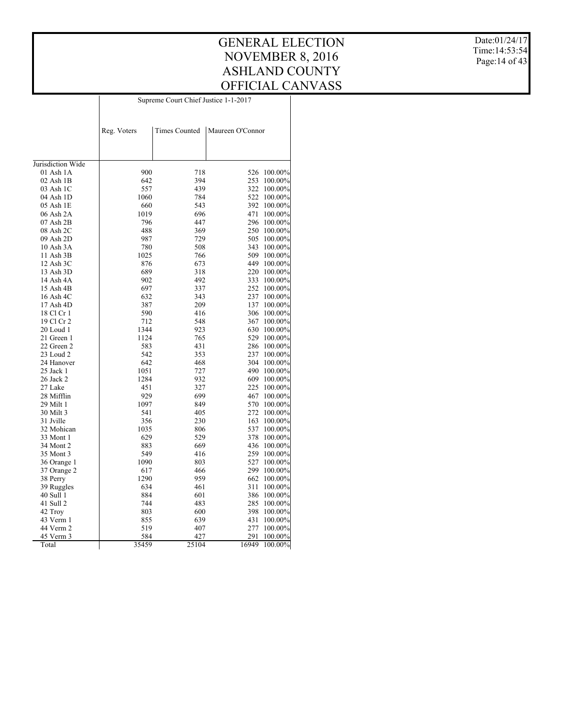# GENERAL ELECTION
# NOVEMBER 8, 2016
# ASHLAND COUNTY
# OFFICIAL CANVASS

Date:01/24/17
Time:14:53:54

Supreme Court Chief Justice 1-1-2017

| | Reg. Voters | Times Counted | Maureen O'Connor | |
|---|---|---|---|---|
| Jurisdiction Wide | | | | |
| 01 Ash 1A | 900 | 718 | 526 | 100.00% |
| 02 Ash 1B | 642 | 394 | 253 | 100.00% |
| 03 Ash 1C | 557 | 439 | 322 | 100.00% |
| 04 Ash 1D | 1060 | 784 | 522 | 100.00% |
| 05 Ash 1E | 660 | 543 | 392 | 100.00% |
| 06 Ash 2A | 1019 | 696 | 471 | 100.00% |
| 07 Ash 2B | 796 | 447 | 296 | 100.00% |
| 08 Ash 2C | 488 | 369 | 250 | 100.00% |
| 09 Ash 2D | 987 | 729 | 505 | 100.00% |
| 10 Ash 3A | 780 | 508 | 343 | 100.00% |
| 11 Ash 3B | 1025 | 766 | 509 | 100.00% |
| 12 Ash 3C | 876 | 673 | 449 | 100.00% |
| 13 Ash 3D | 689 | 318 | 220 | 100.00% |
| 14 Ash 4A | 902 | 492 | 333 | 100.00% |
| 15 Ash 4B | 697 | 337 | 252 | 100.00% |
| 16 Ash 4C | 632 | 343 | 237 | 100.00% |
| 17 Ash 4D | 387 | 209 | 137 | 100.00% |
| 18 Cl Cr 1 | 590 | 416 | 306 | 100.00% |
| 19 Cl Cr 2 | 712 | 548 | 367 | 100.00% |
| 20 Loud 1 | 1344 | 923 | 630 | 100.00% |
| 21 Green 1 | 1124 | 765 | 529 | 100.00% |
| 22 Green 2 | 583 | 431 | 286 | 100.00% |
| 23 Loud 2 | 542 | 353 | 237 | 100.00% |
| 24 Hanover | 642 | 468 | 304 | 100.00% |
| 25 Jack 1 | 1051 | 727 | 490 | 100.00% |
| 26 Jack 2 | 1284 | 932 | 609 | 100.00% |
| 27 Lake | 451 | 327 | 225 | 100.00% |
| 28 Mifflin | 929 | 699 | 467 | 100.00% |
| 29 Milt 1 | 1097 | 849 | 570 | 100.00% |
| 30 Milt 3 | 541 | 405 | 272 | 100.00% |
| 31 Jville | 356 | 230 | 163 | 100.00% |
| 32 Mohican | 1035 | 806 | 537 | 100.00% |
| 33 Mont 1 | 629 | 529 | 378 | 100.00% |
| 34 Mont 2 | 883 | 669 | 436 | 100.00% |
| 35 Mont 3 | 549 | 416 | 259 | 100.00% |
| 36 Orange 1 | 1090 | 803 | 527 | 100.00% |
| 37 Orange 2 | 617 | 466 | 299 | 100.00% |
| 38 Perry | 1290 | 959 | 662 | 100.00% |
| 39 Ruggles | 634 | 461 | 311 | 100.00% |
| 40 Sull 1 | 884 | 601 | 386 | 100.00% |
| 41 Sull 2 | 744 | 483 | 285 | 100.00% |
| 42 Troy | 803 | 600 | 398 | 100.00% |
| 43 Verm 1 | 855 | 639 | 431 | 100.00% |
| 44 Verm 2 | 519 | 407 | 277 | 100.00% |
| 45 Verm 3 | 584 | 427 | 291 | 100.00% |
| Total | 35459 | 25104 | 16949 | 100.00% |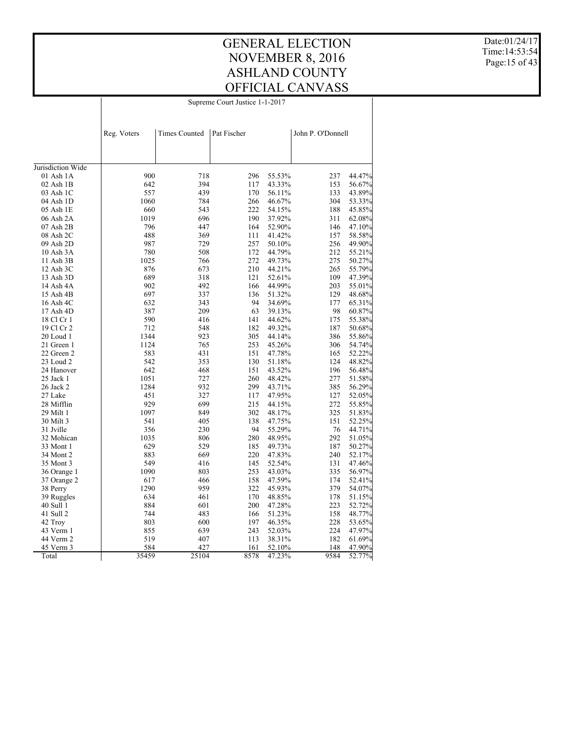# GENERAL ELECTION
# NOVEMBER 8, 2016
# ASHLAND COUNTY
# OFFICIAL CANVASS

Supreme Court Justice 1-1-2017

| | Reg. Voters | Times Counted | Pat Fischer | | John P. O'Donnell | |
|---|---|---|---|---|---|---|
| Jurisdiction Wide | | | | | | |
| 01 Ash 1A | 900 | 718 | 296 | 55.53% | 237 | 44.47% |
| 02 Ash 1B | 642 | 394 | 117 | 43.33% | 153 | 56.67% |
| 03 Ash 1C | 557 | 439 | 170 | 56.11% | 133 | 43.89% |
| 04 Ash 1D | 1060 | 784 | 266 | 46.67% | 304 | 53.33% |
| 05 Ash 1E | 660 | 543 | 222 | 54.15% | 188 | 45.85% |
| 06 Ash 2A | 1019 | 696 | 190 | 37.92% | 311 | 62.08% |
| 07 Ash 2B | 796 | 447 | 164 | 52.90% | 146 | 47.10% |
| 08 Ash 2C | 488 | 369 | 111 | 41.42% | 157 | 58.58% |
| 09 Ash 2D | 987 | 729 | 257 | 50.10% | 256 | 49.90% |
| 10 Ash 3A | 780 | 508 | 172 | 44.79% | 212 | 55.21% |
| 11 Ash 3B | 1025 | 766 | 272 | 49.73% | 275 | 50.27% |
| 12 Ash 3C | 876 | 673 | 210 | 44.21% | 265 | 55.79% |
| 13 Ash 3D | 689 | 318 | 121 | 52.61% | 109 | 47.39% |
| 14 Ash 4A | 902 | 492 | 166 | 44.99% | 203 | 55.01% |
| 15 Ash 4B | 697 | 337 | 136 | 51.32% | 129 | 48.68% |
| 16 Ash 4C | 632 | 343 | 94 | 34.69% | 177 | 65.31% |
| 17 Ash 4D | 387 | 209 | 63 | 39.13% | 98 | 60.87% |
| 18 Cl Cr 1 | 590 | 416 | 141 | 44.62% | 175 | 55.38% |
| 19 Cl Cr 2 | 712 | 548 | 182 | 49.32% | 187 | 50.68% |
| 20 Loud 1 | 1344 | 923 | 305 | 44.14% | 386 | 55.86% |
| 21 Green 1 | 1124 | 765 | 253 | 45.26% | 306 | 54.74% |
| 22 Green 2 | 583 | 431 | 151 | 47.78% | 165 | 52.22% |
| 23 Loud 2 | 542 | 353 | 130 | 51.18% | 124 | 48.82% |
| 24 Hanover | 642 | 468 | 151 | 43.52% | 196 | 56.48% |
| 25 Jack 1 | 1051 | 727 | 260 | 48.42% | 277 | 51.58% |
| 26 Jack 2 | 1284 | 932 | 299 | 43.71% | 385 | 56.29% |
| 27 Lake | 451 | 327 | 117 | 47.95% | 127 | 52.05% |
| 28 Mifflin | 929 | 699 | 215 | 44.15% | 272 | 55.85% |
| 29 Milt 1 | 1097 | 849 | 302 | 48.17% | 325 | 51.83% |
| 30 Milt 3 | 541 | 405 | 138 | 47.75% | 151 | 52.25% |
| 31 Jville | 356 | 230 | 94 | 55.29% | 76 | 44.71% |
| 32 Mohican | 1035 | 806 | 280 | 48.95% | 292 | 51.05% |
| 33 Mont 1 | 629 | 529 | 185 | 49.73% | 187 | 50.27% |
| 34 Mont 2 | 883 | 669 | 220 | 47.83% | 240 | 52.17% |
| 35 Mont 3 | 549 | 416 | 145 | 52.54% | 131 | 47.46% |
| 36 Orange 1 | 1090 | 803 | 253 | 43.03% | 335 | 56.97% |
| 37 Orange 2 | 617 | 466 | 158 | 47.59% | 174 | 52.41% |
| 38 Perry | 1290 | 959 | 322 | 45.93% | 379 | 54.07% |
| 39 Ruggles | 634 | 461 | 170 | 48.85% | 178 | 51.15% |
| 40 Sull 1 | 884 | 601 | 200 | 47.28% | 223 | 52.72% |
| 41 Sull 2 | 744 | 483 | 166 | 51.23% | 158 | 48.77% |
| 42 Troy | 803 | 600 | 197 | 46.35% | 228 | 53.65% |
| 43 Verm 1 | 855 | 639 | 243 | 52.03% | 224 | 47.97% |
| 44 Verm 2 | 519 | 407 | 113 | 38.31% | 182 | 61.69% |
| 45 Verm 3 | 584 | 427 | 161 | 52.10% | 148 | 47.90% |
| Total | 35459 | 25104 | 8578 | 47.23% | 9584 | 52.77% |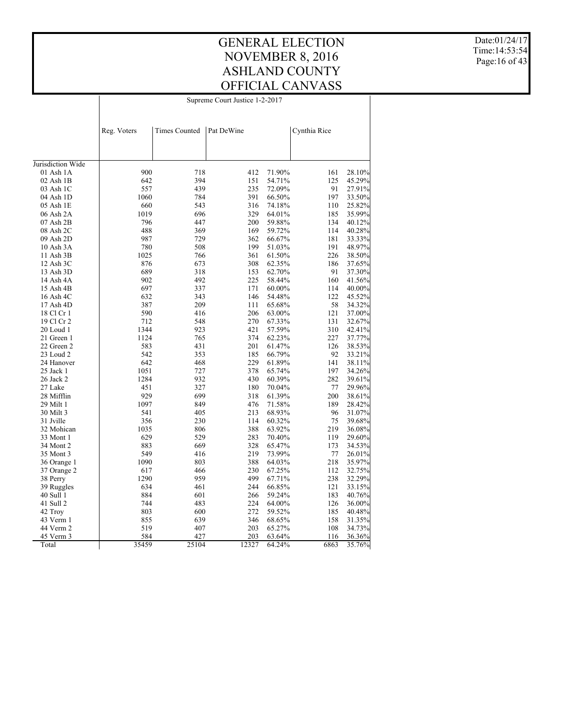# GENERAL ELECTION
# NOVEMBER 8, 2016
# ASHLAND COUNTY
# OFFICIAL CANVASS

Date:01/24/17
Time:14:53:54

Supreme Court Justice 1-2-2017

| | Reg. Voters | Times Counted | Pat DeWine | | Cynthia Rice | |
|---|---|---|---|---|---|---|
| Jurisdiction Wide | | | | | | |
| 01 Ash 1A | 900 | 718 | 412 | 71.90% | 161 | 28.10% |
| 02 Ash 1B | 642 | 394 | 151 | 54.71% | 125 | 45.29% |
| 03 Ash 1C | 557 | 439 | 235 | 72.09% | 91 | 27.91% |
| 04 Ash 1D | 1060 | 784 | 391 | 66.50% | 197 | 33.50% |
| 05 Ash 1E | 660 | 543 | 316 | 74.18% | 110 | 25.82% |
| 06 Ash 2A | 1019 | 696 | 329 | 64.01% | 185 | 35.99% |
| 07 Ash 2B | 796 | 447 | 200 | 59.88% | 134 | 40.12% |
| 08 Ash 2C | 488 | 369 | 169 | 59.72% | 114 | 40.28% |
| 09 Ash 2D | 987 | 729 | 362 | 66.67% | 181 | 33.33% |
| 10 Ash 3A | 780 | 508 | 199 | 51.03% | 191 | 48.97% |
| 11 Ash 3B | 1025 | 766 | 361 | 61.50% | 226 | 38.50% |
| 12 Ash 3C | 876 | 673 | 308 | 62.35% | 186 | 37.65% |
| 13 Ash 3D | 689 | 318 | 153 | 62.70% | 91 | 37.30% |
| 14 Ash 4A | 902 | 492 | 225 | 58.44% | 160 | 41.56% |
| 15 Ash 4B | 697 | 337 | 171 | 60.00% | 114 | 40.00% |
| 16 Ash 4C | 632 | 343 | 146 | 54.48% | 122 | 45.52% |
| 17 Ash 4D | 387 | 209 | 111 | 65.68% | 58 | 34.32% |
| 18 Cl Cr 1 | 590 | 416 | 206 | 63.00% | 121 | 37.00% |
| 19 Cl Cr 2 | 712 | 548 | 270 | 67.33% | 131 | 32.67% |
| 20 Loud 1 | 1344 | 923 | 421 | 57.59% | 310 | 42.41% |
| 21 Green 1 | 1124 | 765 | 374 | 62.23% | 227 | 37.77% |
| 22 Green 2 | 583 | 431 | 201 | 61.47% | 126 | 38.53% |
| 23 Loud 2 | 542 | 353 | 185 | 66.79% | 92 | 33.21% |
| 24 Hanover | 642 | 468 | 229 | 61.89% | 141 | 38.11% |
| 25 Jack 1 | 1051 | 727 | 378 | 65.74% | 197 | 34.26% |
| 26 Jack 2 | 1284 | 932 | 430 | 60.39% | 282 | 39.61% |
| 27 Lake | 451 | 327 | 180 | 70.04% | 77 | 29.96% |
| 28 Mifflin | 929 | 699 | 318 | 61.39% | 200 | 38.61% |
| 29 Milt 1 | 1097 | 849 | 476 | 71.58% | 189 | 28.42% |
| 30 Milt 3 | 541 | 405 | 213 | 68.93% | 96 | 31.07% |
| 31 Jville | 356 | 230 | 114 | 60.32% | 75 | 39.68% |
| 32 Mohican | 1035 | 806 | 388 | 63.92% | 219 | 36.08% |
| 33 Mont 1 | 629 | 529 | 283 | 70.40% | 119 | 29.60% |
| 34 Mont 2 | 883 | 669 | 328 | 65.47% | 173 | 34.53% |
| 35 Mont 3 | 549 | 416 | 219 | 73.99% | 77 | 26.01% |
| 36 Orange 1 | 1090 | 803 | 388 | 64.03% | 218 | 35.97% |
| 37 Orange 2 | 617 | 466 | 230 | 67.25% | 112 | 32.75% |
| 38 Perry | 1290 | 959 | 499 | 67.71% | 238 | 32.29% |
| 39 Ruggles | 634 | 461 | 244 | 66.85% | 121 | 33.15% |
| 40 Sull 1 | 884 | 601 | 266 | 59.24% | 183 | 40.76% |
| 41 Sull 2 | 744 | 483 | 224 | 64.00% | 126 | 36.00% |
| 42 Troy | 803 | 600 | 272 | 59.52% | 185 | 40.48% |
| 43 Verm 1 | 855 | 639 | 346 | 68.65% | 158 | 31.35% |
| 44 Verm 2 | 519 | 407 | 203 | 65.27% | 108 | 34.73% |
| 45 Verm 3 | 584 | 427 | 203 | 63.64% | 116 | 36.36% |
| Total | 35459 | 25104 | 12327 | 64.24% | 6863 | 35.76% |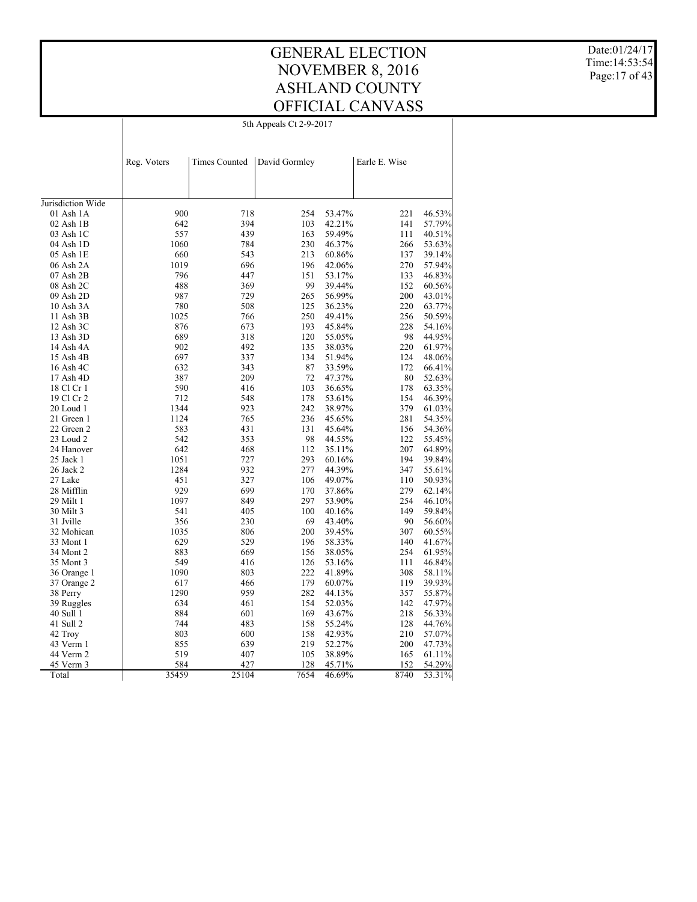# GENERAL ELECTION
# NOVEMBER 8, 2016
# ASHLAND COUNTY
# OFFICIAL CANVASS

Date:01/24/17
Time:14:53:54

## 5th Appeals Ct 2-9-2017

| | Reg. Voters | Times Counted | David Gormley | | Earle E. Wise | |
|---|---|---|---|---|---|---|
| Jurisdiction Wide | | | | | | |
| 01 Ash 1A | 900 | 718 | 254 | 53.47% | 221 | 46.53% |
| 02 Ash 1B | 642 | 394 | 103 | 42.21% | 141 | 57.79% |
| 03 Ash 1C | 557 | 439 | 163 | 59.49% | 111 | 40.51% |
| 04 Ash 1D | 1060 | 784 | 230 | 46.37% | 266 | 53.63% |
| 05 Ash 1E | 660 | 543 | 213 | 60.86% | 137 | 39.14% |
| 06 Ash 2A | 1019 | 696 | 196 | 42.06% | 270 | 57.94% |
| 07 Ash 2B | 796 | 447 | 151 | 53.17% | 133 | 46.83% |
| 08 Ash 2C | 488 | 369 | 99 | 39.44% | 152 | 60.56% |
| 09 Ash 2D | 987 | 729 | 265 | 56.99% | 200 | 43.01% |
| 10 Ash 3A | 780 | 508 | 125 | 36.23% | 220 | 63.77% |
| 11 Ash 3B | 1025 | 766 | 250 | 49.41% | 256 | 50.59% |
| 12 Ash 3C | 876 | 673 | 193 | 45.84% | 228 | 54.16% |
| 13 Ash 3D | 689 | 318 | 120 | 55.05% | 98 | 44.95% |
| 14 Ash 4A | 902 | 492 | 135 | 38.03% | 220 | 61.97% |
| 15 Ash 4B | 697 | 337 | 134 | 51.94% | 124 | 48.06% |
| 16 Ash 4C | 632 | 343 | 87 | 33.59% | 172 | 66.41% |
| 17 Ash 4D | 387 | 209 | 72 | 47.37% | 80 | 52.63% |
| 18 Cl Cr 1 | 590 | 416 | 103 | 36.65% | 178 | 63.35% |
| 19 Cl Cr 2 | 712 | 548 | 178 | 53.61% | 154 | 46.39% |
| 20 Loud 1 | 1344 | 923 | 242 | 38.97% | 379 | 61.03% |
| 21 Green 1 | 1124 | 765 | 236 | 45.65% | 281 | 54.35% |
| 22 Green 2 | 583 | 431 | 131 | 45.64% | 156 | 54.36% |
| 23 Loud 2 | 542 | 353 | 98 | 44.55% | 122 | 55.45% |
| 24 Hanover | 642 | 468 | 112 | 35.11% | 207 | 64.89% |
| 25 Jack 1 | 1051 | 727 | 293 | 60.16% | 194 | 39.84% |
| 26 Jack 2 | 1284 | 932 | 277 | 44.39% | 347 | 55.61% |
| 27 Lake | 451 | 327 | 106 | 49.07% | 110 | 50.93% |
| 28 Mifflin | 929 | 699 | 170 | 37.86% | 279 | 62.14% |
| 29 Milt 1 | 1097 | 849 | 297 | 53.90% | 254 | 46.10% |
| 30 Milt 3 | 541 | 405 | 100 | 40.16% | 149 | 59.84% |
| 31 Jville | 356 | 230 | 69 | 43.40% | 90 | 56.60% |
| 32 Mohican | 1035 | 806 | 200 | 39.45% | 307 | 60.55% |
| 33 Mont 1 | 629 | 529 | 196 | 58.33% | 140 | 41.67% |
| 34 Mont 2 | 883 | 669 | 156 | 38.05% | 254 | 61.95% |
| 35 Mont 3 | 549 | 416 | 126 | 53.16% | 111 | 46.84% |
| 36 Orange 1 | 1090 | 803 | 222 | 41.89% | 308 | 58.11% |
| 37 Orange 2 | 617 | 466 | 179 | 60.07% | 119 | 39.93% |
| 38 Perry | 1290 | 959 | 282 | 44.13% | 357 | 55.87% |
| 39 Ruggles | 634 | 461 | 154 | 52.03% | 142 | 47.97% |
| 40 Sull 1 | 884 | 601 | 169 | 43.67% | 218 | 56.33% |
| 41 Sull 2 | 744 | 483 | 158 | 55.24% | 128 | 44.76% |
| 42 Troy | 803 | 600 | 158 | 42.93% | 210 | 57.07% |
| 43 Verm 1 | 855 | 639 | 219 | 52.27% | 200 | 47.73% |
| 44 Verm 2 | 519 | 407 | 105 | 38.89% | 165 | 61.11% |
| 45 Verm 3 | 584 | 427 | 128 | 45.71% | 152 | 54.29% |
| Total | 35459 | 25104 | 7654 | 46.69% | 8740 | 53.31% |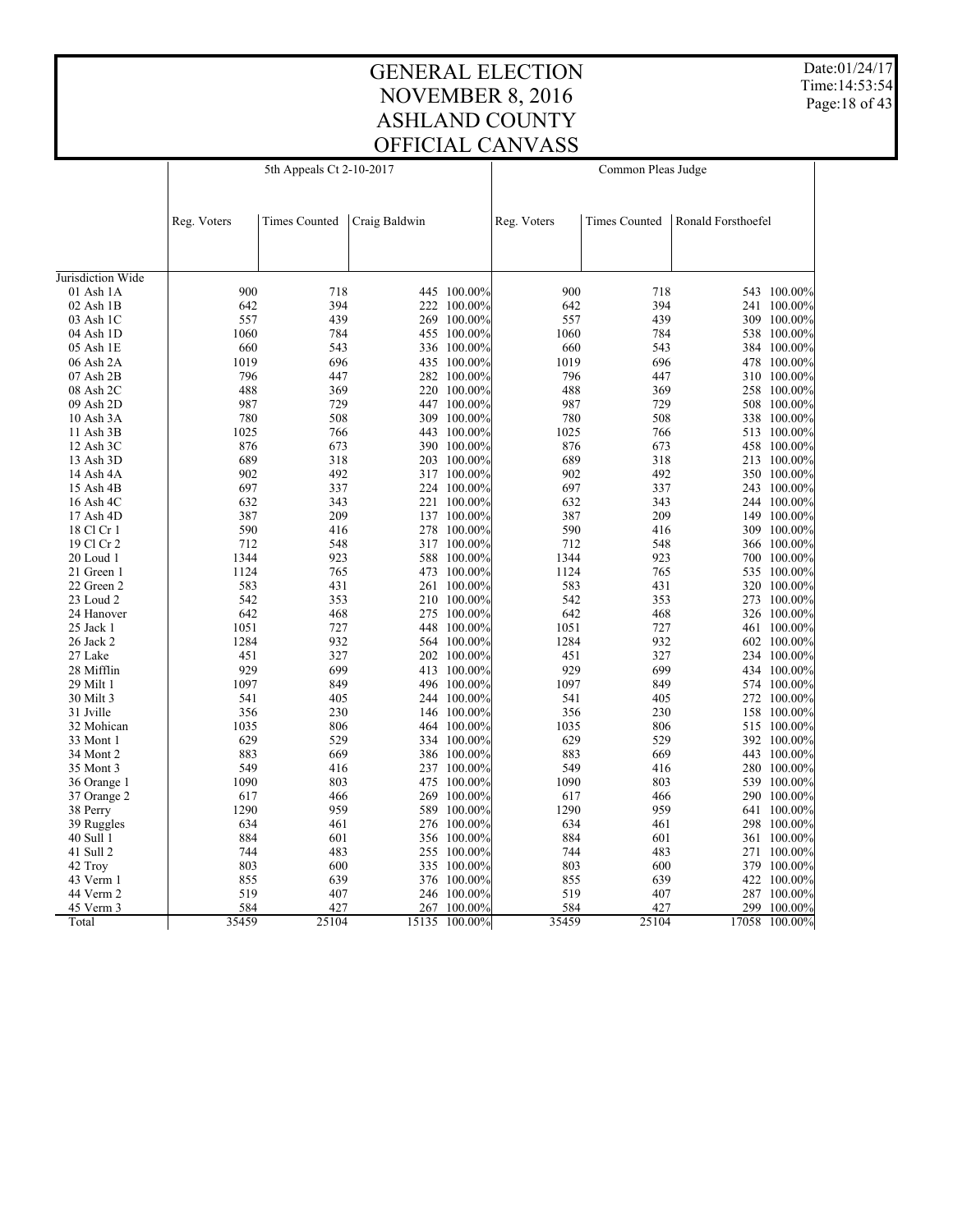# GENERAL ELECTION
# NOVEMBER 8, 2016
# ASHLAND COUNTY
# OFFICIAL CANVASS

Date:01/24/17
Time:14:53:54

| | 5th Appeals Ct 2-10-2017 | | | | Common Pleas Judge | | | |
|---|---|---|---|---|---|---|---|---|
| | Reg. Voters | Times Counted | Craig Baldwin | | Reg. Voters | Times Counted | Ronald Forsthoefel | |
| Jurisdiction Wide | | | | | | | | |
| 01 Ash 1A | 900 | 718 | 445 | 100.00% | 900 | 718 | 543 | 100.00% |
| 02 Ash 1B | 642 | 394 | 222 | 100.00% | 642 | 394 | 241 | 100.00% |
| 03 Ash 1C | 557 | 439 | 269 | 100.00% | 557 | 439 | 309 | 100.00% |
| 04 Ash 1D | 1060 | 784 | 455 | 100.00% | 1060 | 784 | 538 | 100.00% |
| 05 Ash 1E | 660 | 543 | 336 | 100.00% | 660 | 543 | 384 | 100.00% |
| 06 Ash 2A | 1019 | 696 | 435 | 100.00% | 1019 | 696 | 478 | 100.00% |
| 07 Ash 2B | 796 | 447 | 282 | 100.00% | 796 | 447 | 310 | 100.00% |
| 08 Ash 2C | 488 | 369 | 220 | 100.00% | 488 | 369 | 258 | 100.00% |
| 09 Ash 2D | 987 | 729 | 447 | 100.00% | 987 | 729 | 508 | 100.00% |
| 10 Ash 3A | 780 | 508 | 309 | 100.00% | 780 | 508 | 338 | 100.00% |
| 11 Ash 3B | 1025 | 766 | 443 | 100.00% | 1025 | 766 | 513 | 100.00% |
| 12 Ash 3C | 876 | 673 | 390 | 100.00% | 876 | 673 | 458 | 100.00% |
| 13 Ash 3D | 689 | 318 | 203 | 100.00% | 689 | 318 | 213 | 100.00% |
| 14 Ash 4A | 902 | 492 | 317 | 100.00% | 902 | 492 | 350 | 100.00% |
| 15 Ash 4B | 697 | 337 | 224 | 100.00% | 697 | 337 | 243 | 100.00% |
| 16 Ash 4C | 632 | 343 | 221 | 100.00% | 632 | 343 | 244 | 100.00% |
| 17 Ash 4D | 387 | 209 | 137 | 100.00% | 387 | 209 | 149 | 100.00% |
| 18 Cl Cr 1 | 590 | 416 | 278 | 100.00% | 590 | 416 | 309 | 100.00% |
| 19 Cl Cr 2 | 712 | 548 | 317 | 100.00% | 712 | 548 | 366 | 100.00% |
| 20 Loud 1 | 1344 | 923 | 588 | 100.00% | 1344 | 923 | 700 | 100.00% |
| 21 Green 1 | 1124 | 765 | 473 | 100.00% | 1124 | 765 | 535 | 100.00% |
| 22 Green 2 | 583 | 431 | 261 | 100.00% | 583 | 431 | 320 | 100.00% |
| 23 Loud 2 | 542 | 353 | 210 | 100.00% | 542 | 353 | 273 | 100.00% |
| 24 Hanover | 642 | 468 | 275 | 100.00% | 642 | 468 | 326 | 100.00% |
| 25 Jack 1 | 1051 | 727 | 448 | 100.00% | 1051 | 727 | 461 | 100.00% |
| 26 Jack 2 | 1284 | 932 | 564 | 100.00% | 1284 | 932 | 602 | 100.00% |
| 27 Lake | 451 | 327 | 202 | 100.00% | 451 | 327 | 234 | 100.00% |
| 28 Mifflin | 929 | 699 | 413 | 100.00% | 929 | 699 | 434 | 100.00% |
| 29 Milt 1 | 1097 | 849 | 496 | 100.00% | 1097 | 849 | 574 | 100.00% |
| 30 Milt 3 | 541 | 405 | 244 | 100.00% | 541 | 405 | 272 | 100.00% |
| 31 Jville | 356 | 230 | 146 | 100.00% | 356 | 230 | 158 | 100.00% |
| 32 Mohican | 1035 | 806 | 464 | 100.00% | 1035 | 806 | 515 | 100.00% |
| 33 Mont 1 | 629 | 529 | 334 | 100.00% | 629 | 529 | 392 | 100.00% |
| 34 Mont 2 | 883 | 669 | 386 | 100.00% | 883 | 669 | 443 | 100.00% |
| 35 Mont 3 | 549 | 416 | 237 | 100.00% | 549 | 416 | 280 | 100.00% |
| 36 Orange 1 | 1090 | 803 | 475 | 100.00% | 1090 | 803 | 539 | 100.00% |
| 37 Orange 2 | 617 | 466 | 269 | 100.00% | 617 | 466 | 290 | 100.00% |
| 38 Perry | 1290 | 959 | 589 | 100.00% | 1290 | 959 | 641 | 100.00% |
| 39 Ruggles | 634 | 461 | 276 | 100.00% | 634 | 461 | 298 | 100.00% |
| 40 Sull 1 | 884 | 601 | 356 | 100.00% | 884 | 601 | 361 | 100.00% |
| 41 Sull 2 | 744 | 483 | 255 | 100.00% | 744 | 483 | 271 | 100.00% |
| 42 Troy | 803 | 600 | 335 | 100.00% | 803 | 600 | 379 | 100.00% |
| 43 Verm 1 | 855 | 639 | 376 | 100.00% | 855 | 639 | 422 | 100.00% |
| 44 Verm 2 | 519 | 407 | 246 | 100.00% | 519 | 407 | 287 | 100.00% |
| 45 Verm 3 | 584 | 427 | 267 | 100.00% | 584 | 427 | 299 | 100.00% |
| Total | 35459 | 25104 | 15135 | 100.00% | 35459 | 25104 | 17058 | 100.00% |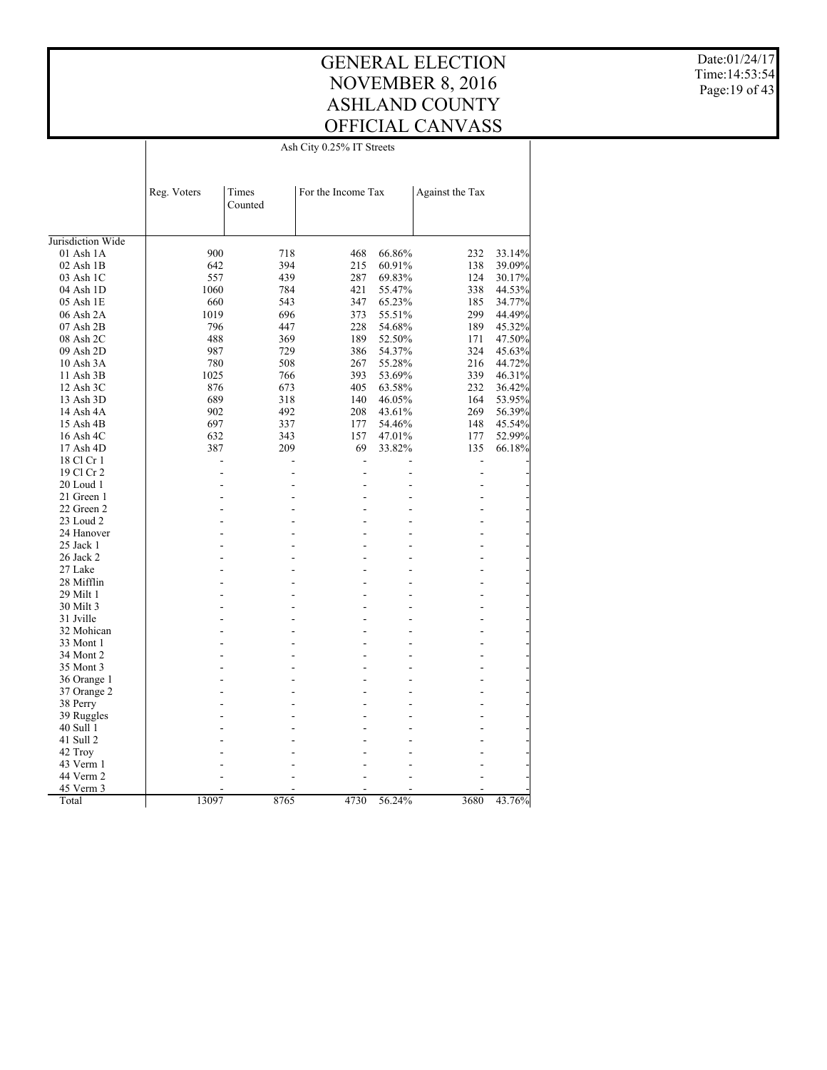# GENERAL ELECTION
# NOVEMBER 8, 2016
# ASHLAND COUNTY
# OFFICIAL CANVASS

Ash City 0.25% IT Streets

| | Reg. Voters | Times Counted | For the Income Tax | | Against the Tax | |
|---|---|---|---|---|---|---|
| Jurisdiction Wide | | | | | | |
| 01 Ash 1A | 900 | 718 | 468 | 66.86% | 232 | 33.14% |
| 02 Ash 1B | 642 | 394 | 215 | 60.91% | 138 | 39.09% |
| 03 Ash 1C | 557 | 439 | 287 | 69.83% | 124 | 30.17% |
| 04 Ash 1D | 1060 | 784 | 421 | 55.47% | 338 | 44.53% |
| 05 Ash 1E | 660 | 543 | 347 | 65.23% | 185 | 34.77% |
| 06 Ash 2A | 1019 | 696 | 373 | 55.51% | 299 | 44.49% |
| 07 Ash 2B | 796 | 447 | 228 | 54.68% | 189 | 45.32% |
| 08 Ash 2C | 488 | 369 | 189 | 52.50% | 171 | 47.50% |
| 09 Ash 2D | 987 | 729 | 386 | 54.37% | 324 | 45.63% |
| 10 Ash 3A | 780 | 508 | 267 | 55.28% | 216 | 44.72% |
| 11 Ash 3B | 1025 | 766 | 393 | 53.69% | 339 | 46.31% |
| 12 Ash 3C | 876 | 673 | 405 | 63.58% | 232 | 36.42% |
| 13 Ash 3D | 689 | 318 | 140 | 46.05% | 164 | 53.95% |
| 14 Ash 4A | 902 | 492 | 208 | 43.61% | 269 | 56.39% |
| 15 Ash 4B | 697 | 337 | 177 | 54.46% | 148 | 45.54% |
| 16 Ash 4C | 632 | 343 | 157 | 47.01% | 177 | 52.99% |
| 17 Ash 4D | 387 | 209 | 69 | 33.82% | 135 | 66.18% |
| 18 Cl Cr 1 | - | - | - | - | - | - |
| 19 Cl Cr 2 | - | - | - | - | - | - |
| 20 Loud 1 | - | - | - | - | - | - |
| 21 Green 1 | - | - | - | - | - | - |
| 22 Green 2 | - | - | - | - | - | - |
| 23 Loud 2 | - | - | - | - | - | - |
| 24 Hanover | - | - | - | - | - | - |
| 25 Jack 1 | - | - | - | - | - | - |
| 26 Jack 2 | - | - | - | - | - | - |
| 27 Lake | - | - | - | - | - | - |
| 28 Mifflin | - | - | - | - | - | - |
| 29 Milt 1 | - | - | - | - | - | - |
| 30 Milt 3 | - | - | - | - | - | - |
| 31 Jville | - | - | - | - | - | - |
| 32 Mohican | - | - | - | - | - | - |
| 33 Mont 1 | - | - | - | - | - | - |
| 34 Mont 2 | - | - | - | - | - | - |
| 35 Mont 3 | - | - | - | - | - | - |
| 36 Orange 1 | - | - | - | - | - | - |
| 37 Orange 2 | - | - | - | - | - | - |
| 38 Perry | - | - | - | - | - | - |
| 39 Ruggles | - | - | - | - | - | - |
| 40 Sull 1 | - | - | - | - | - | - |
| 41 Sull 2 | - | - | - | - | - | - |
| 42 Troy | - | - | - | - | - | - |
| 43 Verm 1 | - | - | - | - | - | - |
| 44 Verm 2 | - | - | - | - | - | - |
| 45 Verm 3 | - | - | - | - | - | - |
| Total | 13097 | 8765 | 4730 | 56.24% | 3680 | 43.76% |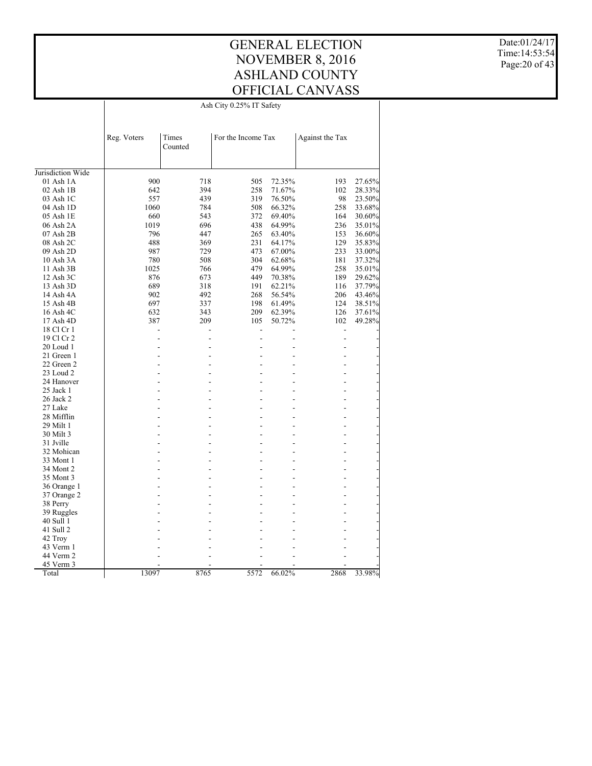# GENERAL ELECTION
# NOVEMBER 8, 2016
# ASHLAND COUNTY
# OFFICIAL CANVASS

| | Ash City 0.25% IT Safety | | | | | |
|---|---|---|---|---|---|---|
| | Reg. Voters | Times Counted | For the Income Tax | | Against the Tax | |
| Jurisdiction Wide | | | | | | |
| 01 Ash 1A | 900 | 718 | 505 | 72.35% | 193 | 27.65% |
| 02 Ash 1B | 642 | 394 | 258 | 71.67% | 102 | 28.33% |
| 03 Ash 1C | 557 | 439 | 319 | 76.50% | 98 | 23.50% |
| 04 Ash 1D | 1060 | 784 | 508 | 66.32% | 258 | 33.68% |
| 05 Ash 1E | 660 | 543 | 372 | 69.40% | 164 | 30.60% |
| 06 Ash 2A | 1019 | 696 | 438 | 64.99% | 236 | 35.01% |
| 07 Ash 2B | 796 | 447 | 265 | 63.40% | 153 | 36.60% |
| 08 Ash 2C | 488 | 369 | 231 | 64.17% | 129 | 35.83% |
| 09 Ash 2D | 987 | 729 | 473 | 67.00% | 233 | 33.00% |
| 10 Ash 3A | 780 | 508 | 304 | 62.68% | 181 | 37.32% |
| 11 Ash 3B | 1025 | 766 | 479 | 64.99% | 258 | 35.01% |
| 12 Ash 3C | 876 | 673 | 449 | 70.38% | 189 | 29.62% |
| 13 Ash 3D | 689 | 318 | 191 | 62.21% | 116 | 37.79% |
| 14 Ash 4A | 902 | 492 | 268 | 56.54% | 206 | 43.46% |
| 15 Ash 4B | 697 | 337 | 198 | 61.49% | 124 | 38.51% |
| 16 Ash 4C | 632 | 343 | 209 | 62.39% | 126 | 37.61% |
| 17 Ash 4D | 387 | 209 | 105 | 50.72% | 102 | 49.28% |
| 18 Cl Cr 1 | - | - | - | - | - | - |
| 19 Cl Cr 2 | - | - | - | - | - | - |
| 20 Loud 1 | - | - | - | - | - | - |
| 21 Green 1 | - | - | - | - | - | - |
| 22 Green 2 | - | - | - | - | - | - |
| 23 Loud 2 | - | - | - | - | - | - |
| 24 Hanover | - | - | - | - | - | - |
| 25 Jack 1 | - | - | - | - | - | - |
| 26 Jack 2 | - | - | - | - | - | - |
| 27 Lake | - | - | - | - | - | - |
| 28 Mifflin | - | - | - | - | - | - |
| 29 Milt 1 | - | - | - | - | - | - |
| 30 Milt 3 | - | - | - | - | - | - |
| 31 Jville | - | - | - | - | - | - |
| 32 Mohican | - | - | - | - | - | - |
| 33 Mont 1 | - | - | - | - | - | - |
| 34 Mont 2 | - | - | - | - | - | - |
| 35 Mont 3 | - | - | - | - | - | - |
| 36 Orange 1 | - | - | - | - | - | - |
| 37 Orange 2 | - | - | - | - | - | - |
| 38 Perry | - | - | - | - | - | - |
| 39 Ruggles | - | - | - | - | - | - |
| 40 Sull 1 | - | - | - | - | - | - |
| 41 Sull 2 | - | - | - | - | - | - |
| 42 Troy | - | - | - | - | - | - |
| 43 Verm 1 | - | - | - | - | - | - |
| 44 Verm 2 | - | - | - | - | - | - |
| 45 Verm 3 | - | - | - | - | - | - |
| Total | 13097 | 8765 | 5572 | 66.02% | 2868 | 33.98% |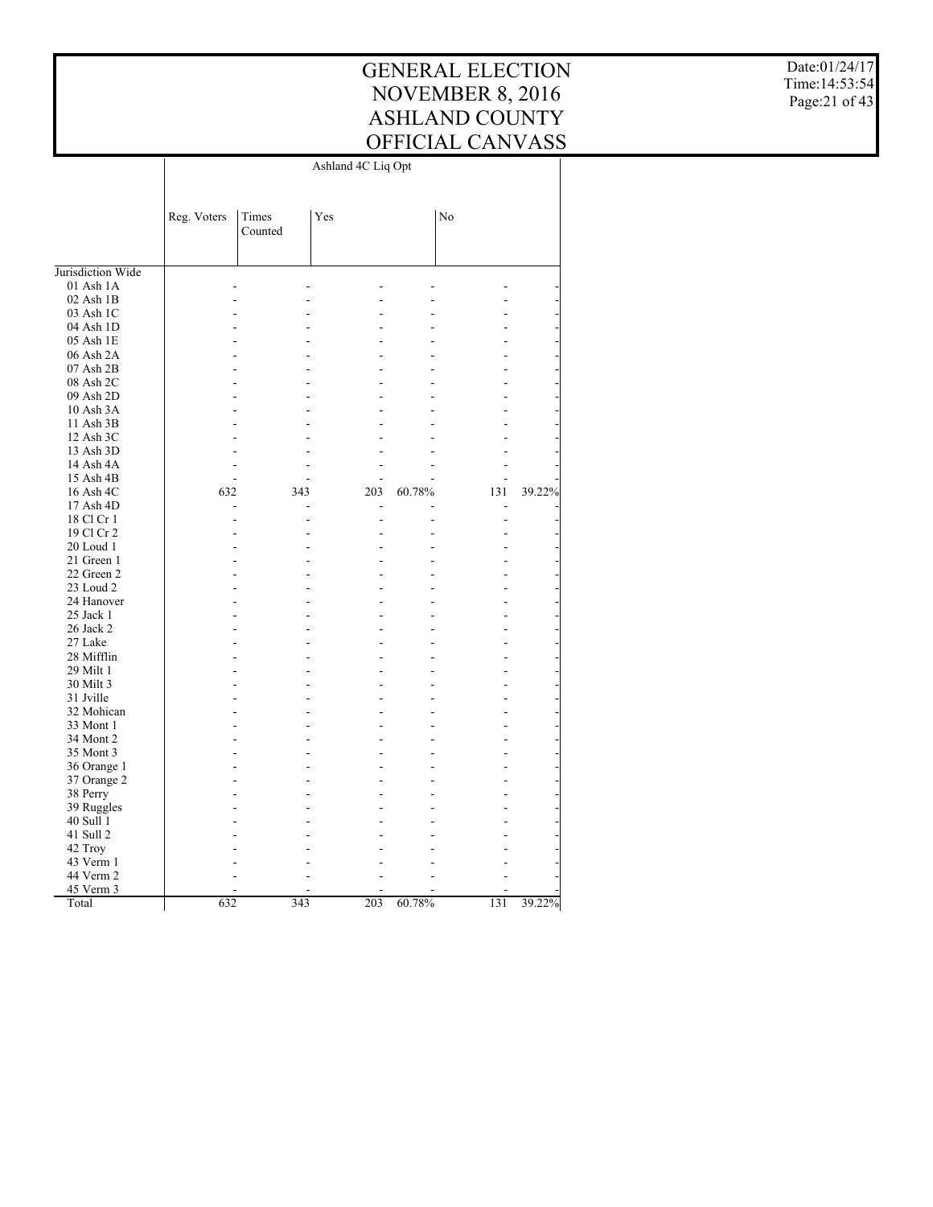# GENERAL ELECTION
# NOVEMBER 8, 2016
# ASHLAND COUNTY
# OFFICIAL CANVASS

Date:01/24/17
Time:14:53:54

| | Ashland 4C Liq Opt | | | | | |
|---|---|---|---|---|---|---|
| | Reg. Voters | Times Counted | Yes | | No | |
| Jurisdiction Wide | | | | | | |
| 01 Ash 1A | - | - | - | - | - | - |
| 02 Ash 1B | - | - | - | - | - | - |
| 03 Ash 1C | - | - | - | - | - | - |
| 04 Ash 1D | - | - | - | - | - | - |
| 05 Ash 1E | - | - | - | - | - | - |
| 06 Ash 2A | - | - | - | - | - | - |
| 07 Ash 2B | - | - | - | - | - | - |
| 08 Ash 2C | - | - | - | - | - | - |
| 09 Ash 2D | - | - | - | - | - | - |
| 10 Ash 3A | - | - | - | - | - | - |
| 11 Ash 3B | - | - | - | - | - | - |
| 12 Ash 3C | - | - | - | - | - | - |
| 13 Ash 3D | - | - | - | - | - | - |
| 14 Ash 4A | - | - | - | - | - | - |
| 15 Ash 4B | - | - | - | - | - | - |
| 16 Ash 4C | 632 | 343 | 203 | 60.78% | 131 | 39.22% |
| 17 Ash 4D | - | - | - | - | - | - |
| 18 Cl Cr 1 | - | - | - | - | - | - |
| 19 Cl Cr 2 | - | - | - | - | - | - |
| 20 Loud 1 | - | - | - | - | - | - |
| 21 Green 1 | - | - | - | - | - | - |
| 22 Green 2 | - | - | - | - | - | - |
| 23 Loud 2 | - | - | - | - | - | - |
| 24 Hanover | - | - | - | - | - | - |
| 25 Jack 1 | - | - | - | - | - | - |
| 26 Jack 2 | - | - | - | - | - | - |
| 27 Lake | - | - | - | - | - | - |
| 28 Mifflin | - | - | - | - | - | - |
| 29 Milt 1 | - | - | - | - | - | - |
| 30 Milt 3 | - | - | - | - | - | - |
| 31 Jville | - | - | - | - | - | - |
| 32 Mohican | - | - | - | - | - | - |
| 33 Mont 1 | - | - | - | - | - | - |
| 34 Mont 2 | - | - | - | - | - | - |
| 35 Mont 3 | - | - | - | - | - | - |
| 36 Orange 1 | - | - | - | - | - | - |
| 37 Orange 2 | - | - | - | - | - | - |
| 38 Perry | - | - | - | - | - | - |
| 39 Ruggles | - | - | - | - | - | - |
| 40 Sull 1 | - | - | - | - | - | - |
| 41 Sull 2 | - | - | - | - | - | - |
| 42 Troy | - | - | - | - | - | - |
| 43 Verm 1 | - | - | - | - | - | - |
| 44 Verm 2 | - | - | - | - | - | - |
| 45 Verm 3 | - | - | - | - | - | - |
| Total | 632 | 343 | 203 | 60.78% | 131 | 39.22% |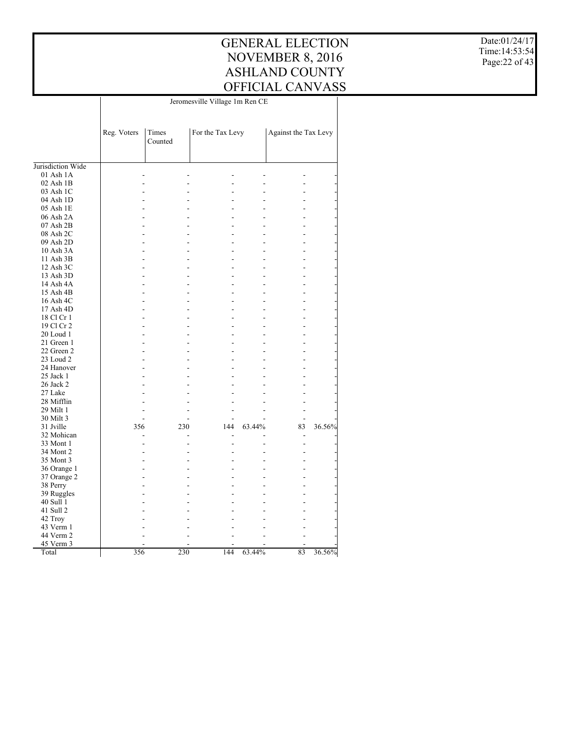# GENERAL ELECTION
# NOVEMBER 8, 2016
# ASHLAND COUNTY
# OFFICIAL CANVASS

Date:01/24/17
Time:14:53:54

| | Jeromesville Village 1m Ren CE | | | | | |
|---|---|---|---|---|---|---|
| | Reg. Voters | Times Counted | For the Tax Levy | | Against the Tax Levy | |
| Jurisdiction Wide | | | | | | |
| 01 Ash 1A | - | - | - | - | - | - |
| 02 Ash 1B | - | - | - | - | - | - |
| 03 Ash 1C | - | - | - | - | - | - |
| 04 Ash 1D | - | - | - | - | - | - |
| 05 Ash 1E | - | - | - | - | - | - |
| 06 Ash 2A | - | - | - | - | - | - |
| 07 Ash 2B | - | - | - | - | - | - |
| 08 Ash 2C | - | - | - | - | - | - |
| 09 Ash 2D | - | - | - | - | - | - |
| 10 Ash 3A | - | - | - | - | - | - |
| 11 Ash 3B | - | - | - | - | - | - |
| 12 Ash 3C | - | - | - | - | - | - |
| 13 Ash 3D | - | - | - | - | - | - |
| 14 Ash 4A | - | - | - | - | - | - |
| 15 Ash 4B | - | - | - | - | - | - |
| 16 Ash 4C | - | - | - | - | - | - |
| 17 Ash 4D | - | - | - | - | - | - |
| 18 Cl Cr 1 | - | - | - | - | - | - |
| 19 Cl Cr 2 | - | - | - | - | - | - |
| 20 Loud 1 | - | - | - | - | - | - |
| 21 Green 1 | - | - | - | - | - | - |
| 22 Green 2 | - | - | - | - | - | - |
| 23 Loud 2 | - | - | - | - | - | - |
| 24 Hanover | - | - | - | - | - | - |
| 25 Jack 1 | - | - | - | - | - | - |
| 26 Jack 2 | - | - | - | - | - | - |
| 27 Lake | - | - | - | - | - | - |
| 28 Mifflin | - | - | - | - | - | - |
| 29 Milt 1 | - | - | - | - | - | - |
| 30 Milt 3 | - | - | - | - | - | - |
| 31 Jville | 356 | 230 | 144 | 63.44% | 83 | 36.56% |
| 32 Mohican | - | - | - | - | - | - |
| 33 Mont 1 | - | - | - | - | - | - |
| 34 Mont 2 | - | - | - | - | - | - |
| 35 Mont 3 | - | - | - | - | - | - |
| 36 Orange 1 | - | - | - | - | - | - |
| 37 Orange 2 | - | - | - | - | - | - |
| 38 Perry | - | - | - | - | - | - |
| 39 Ruggles | - | - | - | - | - | - |
| 40 Sull 1 | - | - | - | - | - | - |
| 41 Sull 2 | - | - | - | - | - | - |
| 42 Troy | - | - | - | - | - | - |
| 43 Verm 1 | - | - | - | - | - | - |
| 44 Verm 2 | - | - | - | - | - | - |
| 45 Verm 3 | - | - | - | - | - | - |
| Total | 356 | 230 | 144 | 63.44% | 83 | 36.56% |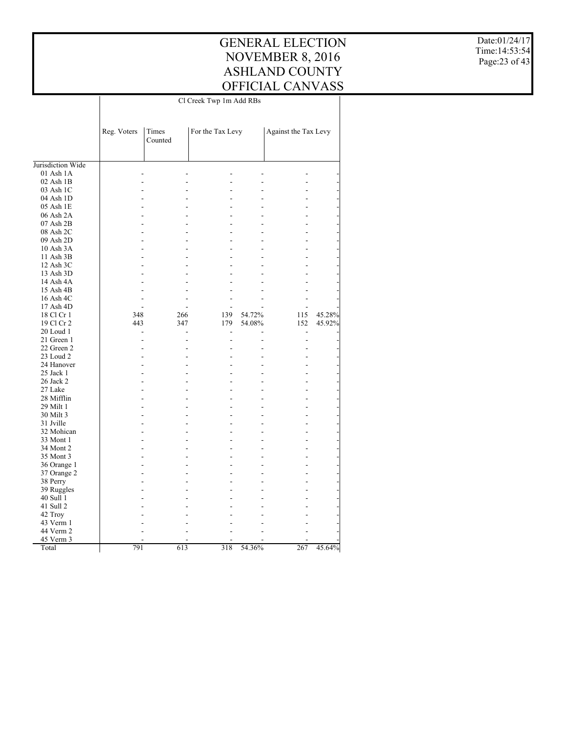# GENERAL ELECTION
# NOVEMBER 8, 2016
# ASHLAND COUNTY
# OFFICIAL CANVASS

Date:01/24/17
Time:14:53:54

| | Cl Creek Twp 1m Add RBs | | | | | |
|---|---|---|---|---|---|---|
| | Reg. Voters | Times Counted | For the Tax Levy | | Against the Tax Levy | |
| Jurisdiction Wide | | | | | | |
| 01 Ash 1A | - | - | - | - | - | - |
| 02 Ash 1B | - | - | - | - | - | - |
| 03 Ash 1C | - | - | - | - | - | - |
| 04 Ash 1D | - | - | - | - | - | - |
| 05 Ash 1E | - | - | - | - | - | - |
| 06 Ash 2A | - | - | - | - | - | - |
| 07 Ash 2B | - | - | - | - | - | - |
| 08 Ash 2C | - | - | - | - | - | - |
| 09 Ash 2D | - | - | - | - | - | - |
| 10 Ash 3A | - | - | - | - | - | - |
| 11 Ash 3B | - | - | - | - | - | - |
| 12 Ash 3C | - | - | - | - | - | - |
| 13 Ash 3D | - | - | - | - | - | - |
| 14 Ash 4A | - | - | - | - | - | - |
| 15 Ash 4B | - | - | - | - | - | - |
| 16 Ash 4C | - | - | - | - | - | - |
| 17 Ash 4D | - | - | - | - | - | - |
| 18 Cl Cr 1 | 348 | 266 | 139 | 54.72% | 115 | 45.28% |
| 19 Cl Cr 2 | 443 | 347 | 179 | 54.08% | 152 | 45.92% |
| 20 Loud 1 | - | - | - | - | - | - |
| 21 Green 1 | - | - | - | - | - | - |
| 22 Green 2 | - | - | - | - | - | - |
| 23 Loud 2 | - | - | - | - | - | - |
| 24 Hanover | - | - | - | - | - | - |
| 25 Jack 1 | - | - | - | - | - | - |
| 26 Jack 2 | - | - | - | - | - | - |
| 27 Lake | - | - | - | - | - | - |
| 28 Mifflin | - | - | - | - | - | - |
| 29 Milt 1 | - | - | - | - | - | - |
| 30 Milt 3 | - | - | - | - | - | - |
| 31 Jville | - | - | - | - | - | - |
| 32 Mohican | - | - | - | - | - | - |
| 33 Mont 1 | - | - | - | - | - | - |
| 34 Mont 2 | - | - | - | - | - | - |
| 35 Mont 3 | - | - | - | - | - | - |
| 36 Orange 1 | - | - | - | - | - | - |
| 37 Orange 2 | - | - | - | - | - | - |
| 38 Perry | - | - | - | - | - | - |
| 39 Ruggles | - | - | - | - | - | - |
| 40 Sull 1 | - | - | - | - | - | - |
| 41 Sull 2 | - | - | - | - | - | - |
| 42 Troy | - | - | - | - | - | - |
| 43 Verm 1 | - | - | - | - | - | - |
| 44 Verm 2 | - | - | - | - | - | - |
| 45 Verm 3 | - | - | - | - | - | - |
| Total | 791 | 613 | 318 | 54.36% | 267 | 45.64% |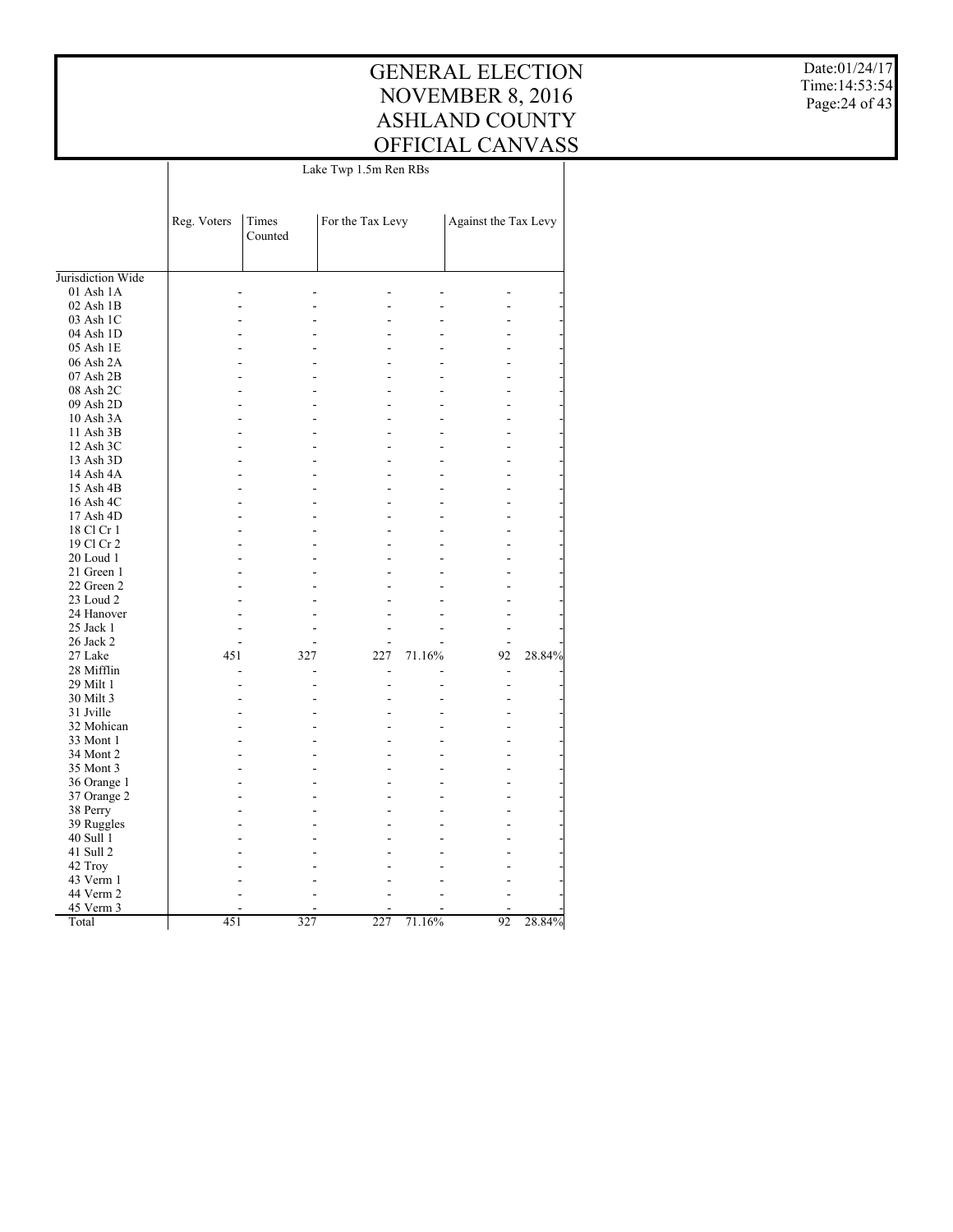# GENERAL ELECTION
# NOVEMBER 8, 2016
# ASHLAND COUNTY
# OFFICIAL CANVASS

Date:01/24/17
Time:14:53:54

| | Lake Twp 1.5m Ren RBs | | | | | |
|---|---|---|---|---|---|---|
| | Reg. Voters | Times Counted | For the Tax Levy | | Against the Tax Levy | |
| Jurisdiction Wide | | | | | | |
| 01 Ash 1A | - | - | - | - | - | - |
| 02 Ash 1B | - | - | - | - | - | - |
| 03 Ash 1C | - | - | - | - | - | - |
| 04 Ash 1D | - | - | - | - | - | - |
| 05 Ash 1E | - | - | - | - | - | - |
| 06 Ash 2A | - | - | - | - | - | - |
| 07 Ash 2B | - | - | - | - | - | - |
| 08 Ash 2C | - | - | - | - | - | - |
| 09 Ash 2D | - | - | - | - | - | - |
| 10 Ash 3A | - | - | - | - | - | - |
| 11 Ash 3B | - | - | - | - | - | - |
| 12 Ash 3C | - | - | - | - | - | - |
| 13 Ash 3D | - | - | - | - | - | - |
| 14 Ash 4A | - | - | - | - | - | - |
| 15 Ash 4B | - | - | - | - | - | - |
| 16 Ash 4C | - | - | - | - | - | - |
| 17 Ash 4D | - | - | - | - | - | - |
| 18 Cl Cr 1 | - | - | - | - | - | - |
| 19 Cl Cr 2 | - | - | - | - | - | - |
| 20 Loud 1 | - | - | - | - | - | - |
| 21 Green 1 | - | - | - | - | - | - |
| 22 Green 2 | - | - | - | - | - | - |
| 23 Loud 2 | - | - | - | - | - | - |
| 24 Hanover | - | - | - | - | - | - |
| 25 Jack 1 | - | - | - | - | - | - |
| 26 Jack 2 | - | - | - | - | - | - |
| 27 Lake | 451 | 327 | 227 | 71.16% | 92 | 28.84% |
| 28 Mifflin | - | - | - | - | - | - |
| 29 Milt 1 | - | - | - | - | - | - |
| 30 Milt 3 | - | - | - | - | - | - |
| 31 Jville | - | - | - | - | - | - |
| 32 Mohican | - | - | - | - | - | - |
| 33 Mont 1 | - | - | - | - | - | - |
| 34 Mont 2 | - | - | - | - | - | - |
| 35 Mont 3 | - | - | - | - | - | - |
| 36 Orange 1 | - | - | - | - | - | - |
| 37 Orange 2 | - | - | - | - | - | - |
| 38 Perry | - | - | - | - | - | - |
| 39 Ruggles | - | - | - | - | - | - |
| 40 Sull 1 | - | - | - | - | - | - |
| 41 Sull 2 | - | - | - | - | - | - |
| 42 Troy | - | - | - | - | - | - |
| 43 Verm 1 | - | - | - | - | - | - |
| 44 Verm 2 | - | - | - | - | - | - |
| 45 Verm 3 | - | - | - | - | - | - |
| Total | 451 | 327 | 227 | 71.16% | 92 | 28.84% |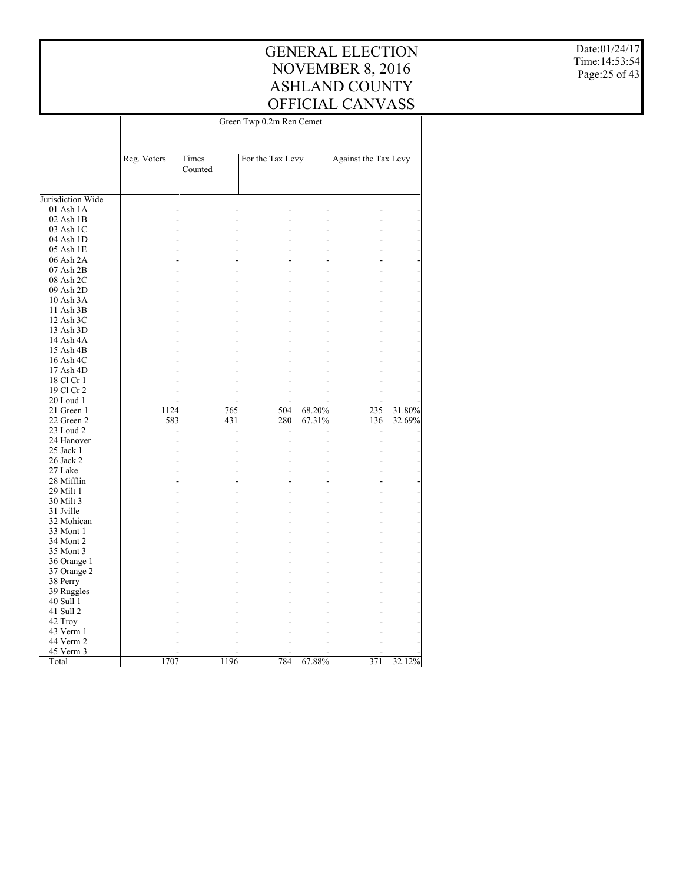# GENERAL ELECTION
# NOVEMBER 8, 2016
# ASHLAND COUNTY
# OFFICIAL CANVASS

Date:01/24/17
Time:14:53:54

| | Green Twp 0.2m Ren Cemet | | | | | |
|---|---|---|---|---|---|---|
| | Reg. Voters | Times Counted | For the Tax Levy | | Against the Tax Levy | |
| Jurisdiction Wide | | | | | | |
| 01 Ash 1A | - | - | - | - | - | - |
| 02 Ash 1B | - | - | - | - | - | - |
| 03 Ash 1C | - | - | - | - | - | - |
| 04 Ash 1D | - | - | - | - | - | - |
| 05 Ash 1E | - | - | - | - | - | - |
| 06 Ash 2A | - | - | - | - | - | - |
| 07 Ash 2B | - | - | - | - | - | - |
| 08 Ash 2C | - | - | - | - | - | - |
| 09 Ash 2D | - | - | - | - | - | - |
| 10 Ash 3A | - | - | - | - | - | - |
| 11 Ash 3B | - | - | - | - | - | - |
| 12 Ash 3C | - | - | - | - | - | - |
| 13 Ash 3D | - | - | - | - | - | - |
| 14 Ash 4A | - | - | - | - | - | - |
| 15 Ash 4B | - | - | - | - | - | - |
| 16 Ash 4C | - | - | - | - | - | - |
| 17 Ash 4D | - | - | - | - | - | - |
| 18 Cl Cr 1 | - | - | - | - | - | - |
| 19 Cl Cr 2 | - | - | - | - | - | - |
| 20 Loud 1 | - | - | - | - | - | - |
| 21 Green 1 | 1124 | 765 | 504 | 68.20% | 235 | 31.80% |
| 22 Green 2 | 583 | 431 | 280 | 67.31% | 136 | 32.69% |
| 23 Loud 2 | - | - | - | - | - | - |
| 24 Hanover | - | - | - | - | - | - |
| 25 Jack 1 | - | - | - | - | - | - |
| 26 Jack 2 | - | - | - | - | - | - |
| 27 Lake | - | - | - | - | - | - |
| 28 Mifflin | - | - | - | - | - | - |
| 29 Milt 1 | - | - | - | - | - | - |
| 30 Milt 3 | - | - | - | - | - | - |
| 31 Jville | - | - | - | - | - | - |
| 32 Mohican | - | - | - | - | - | - |
| 33 Mont 1 | - | - | - | - | - | - |
| 34 Mont 2 | - | - | - | - | - | - |
| 35 Mont 3 | - | - | - | - | - | - |
| 36 Orange 1 | - | - | - | - | - | - |
| 37 Orange 2 | - | - | - | - | - | - |
| 38 Perry | - | - | - | - | - | - |
| 39 Ruggles | - | - | - | - | - | - |
| 40 Sull 1 | - | - | - | - | - | - |
| 41 Sull 2 | - | - | - | - | - | - |
| 42 Troy | - | - | - | - | - | - |
| 43 Verm 1 | - | - | - | - | - | - |
| 44 Verm 2 | - | - | - | - | - | - |
| 45 Verm 3 | - | - | - | - | - | - |
| Total | 1707 | 1196 | 784 | 67.88% | 371 | 32.12% |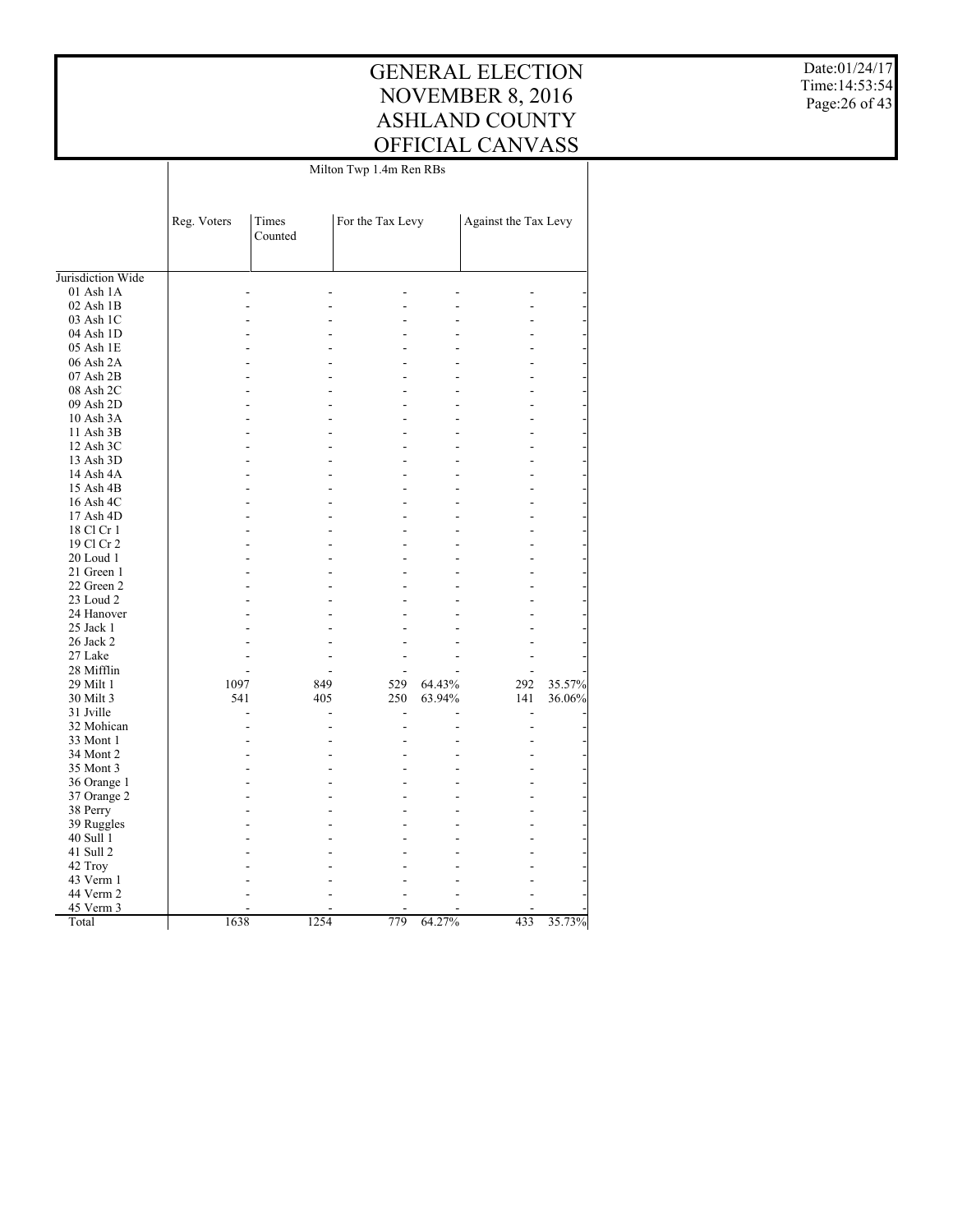# GENERAL ELECTION
# NOVEMBER 8, 2016
# ASHLAND COUNTY
# OFFICIAL CANVASS

Date:01/24/17
Time:14:53:54

| | Milton Twp 1.4m Ren RBs | | | | | |
|---|---|---|---|---|---|---|
| | Reg. Voters | Times Counted | For the Tax Levy | | Against the Tax Levy | |
| Jurisdiction Wide | | | | | | |
| 01 Ash 1A | - | - | - | - | - | - |
| 02 Ash 1B | - | - | - | - | - | - |
| 03 Ash 1C | - | - | - | - | - | - |
| 04 Ash 1D | - | - | - | - | - | - |
| 05 Ash 1E | - | - | - | - | - | - |
| 06 Ash 2A | - | - | - | - | - | - |
| 07 Ash 2B | - | - | - | - | - | - |
| 08 Ash 2C | - | - | - | - | - | - |
| 09 Ash 2D | - | - | - | - | - | - |
| 10 Ash 3A | - | - | - | - | - | - |
| 11 Ash 3B | - | - | - | - | - | - |
| 12 Ash 3C | - | - | - | - | - | - |
| 13 Ash 3D | - | - | - | - | - | - |
| 14 Ash 4A | - | - | - | - | - | - |
| 15 Ash 4B | - | - | - | - | - | - |
| 16 Ash 4C | - | - | - | - | - | - |
| 17 Ash 4D | - | - | - | - | - | - |
| 18 Cl Cr 1 | - | - | - | - | - | - |
| 19 Cl Cr 2 | - | - | - | - | - | - |
| 20 Loud 1 | - | - | - | - | - | - |
| 21 Green 1 | - | - | - | - | - | - |
| 22 Green 2 | - | - | - | - | - | - |
| 23 Loud 2 | - | - | - | - | - | - |
| 24 Hanover | - | - | - | - | - | - |
| 25 Jack 1 | - | - | - | - | - | - |
| 26 Jack 2 | - | - | - | - | - | - |
| 27 Lake | - | - | - | - | - | - |
| 28 Mifflin | - | - | - | - | - | - |
| 29 Milt 1 | 1097 | 849 | 529 | 64.43% | 292 | 35.57% |
| 30 Milt 3 | 541 | 405 | 250 | 63.94% | 141 | 36.06% |
| 31 Jville | - | - | - | - | - | - |
| 32 Mohican | - | - | - | - | - | - |
| 33 Mont 1 | - | - | - | - | - | - |
| 34 Mont 2 | - | - | - | - | - | - |
| 35 Mont 3 | - | - | - | - | - | - |
| 36 Orange 1 | - | - | - | - | - | - |
| 37 Orange 2 | - | - | - | - | - | - |
| 38 Perry | - | - | - | - | - | - |
| 39 Ruggles | - | - | - | - | - | - |
| 40 Sull 1 | - | - | - | - | - | - |
| 41 Sull 2 | - | - | - | - | - | - |
| 42 Troy | - | - | - | - | - | - |
| 43 Verm 1 | - | - | - | - | - | - |
| 44 Verm 2 | - | - | - | - | - | - |
| 45 Verm 3 | - | - | - | - | - | - |
| Total | 1638 | 1254 | 779 | 64.27% | 433 | 35.73% |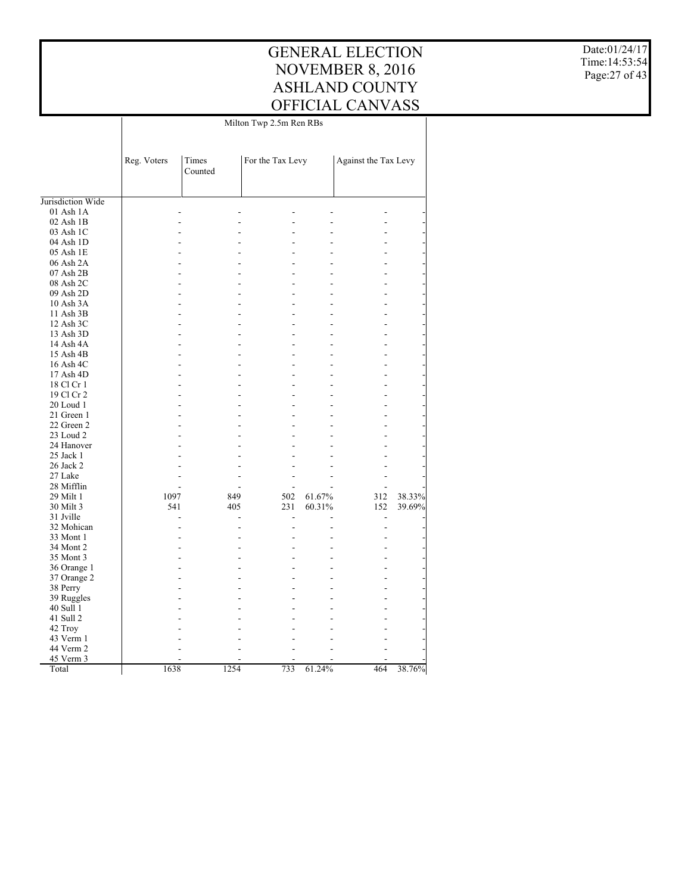# GENERAL ELECTION
# NOVEMBER 8, 2016
# ASHLAND COUNTY
# OFFICIAL CANVASS

Date:01/24/17
Time:14:53:54

| | Milton Twp 2.5m Ren RBs | | | | | |
|---|---|---|---|---|---|---|
| | Reg. Voters | Times Counted | For the Tax Levy | | Against the Tax Levy | |
| Jurisdiction Wide | | | | | | |
| 01 Ash 1A | - | - | - | - | - | - |
| 02 Ash 1B | - | - | - | - | - | - |
| 03 Ash 1C | - | - | - | - | - | - |
| 04 Ash 1D | - | - | - | - | - | - |
| 05 Ash 1E | - | - | - | - | - | - |
| 06 Ash 2A | - | - | - | - | - | - |
| 07 Ash 2B | - | - | - | - | - | - |
| 08 Ash 2C | - | - | - | - | - | - |
| 09 Ash 2D | - | - | - | - | - | - |
| 10 Ash 3A | - | - | - | - | - | - |
| 11 Ash 3B | - | - | - | - | - | - |
| 12 Ash 3C | - | - | - | - | - | - |
| 13 Ash 3D | - | - | - | - | - | - |
| 14 Ash 4A | - | - | - | - | - | - |
| 15 Ash 4B | - | - | - | - | - | - |
| 16 Ash 4C | - | - | - | - | - | - |
| 17 Ash 4D | - | - | - | - | - | - |
| 18 Cl Cr 1 | - | - | - | - | - | - |
| 19 Cl Cr 2 | - | - | - | - | - | - |
| 20 Loud 1 | - | - | - | - | - | - |
| 21 Green 1 | - | - | - | - | - | - |
| 22 Green 2 | - | - | - | - | - | - |
| 23 Loud 2 | - | - | - | - | - | - |
| 24 Hanover | - | - | - | - | - | - |
| 25 Jack 1 | - | - | - | - | - | - |
| 26 Jack 2 | - | - | - | - | - | - |
| 27 Lake | - | - | - | - | - | - |
| 28 Mifflin | - | - | - | - | - | - |
| 29 Milt 1 | 1097 | 849 | 502 | 61.67% | 312 | 38.33% |
| 30 Milt 3 | 541 | 405 | 231 | 60.31% | 152 | 39.69% |
| 31 Jville | - | - | - | - | - | - |
| 32 Mohican | - | - | - | - | - | - |
| 33 Mont 1 | - | - | - | - | - | - |
| 34 Mont 2 | - | - | - | - | - | - |
| 35 Mont 3 | - | - | - | - | - | - |
| 36 Orange 1 | - | - | - | - | - | - |
| 37 Orange 2 | - | - | - | - | - | - |
| 38 Perry | - | - | - | - | - | - |
| 39 Ruggles | - | - | - | - | - | - |
| 40 Sull 1 | - | - | - | - | - | - |
| 41 Sull 2 | - | - | - | - | - | - |
| 42 Troy | - | - | - | - | - | - |
| 43 Verm 1 | - | - | - | - | - | - |
| 44 Verm 2 | - | - | - | - | - | - |
| 45 Verm 3 | - | - | - | - | - | - |
| Total | 1638 | 1254 | 733 | 61.24% | 464 | 38.76% |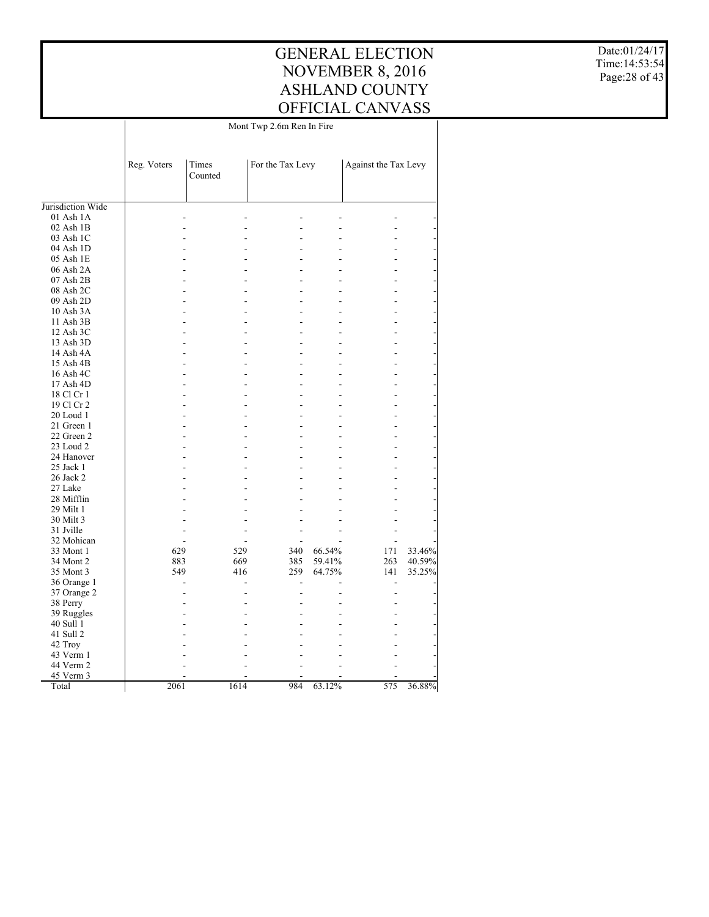# GENERAL ELECTION
# NOVEMBER 8, 2016
# ASHLAND COUNTY
# OFFICIAL CANVASS

Date:01/24/17
Time:14:53:54

| | Mont Twp 2.6m Ren In Fire | | | | | |
|---|---|---|---|---|---|---|
| | Reg. Voters | Times Counted | For the Tax Levy | | Against the Tax Levy | |
| Jurisdiction Wide | | | | | | |
| 01 Ash 1A | - | - | - | - | - | - |
| 02 Ash 1B | - | - | - | - | - | - |
| 03 Ash 1C | - | - | - | - | - | - |
| 04 Ash 1D | - | - | - | - | - | - |
| 05 Ash 1E | - | - | - | - | - | - |
| 06 Ash 2A | - | - | - | - | - | - |
| 07 Ash 2B | - | - | - | - | - | - |
| 08 Ash 2C | - | - | - | - | - | - |
| 09 Ash 2D | - | - | - | - | - | - |
| 10 Ash 3A | - | - | - | - | - | - |
| 11 Ash 3B | - | - | - | - | - | - |
| 12 Ash 3C | - | - | - | - | - | - |
| 13 Ash 3D | - | - | - | - | - | - |
| 14 Ash 4A | - | - | - | - | - | - |
| 15 Ash 4B | - | - | - | - | - | - |
| 16 Ash 4C | - | - | - | - | - | - |
| 17 Ash 4D | - | - | - | - | - | - |
| 18 Cl Cr 1 | - | - | - | - | - | - |
| 19 Cl Cr 2 | - | - | - | - | - | - |
| 20 Loud 1 | - | - | - | - | - | - |
| 21 Green 1 | - | - | - | - | - | - |
| 22 Green 2 | - | - | - | - | - | - |
| 23 Loud 2 | - | - | - | - | - | - |
| 24 Hanover | - | - | - | - | - | - |
| 25 Jack 1 | - | - | - | - | - | - |
| 26 Jack 2 | - | - | - | - | - | - |
| 27 Lake | - | - | - | - | - | - |
| 28 Mifflin | - | - | - | - | - | - |
| 29 Milt 1 | - | - | - | - | - | - |
| 30 Milt 3 | - | - | - | - | - | - |
| 31 Jville | - | - | - | - | - | - |
| 32 Mohican | - | - | - | - | - | - |
| 33 Mont 1 | 629 | 529 | 340 | 66.54% | 171 | 33.46% |
| 34 Mont 2 | 883 | 669 | 385 | 59.41% | 263 | 40.59% |
| 35 Mont 3 | 549 | 416 | 259 | 64.75% | 141 | 35.25% |
| 36 Orange 1 | - | - | - | - | - | - |
| 37 Orange 2 | - | - | - | - | - | - |
| 38 Perry | - | - | - | - | - | - |
| 39 Ruggles | - | - | - | - | - | - |
| 40 Sull 1 | - | - | - | - | - | - |
| 41 Sull 2 | - | - | - | - | - | - |
| 42 Troy | - | - | - | - | - | - |
| 43 Verm 1 | - | - | - | - | - | - |
| 44 Verm 2 | - | - | - | - | - | - |
| 45 Verm 3 | - | - | - | - | - | - |
| Total | 2061 | 1614 | 984 | 63.12% | 575 | 36.88% |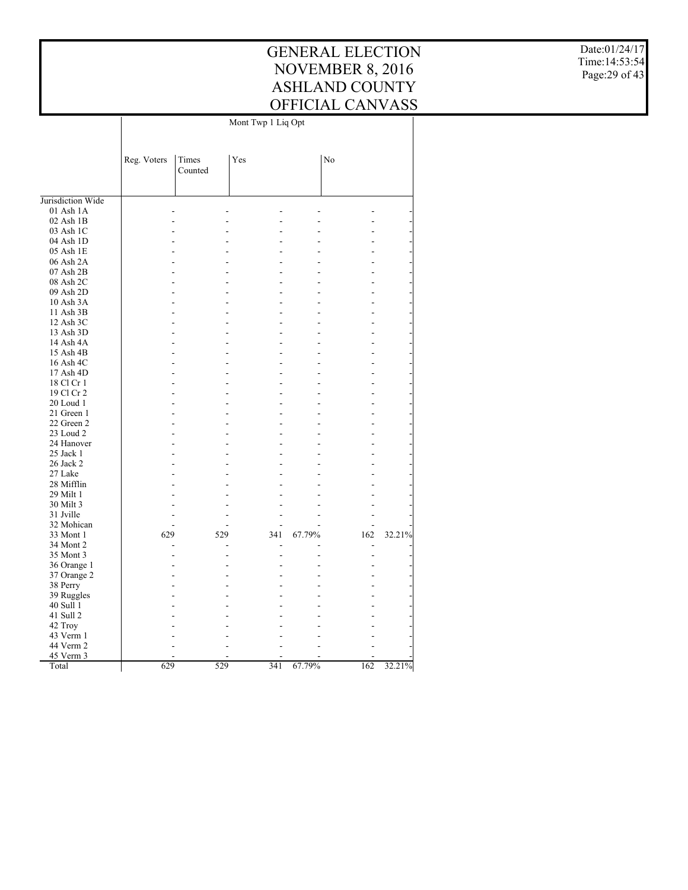# GENERAL ELECTION
# NOVEMBER 8, 2016
# ASHLAND COUNTY
# OFFICIAL CANVASS

Date:01/24/17
Time:14:53:54

| | Mont Twp 1 Liq Opt | | | | | |
|---|---|---|---|---|---|---|
| | Reg. Voters | Times Counted | Yes | | No | |
| Jurisdiction Wide | | | | | | |
| 01 Ash 1A | - | - | - | - | - | - |
| 02 Ash 1B | - | - | - | - | - | - |
| 03 Ash 1C | - | - | - | - | - | - |
| 04 Ash 1D | - | - | - | - | - | - |
| 05 Ash 1E | - | - | - | - | - | - |
| 06 Ash 2A | - | - | - | - | - | - |
| 07 Ash 2B | - | - | - | - | - | - |
| 08 Ash 2C | - | - | - | - | - | - |
| 09 Ash 2D | - | - | - | - | - | - |
| 10 Ash 3A | - | - | - | - | - | - |
| 11 Ash 3B | - | - | - | - | - | - |
| 12 Ash 3C | - | - | - | - | - | - |
| 13 Ash 3D | - | - | - | - | - | - |
| 14 Ash 4A | - | - | - | - | - | - |
| 15 Ash 4B | - | - | - | - | - | - |
| 16 Ash 4C | - | - | - | - | - | - |
| 17 Ash 4D | - | - | - | - | - | - |
| 18 Cl Cr 1 | - | - | - | - | - | - |
| 19 Cl Cr 2 | - | - | - | - | - | - |
| 20 Loud 1 | - | - | - | - | - | - |
| 21 Green 1 | - | - | - | - | - | - |
| 22 Green 2 | - | - | - | - | - | - |
| 23 Loud 2 | - | - | - | - | - | - |
| 24 Hanover | - | - | - | - | - | - |
| 25 Jack 1 | - | - | - | - | - | - |
| 26 Jack 2 | - | - | - | - | - | - |
| 27 Lake | - | - | - | - | - | - |
| 28 Mifflin | - | - | - | - | - | - |
| 29 Milt 1 | - | - | - | - | - | - |
| 30 Milt 3 | - | - | - | - | - | - |
| 31 Jville | - | - | - | - | - | - |
| 32 Mohican | - | - | - | - | - | - |
| 33 Mont 1 | 629 | 529 | 341 | 67.79% | 162 | 32.21% |
| 34 Mont 2 | - | - | - | - | - | - |
| 35 Mont 3 | - | - | - | - | - | - |
| 36 Orange 1 | - | - | - | - | - | - |
| 37 Orange 2 | - | - | - | - | - | - |
| 38 Perry | - | - | - | - | - | - |
| 39 Ruggles | - | - | - | - | - | - |
| 40 Sull 1 | - | - | - | - | - | - |
| 41 Sull 2 | - | - | - | - | - | - |
| 42 Troy | - | - | - | - | - | - |
| 43 Verm 1 | - | - | - | - | - | - |
| 44 Verm 2 | - | - | - | - | - | - |
| 45 Verm 3 | - | - | - | - | - | - |
| Total | 629 | 529 | 341 | 67.79% | 162 | 32.21% |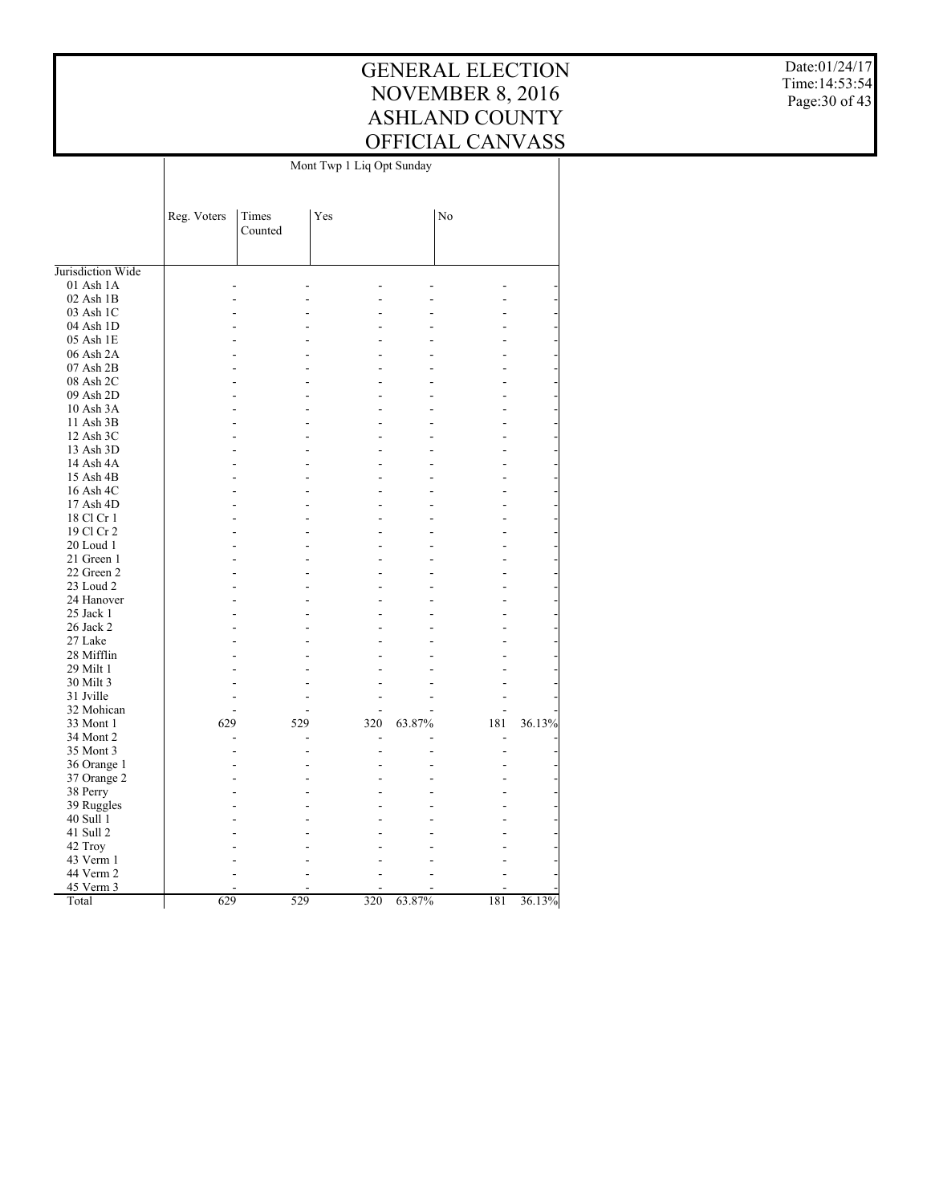# GENERAL ELECTION
# NOVEMBER 8, 2016
# ASHLAND COUNTY
# OFFICIAL CANVASS

Date:01/24/17
Time:14:53:54

| | Mont Twp 1 Liq Opt Sunday | | | | | |
|---|---|---|---|---|---|---|
| | Reg. Voters | Times Counted | Yes | | No | |
| Jurisdiction Wide | | | | | | |
| 01 Ash 1A | - | - | - | - | - | - |
| 02 Ash 1B | - | - | - | - | - | - |
| 03 Ash 1C | - | - | - | - | - | - |
| 04 Ash 1D | - | - | - | - | - | - |
| 05 Ash 1E | - | - | - | - | - | - |
| 06 Ash 2A | - | - | - | - | - | - |
| 07 Ash 2B | - | - | - | - | - | - |
| 08 Ash 2C | - | - | - | - | - | - |
| 09 Ash 2D | - | - | - | - | - | - |
| 10 Ash 3A | - | - | - | - | - | - |
| 11 Ash 3B | - | - | - | - | - | - |
| 12 Ash 3C | - | - | - | - | - | - |
| 13 Ash 3D | - | - | - | - | - | - |
| 14 Ash 4A | - | - | - | - | - | - |
| 15 Ash 4B | - | - | - | - | - | - |
| 16 Ash 4C | - | - | - | - | - | - |
| 17 Ash 4D | - | - | - | - | - | - |
| 18 Cl Cr 1 | - | - | - | - | - | - |
| 19 Cl Cr 2 | - | - | - | - | - | - |
| 20 Loud 1 | - | - | - | - | - | - |
| 21 Green 1 | - | - | - | - | - | - |
| 22 Green 2 | - | - | - | - | - | - |
| 23 Loud 2 | - | - | - | - | - | - |
| 24 Hanover | - | - | - | - | - | - |
| 25 Jack 1 | - | - | - | - | - | - |
| 26 Jack 2 | - | - | - | - | - | - |
| 27 Lake | - | - | - | - | - | - |
| 28 Mifflin | - | - | - | - | - | - |
| 29 Milt 1 | - | - | - | - | - | - |
| 30 Milt 3 | - | - | - | - | - | - |
| 31 Jville | - | - | - | - | - | - |
| 32 Mohican | - | - | - | - | - | - |
| 33 Mont 1 | 629 | 529 | 320 | 63.87% | 181 | 36.13% |
| 34 Mont 2 | - | - | - | - | - | - |
| 35 Mont 3 | - | - | - | - | - | - |
| 36 Orange 1 | - | - | - | - | - | - |
| 37 Orange 2 | - | - | - | - | - | - |
| 38 Perry | - | - | - | - | - | - |
| 39 Ruggles | - | - | - | - | - | - |
| 40 Sull 1 | - | - | - | - | - | - |
| 41 Sull 2 | - | - | - | - | - | - |
| 42 Troy | - | - | - | - | - | - |
| 43 Verm 1 | - | - | - | - | - | - |
| 44 Verm 2 | - | - | - | - | - | - |
| 45 Verm 3 | - | - | - | - | - | - |
| Total | 629 | 529 | 320 | 63.87% | 181 | 36.13% |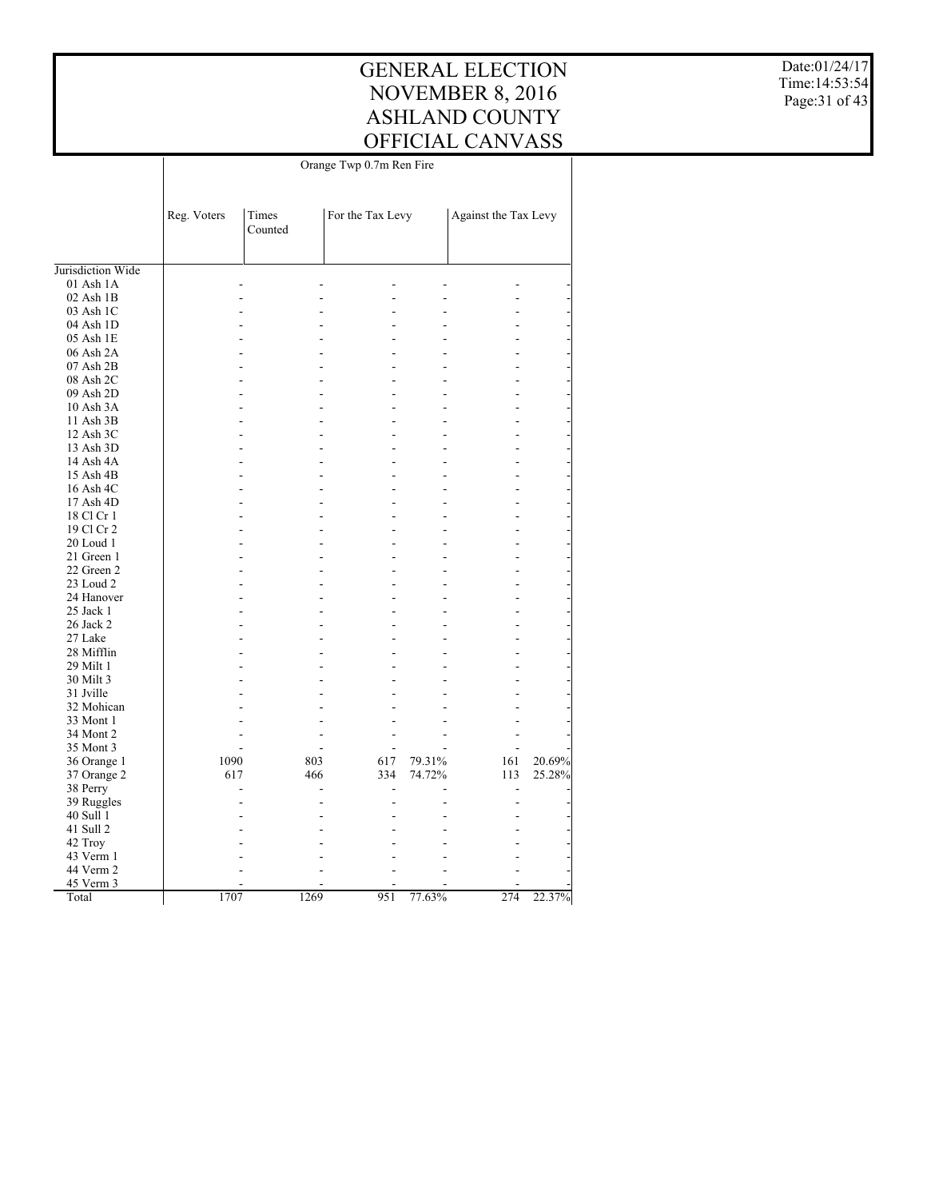# GENERAL ELECTION
# NOVEMBER 8, 2016
# ASHLAND COUNTY
# OFFICIAL CANVASS

Date:01/24/17
Time:14:53:54

| | Orange Twp 0.7m Ren Fire | | | | | |
|---|---|---|---|---|---|---|
| | Reg. Voters | Times Counted | For the Tax Levy | | Against the Tax Levy | |
| Jurisdiction Wide | | | | | | |
| 01 Ash 1A | - | - | - | - | - | - |
| 02 Ash 1B | - | - | - | - | - | - |
| 03 Ash 1C | - | - | - | - | - | - |
| 04 Ash 1D | - | - | - | - | - | - |
| 05 Ash 1E | - | - | - | - | - | - |
| 06 Ash 2A | - | - | - | - | - | - |
| 07 Ash 2B | - | - | - | - | - | - |
| 08 Ash 2C | - | - | - | - | - | - |
| 09 Ash 2D | - | - | - | - | - | - |
| 10 Ash 3A | - | - | - | - | - | - |
| 11 Ash 3B | - | - | - | - | - | - |
| 12 Ash 3C | - | - | - | - | - | - |
| 13 Ash 3D | - | - | - | - | - | - |
| 14 Ash 4A | - | - | - | - | - | - |
| 15 Ash 4B | - | - | - | - | - | - |
| 16 Ash 4C | - | - | - | - | - | - |
| 17 Ash 4D | - | - | - | - | - | - |
| 18 Cl Cr 1 | - | - | - | - | - | - |
| 19 Cl Cr 2 | - | - | - | - | - | - |
| 20 Loud 1 | - | - | - | - | - | - |
| 21 Green 1 | - | - | - | - | - | - |
| 22 Green 2 | - | - | - | - | - | - |
| 23 Loud 2 | - | - | - | - | - | - |
| 24 Hanover | - | - | - | - | - | - |
| 25 Jack 1 | - | - | - | - | - | - |
| 26 Jack 2 | - | - | - | - | - | - |
| 27 Lake | - | - | - | - | - | - |
| 28 Mifflin | - | - | - | - | - | - |
| 29 Milt 1 | - | - | - | - | - | - |
| 30 Milt 3 | - | - | - | - | - | - |
| 31 Jville | - | - | - | - | - | - |
| 32 Mohican | - | - | - | - | - | - |
| 33 Mont 1 | - | - | - | - | - | - |
| 34 Mont 2 | - | - | - | - | - | - |
| 35 Mont 3 | - | - | - | - | - | - |
| 36 Orange 1 | 1090 | 803 | 617 | 79.31% | 161 | 20.69% |
| 37 Orange 2 | 617 | 466 | 334 | 74.72% | 113 | 25.28% |
| 38 Perry | - | - | - | - | - | - |
| 39 Ruggles | - | - | - | - | - | - |
| 40 Sull 1 | - | - | - | - | - | - |
| 41 Sull 2 | - | - | - | - | - | - |
| 42 Troy | - | - | - | - | - | - |
| 43 Verm 1 | - | - | - | - | - | - |
| 44 Verm 2 | - | - | - | - | - | - |
| 45 Verm 3 | - | - | - | - | - | - |
| Total | 1707 | 1269 | 951 | 77.63% | 274 | 22.37% |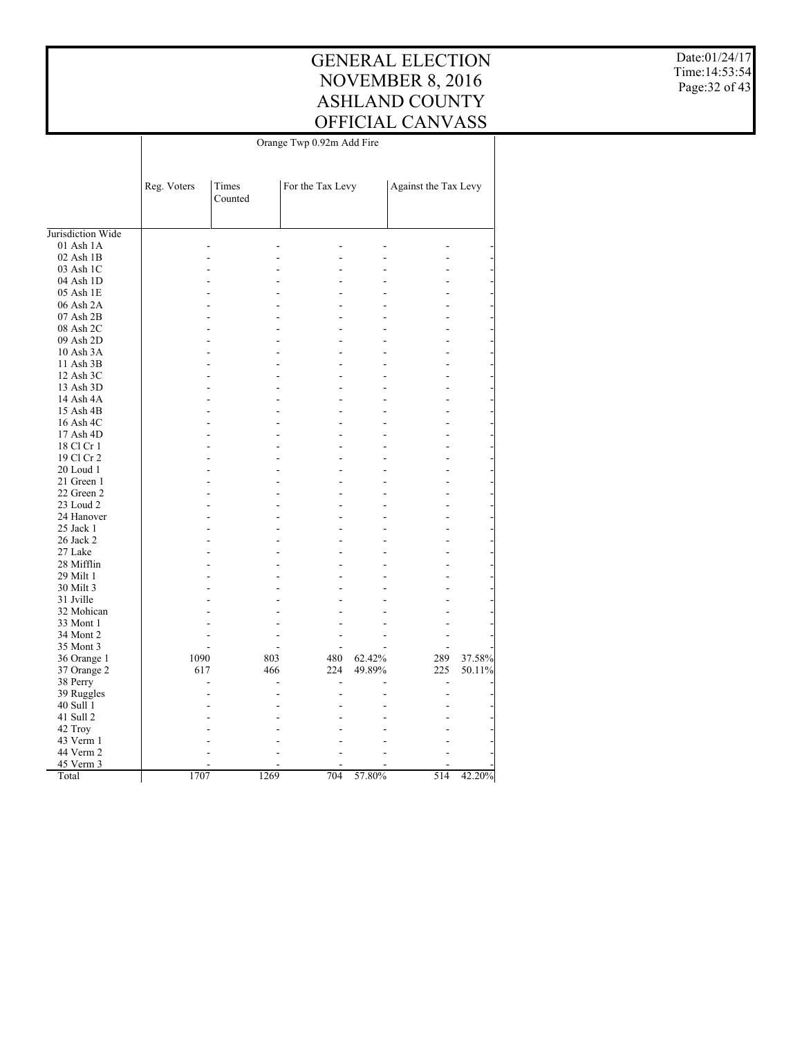# GENERAL ELECTION NOVEMBER 8, 2016 ASHLAND COUNTY OFFICIAL CANVASS

Date:01/24/17
Time:14:53:54

| | Orange Twp 0.92m Add Fire | | | | | |
|---|---|---|---|---|---|---|
| | Reg. Voters | Times Counted | For the Tax Levy | | Against the Tax Levy | |
| Jurisdiction Wide | | | | | | |
| 01 Ash 1A | - | - | - | - | - | - |
| 02 Ash 1B | - | - | - | - | - | - |
| 03 Ash 1C | - | - | - | - | - | - |
| 04 Ash 1D | - | - | - | - | - | - |
| 05 Ash 1E | - | - | - | - | - | - |
| 06 Ash 2A | - | - | - | - | - | - |
| 07 Ash 2B | - | - | - | - | - | - |
| 08 Ash 2C | - | - | - | - | - | - |
| 09 Ash 2D | - | - | - | - | - | - |
| 10 Ash 3A | - | - | - | - | - | - |
| 11 Ash 3B | - | - | - | - | - | - |
| 12 Ash 3C | - | - | - | - | - | - |
| 13 Ash 3D | - | - | - | - | - | - |
| 14 Ash 4A | - | - | - | - | - | - |
| 15 Ash 4B | - | - | - | - | - | - |
| 16 Ash 4C | - | - | - | - | - | - |
| 17 Ash 4D | - | - | - | - | - | - |
| 18 Cl Cr 1 | - | - | - | - | - | - |
| 19 Cl Cr 2 | - | - | - | - | - | - |
| 20 Loud 1 | - | - | - | - | - | - |
| 21 Green 1 | - | - | - | - | - | - |
| 22 Green 2 | - | - | - | - | - | - |
| 23 Loud 2 | - | - | - | - | - | - |
| 24 Hanover | - | - | - | - | - | - |
| 25 Jack 1 | - | - | - | - | - | - |
| 26 Jack 2 | - | - | - | - | - | - |
| 27 Lake | - | - | - | - | - | - |
| 28 Mifflin | - | - | - | - | - | - |
| 29 Milt 1 | - | - | - | - | - | - |
| 30 Milt 3 | - | - | - | - | - | - |
| 31 Jville | - | - | - | - | - | - |
| 32 Mohican | - | - | - | - | - | - |
| 33 Mont 1 | - | - | - | - | - | - |
| 34 Mont 2 | - | - | - | - | - | - |
| 35 Mont 3 | - | - | - | - | - | - |
| 36 Orange 1 | 1090 | 803 | 480 | 62.42% | 289 | 37.58% |
| 37 Orange 2 | 617 | 466 | 224 | 49.89% | 225 | 50.11% |
| 38 Perry | - | - | - | - | - | - |
| 39 Ruggles | - | - | - | - | - | - |
| 40 Sull 1 | - | - | - | - | - | - |
| 41 Sull 2 | - | - | - | - | - | - |
| 42 Troy | - | - | - | - | - | - |
| 43 Verm 1 | - | - | - | - | - | - |
| 44 Verm 2 | - | - | - | - | - | - |
| 45 Verm 3 | - | - | - | - | - | - |
| Total | 1707 | 1269 | 704 | 57.80% | 514 | 42.20% |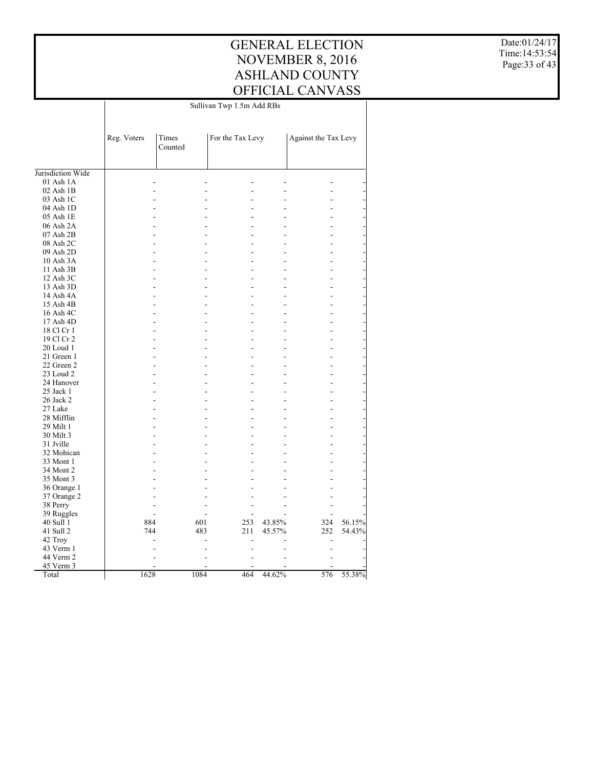# GENERAL ELECTION
# NOVEMBER 8, 2016
# ASHLAND COUNTY
# OFFICIAL CANVASS

Date:01/24/17
Time:14:53:54

| | Sullivan Twp 1.5m Add RBs | | | | | |
|---|---|---|---|---|---|---|
| | Reg. Voters | Times Counted | For the Tax Levy | | Against the Tax Levy | |
| Jurisdiction Wide | | | | | | |
| 01 Ash 1A | - | - | - | - | - | - |
| 02 Ash 1B | - | - | - | - | - | - |
| 03 Ash 1C | - | - | - | - | - | - |
| 04 Ash 1D | - | - | - | - | - | - |
| 05 Ash 1E | - | - | - | - | - | - |
| 06 Ash 2A | - | - | - | - | - | - |
| 07 Ash 2B | - | - | - | - | - | - |
| 08 Ash 2C | - | - | - | - | - | - |
| 09 Ash 2D | - | - | - | - | - | - |
| 10 Ash 3A | - | - | - | - | - | - |
| 11 Ash 3B | - | - | - | - | - | - |
| 12 Ash 3C | - | - | - | - | - | - |
| 13 Ash 3D | - | - | - | - | - | - |
| 14 Ash 4A | - | - | - | - | - | - |
| 15 Ash 4B | - | - | - | - | - | - |
| 16 Ash 4C | - | - | - | - | - | - |
| 17 Ash 4D | - | - | - | - | - | - |
| 18 Cl Cr 1 | - | - | - | - | - | - |
| 19 Cl Cr 2 | - | - | - | - | - | - |
| 20 Loud 1 | - | - | - | - | - | - |
| 21 Green 1 | - | - | - | - | - | - |
| 22 Green 2 | - | - | - | - | - | - |
| 23 Loud 2 | - | - | - | - | - | - |
| 24 Hanover | - | - | - | - | - | - |
| 25 Jack 1 | - | - | - | - | - | - |
| 26 Jack 2 | - | - | - | - | - | - |
| 27 Lake | - | - | - | - | - | - |
| 28 Mifflin | - | - | - | - | - | - |
| 29 Milt 1 | - | - | - | - | - | - |
| 30 Milt 3 | - | - | - | - | - | - |
| 31 Jville | - | - | - | - | - | - |
| 32 Mohican | - | - | - | - | - | - |
| 33 Mont 1 | - | - | - | - | - | - |
| 34 Mont 2 | - | - | - | - | - | - |
| 35 Mont 3 | - | - | - | - | - | - |
| 36 Orange 1 | - | - | - | - | - | - |
| 37 Orange 2 | - | - | - | - | - | - |
| 38 Perry | - | - | - | - | - | - |
| 39 Ruggles | - | - | - | - | - | - |
| 40 Sull 1 | 884 | 601 | 253 | 43.85% | 324 | 56.15% |
| 41 Sull 2 | 744 | 483 | 211 | 45.57% | 252 | 54.43% |
| 42 Troy | - | - | - | - | - | - |
| 43 Verm 1 | - | - | - | - | - | - |
| 44 Verm 2 | - | - | - | - | - | - |
| 45 Verm 3 | - | - | - | - | - | - |
| Total | 1628 | 1084 | 464 | 44.62% | 576 | 55.38% |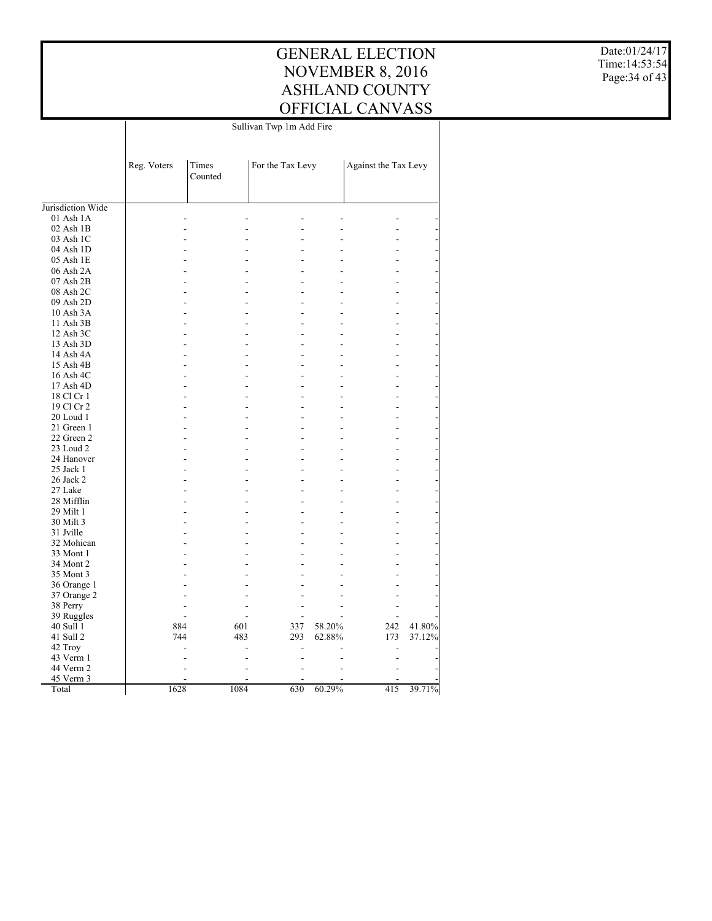# GENERAL ELECTION
# NOVEMBER 8, 2016
# ASHLAND COUNTY
# OFFICIAL CANVASS

Date:01/24/17
Time:14:53:54

| | Sullivan Twp 1m Add Fire | | | | | |
|---|---|---|---|---|---|---|
| | Reg. Voters | Times Counted | For the Tax Levy | | Against the Tax Levy | |
| Jurisdiction Wide | | | | | | |
| 01 Ash 1A | - | - | - | - | - | - |
| 02 Ash 1B | - | - | - | - | - | - |
| 03 Ash 1C | - | - | - | - | - | - |
| 04 Ash 1D | - | - | - | - | - | - |
| 05 Ash 1E | - | - | - | - | - | - |
| 06 Ash 2A | - | - | - | - | - | - |
| 07 Ash 2B | - | - | - | - | - | - |
| 08 Ash 2C | - | - | - | - | - | - |
| 09 Ash 2D | - | - | - | - | - | - |
| 10 Ash 3A | - | - | - | - | - | - |
| 11 Ash 3B | - | - | - | - | - | - |
| 12 Ash 3C | - | - | - | - | - | - |
| 13 Ash 3D | - | - | - | - | - | - |
| 14 Ash 4A | - | - | - | - | - | - |
| 15 Ash 4B | - | - | - | - | - | - |
| 16 Ash 4C | - | - | - | - | - | - |
| 17 Ash 4D | - | - | - | - | - | - |
| 18 Cl Cr 1 | - | - | - | - | - | - |
| 19 Cl Cr 2 | - | - | - | - | - | - |
| 20 Loud 1 | - | - | - | - | - | - |
| 21 Green 1 | - | - | - | - | - | - |
| 22 Green 2 | - | - | - | - | - | - |
| 23 Loud 2 | - | - | - | - | - | - |
| 24 Hanover | - | - | - | - | - | - |
| 25 Jack 1 | - | - | - | - | - | - |
| 26 Jack 2 | - | - | - | - | - | - |
| 27 Lake | - | - | - | - | - | - |
| 28 Mifflin | - | - | - | - | - | - |
| 29 Milt 1 | - | - | - | - | - | - |
| 30 Milt 3 | - | - | - | - | - | - |
| 31 Jville | - | - | - | - | - | - |
| 32 Mohican | - | - | - | - | - | - |
| 33 Mont 1 | - | - | - | - | - | - |
| 34 Mont 2 | - | - | - | - | - | - |
| 35 Mont 3 | - | - | - | - | - | - |
| 36 Orange 1 | - | - | - | - | - | - |
| 37 Orange 2 | - | - | - | - | - | - |
| 38 Perry | - | - | - | - | - | - |
| 39 Ruggles | - | - | - | - | - | - |
| 40 Sull 1 | 884 | 601 | 337 | 58.20% | 242 | 41.80% |
| 41 Sull 2 | 744 | 483 | 293 | 62.88% | 173 | 37.12% |
| 42 Troy | - | - | - | - | - | - |
| 43 Verm 1 | - | - | - | - | - | - |
| 44 Verm 2 | - | - | - | - | - | - |
| 45 Verm 3 | - | - | - | - | - | - |
| Total | 1628 | 1084 | 630 | 60.29% | 415 | 39.71% |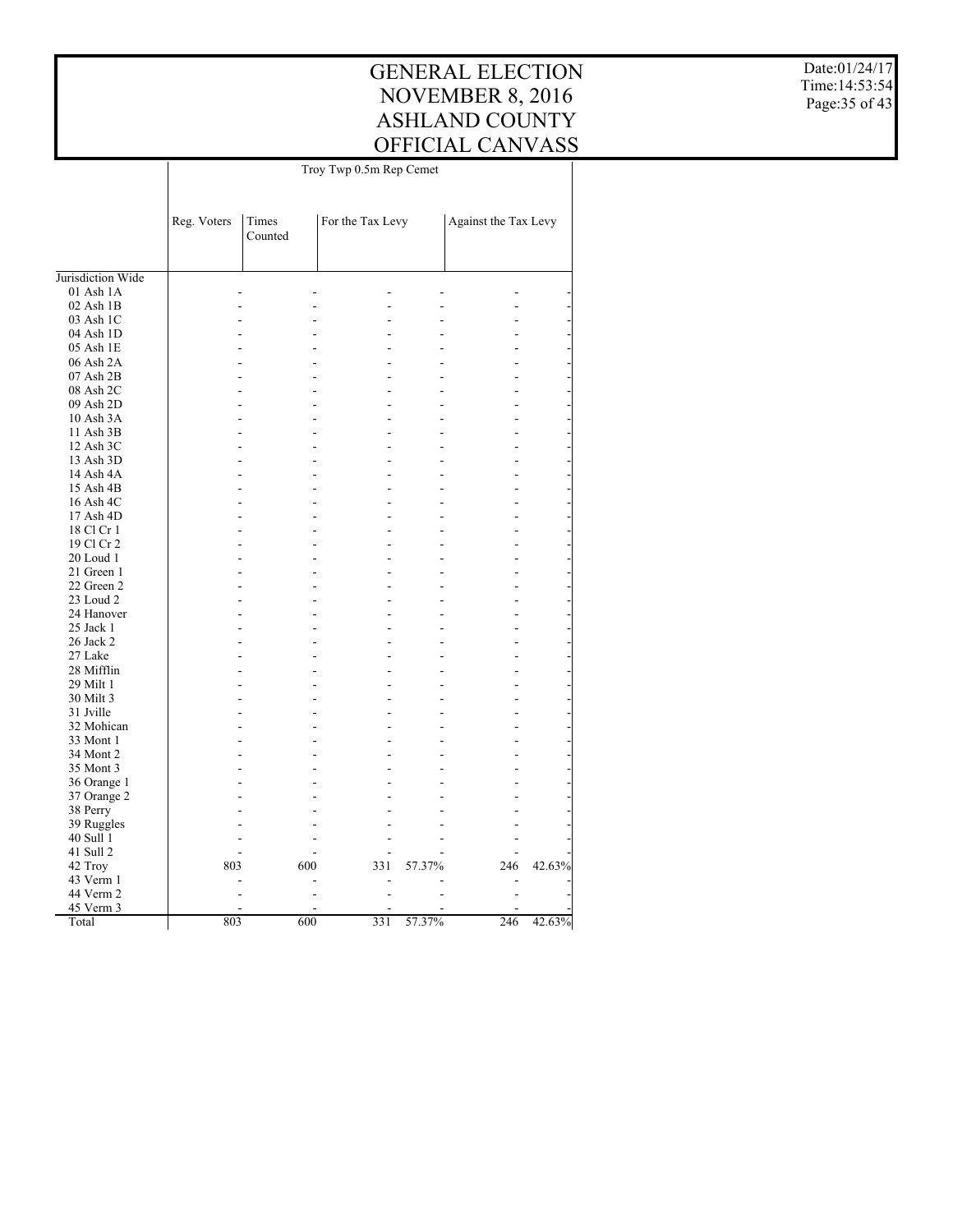# GENERAL ELECTION
# NOVEMBER 8, 2016
# ASHLAND COUNTY
# OFFICIAL CANVASS

Date:01/24/17
Time:14:53:54

| | Troy Twp 0.5m Rep Cemet | | | | | |
|---|---|---|---|---|---|---|
| | Reg. Voters | Times Counted | For the Tax Levy | | Against the Tax Levy | |
| Jurisdiction Wide | | | | | | |
| 01 Ash 1A | - | - | - | - | - | - |
| 02 Ash 1B | - | - | - | - | - | - |
| 03 Ash 1C | - | - | - | - | - | - |
| 04 Ash 1D | - | - | - | - | - | - |
| 05 Ash 1E | - | - | - | - | - | - |
| 06 Ash 2A | - | - | - | - | - | - |
| 07 Ash 2B | - | - | - | - | - | - |
| 08 Ash 2C | - | - | - | - | - | - |
| 09 Ash 2D | - | - | - | - | - | - |
| 10 Ash 3A | - | - | - | - | - | - |
| 11 Ash 3B | - | - | - | - | - | - |
| 12 Ash 3C | - | - | - | - | - | - |
| 13 Ash 3D | - | - | - | - | - | - |
| 14 Ash 4A | - | - | - | - | - | - |
| 15 Ash 4B | - | - | - | - | - | - |
| 16 Ash 4C | - | - | - | - | - | - |
| 17 Ash 4D | - | - | - | - | - | - |
| 18 Cl Cr 1 | - | - | - | - | - | - |
| 19 Cl Cr 2 | - | - | - | - | - | - |
| 20 Loud 1 | - | - | - | - | - | - |
| 21 Green 1 | - | - | - | - | - | - |
| 22 Green 2 | - | - | - | - | - | - |
| 23 Loud 2 | - | - | - | - | - | - |
| 24 Hanover | - | - | - | - | - | - |
| 25 Jack 1 | - | - | - | - | - | - |
| 26 Jack 2 | - | - | - | - | - | - |
| 27 Lake | - | - | - | - | - | - |
| 28 Mifflin | - | - | - | - | - | - |
| 29 Milt 1 | - | - | - | - | - | - |
| 30 Milt 3 | - | - | - | - | - | - |
| 31 Jville | - | - | - | - | - | - |
| 32 Mohican | - | - | - | - | - | - |
| 33 Mont 1 | - | - | - | - | - | - |
| 34 Mont 2 | - | - | - | - | - | - |
| 35 Mont 3 | - | - | - | - | - | - |
| 36 Orange 1 | - | - | - | - | - | - |
| 37 Orange 2 | - | - | - | - | - | - |
| 38 Perry | - | - | - | - | - | - |
| 39 Ruggles | - | - | - | - | - | - |
| 40 Sull 1 | - | - | - | - | - | - |
| 41 Sull 2 | - | - | - | - | - | - |
| 42 Troy | 803 | 600 | 331 | 57.37% | 246 | 42.63% |
| 43 Verm 1 | - | - | - | - | - | - |
| 44 Verm 2 | - | - | - | - | - | - |
| 45 Verm 3 | - | - | - | - | - | - |
| Total | 803 | 600 | 331 | 57.37% | 246 | 42.63% |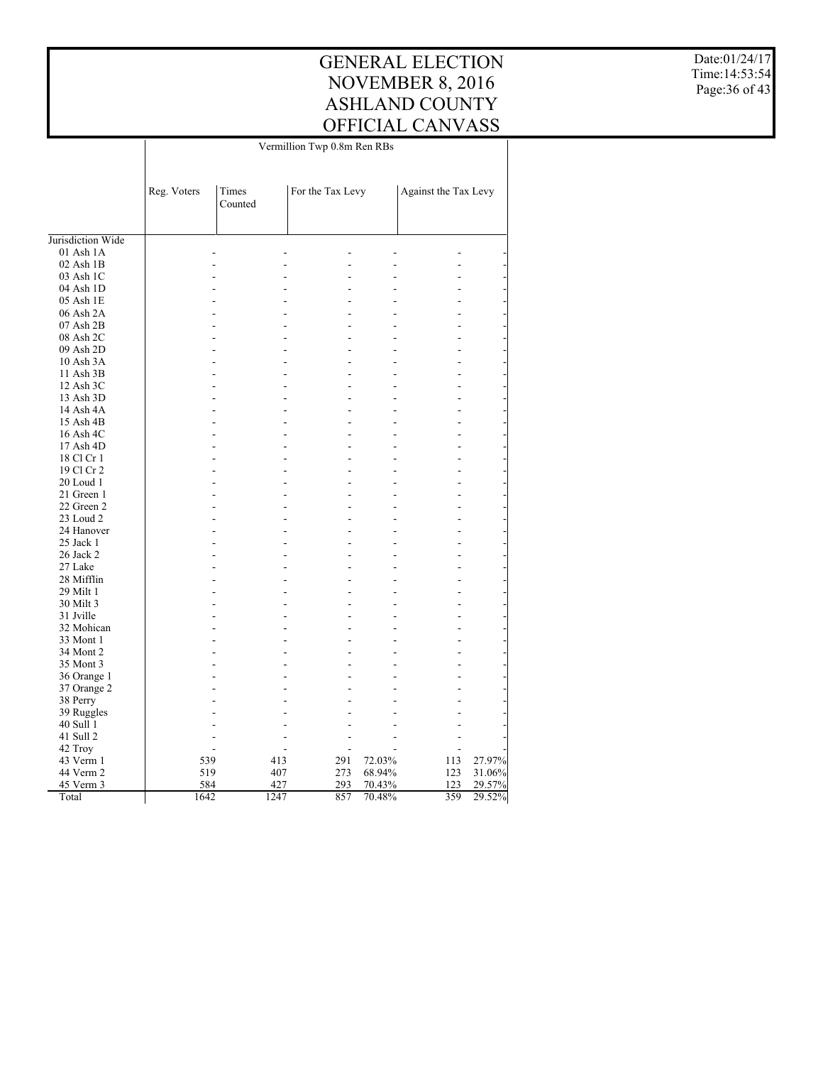# GENERAL ELECTION
# NOVEMBER 8, 2016
# ASHLAND COUNTY
# OFFICIAL CANVASS

Date:01/24/17
Time:14:53:54

| | Vermillion Twp 0.8m Ren RBs | | | | | |
|---|---|---|---|---|---|---|
| | Reg. Voters | Times Counted | For the Tax Levy | | Against the Tax Levy | |
| Jurisdiction Wide | | | | | | |
| 01 Ash 1A | - | - | - | - | - | - |
| 02 Ash 1B | - | - | - | - | - | - |
| 03 Ash 1C | - | - | - | - | - | - |
| 04 Ash 1D | - | - | - | - | - | - |
| 05 Ash 1E | - | - | - | - | - | - |
| 06 Ash 2A | - | - | - | - | - | - |
| 07 Ash 2B | - | - | - | - | - | - |
| 08 Ash 2C | - | - | - | - | - | - |
| 09 Ash 2D | - | - | - | - | - | - |
| 10 Ash 3A | - | - | - | - | - | - |
| 11 Ash 3B | - | - | - | - | - | - |
| 12 Ash 3C | - | - | - | - | - | - |
| 13 Ash 3D | - | - | - | - | - | - |
| 14 Ash 4A | - | - | - | - | - | - |
| 15 Ash 4B | - | - | - | - | - | - |
| 16 Ash 4C | - | - | - | - | - | - |
| 17 Ash 4D | - | - | - | - | - | - |
| 18 Cl Cr 1 | - | - | - | - | - | - |
| 19 Cl Cr 2 | - | - | - | - | - | - |
| 20 Loud 1 | - | - | - | - | - | - |
| 21 Green 1 | - | - | - | - | - | - |
| 22 Green 2 | - | - | - | - | - | - |
| 23 Loud 2 | - | - | - | - | - | - |
| 24 Hanover | - | - | - | - | - | - |
| 25 Jack 1 | - | - | - | - | - | - |
| 26 Jack 2 | - | - | - | - | - | - |
| 27 Lake | - | - | - | - | - | - |
| 28 Mifflin | - | - | - | - | - | - |
| 29 Milt 1 | - | - | - | - | - | - |
| 30 Milt 3 | - | - | - | - | - | - |
| 31 Jville | - | - | - | - | - | - |
| 32 Mohican | - | - | - | - | - | - |
| 33 Mont 1 | - | - | - | - | - | - |
| 34 Mont 2 | - | - | - | - | - | - |
| 35 Mont 3 | - | - | - | - | - | - |
| 36 Orange 1 | - | - | - | - | - | - |
| 37 Orange 2 | - | - | - | - | - | - |
| 38 Perry | - | - | - | - | - | - |
| 39 Ruggles | - | - | - | - | - | - |
| 40 Sull 1 | - | - | - | - | - | - |
| 41 Sull 2 | - | - | - | - | - | - |
| 42 Troy | - | - | - | - | - | - |
| 43 Verm 1 | 539 | 413 | 291 | 72.03% | 113 | 27.97% |
| 44 Verm 2 | 519 | 407 | 273 | 68.94% | 123 | 31.06% |
| 45 Verm 3 | 584 | 427 | 293 | 70.43% | 123 | 29.57% |
| Total | 1642 | 1247 | 857 | 70.48% | 359 | 29.52% |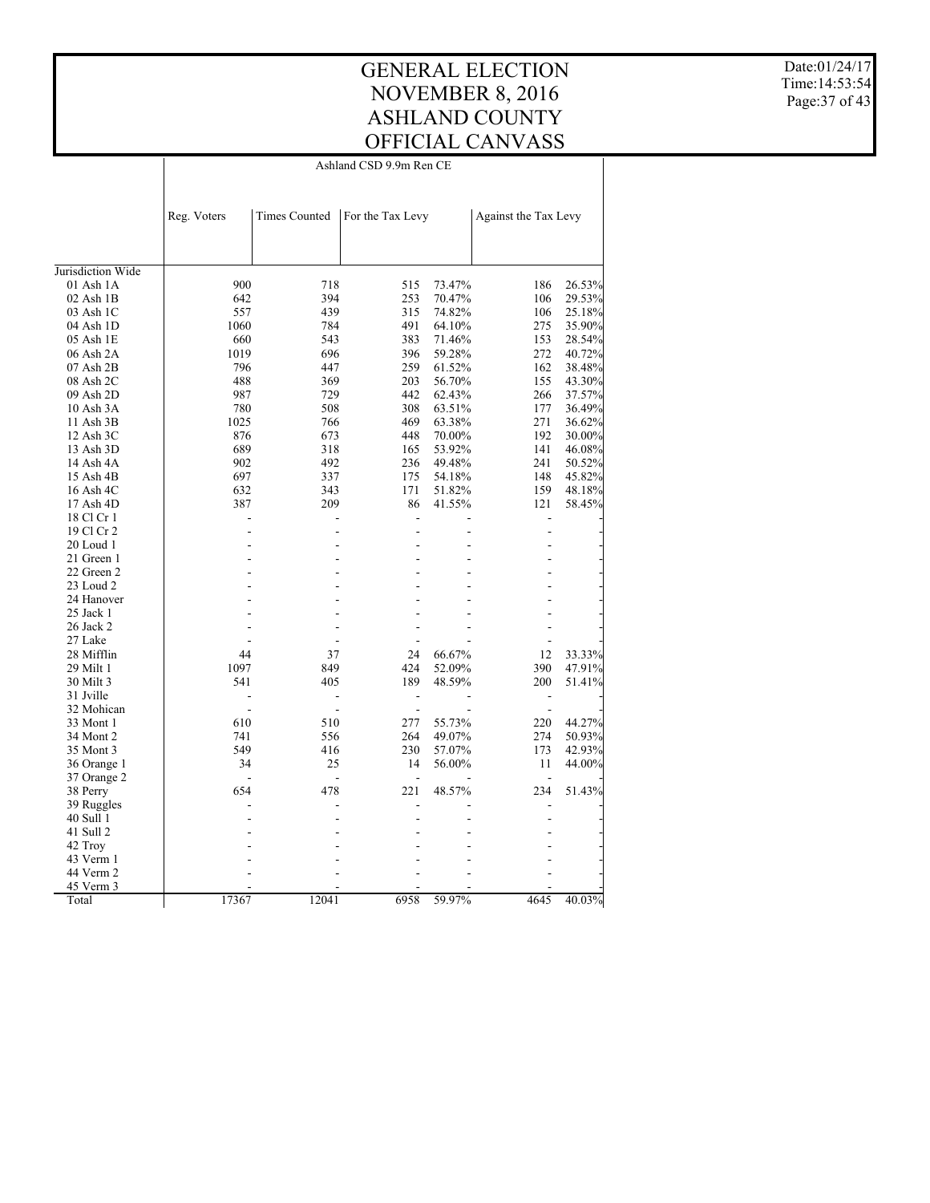# GENERAL ELECTION
# NOVEMBER 8, 2016
# ASHLAND COUNTY
# OFFICIAL CANVASS

Date:01/24/17
Time:14:53:54

| | Ashland CSD 9.9m Ren CE | | | | | |
|---|---|---|---|---|---|---|
| | Reg. Voters | Times Counted | For the Tax Levy | | Against the Tax Levy | |
| Jurisdiction Wide | | | | | | |
| 01 Ash 1A | 900 | 718 | 515 | 73.47% | 186 | 26.53% |
| 02 Ash 1B | 642 | 394 | 253 | 70.47% | 106 | 29.53% |
| 03 Ash 1C | 557 | 439 | 315 | 74.82% | 106 | 25.18% |
| 04 Ash 1D | 1060 | 784 | 491 | 64.10% | 275 | 35.90% |
| 05 Ash 1E | 660 | 543 | 383 | 71.46% | 153 | 28.54% |
| 06 Ash 2A | 1019 | 696 | 396 | 59.28% | 272 | 40.72% |
| 07 Ash 2B | 796 | 447 | 259 | 61.52% | 162 | 38.48% |
| 08 Ash 2C | 488 | 369 | 203 | 56.70% | 155 | 43.30% |
| 09 Ash 2D | 987 | 729 | 442 | 62.43% | 266 | 37.57% |
| 10 Ash 3A | 780 | 508 | 308 | 63.51% | 177 | 36.49% |
| 11 Ash 3B | 1025 | 766 | 469 | 63.38% | 271 | 36.62% |
| 12 Ash 3C | 876 | 673 | 448 | 70.00% | 192 | 30.00% |
| 13 Ash 3D | 689 | 318 | 165 | 53.92% | 141 | 46.08% |
| 14 Ash 4A | 902 | 492 | 236 | 49.48% | 241 | 50.52% |
| 15 Ash 4B | 697 | 337 | 175 | 54.18% | 148 | 45.82% |
| 16 Ash 4C | 632 | 343 | 171 | 51.82% | 159 | 48.18% |
| 17 Ash 4D | 387 | 209 | 86 | 41.55% | 121 | 58.45% |
| 18 Cl Cr 1 | - | - | - | - | - | - |
| 19 Cl Cr 2 | - | - | - | - | - | - |
| 20 Loud 1 | - | - | - | - | - | - |
| 21 Green 1 | - | - | - | - | - | - |
| 22 Green 2 | - | - | - | - | - | - |
| 23 Loud 2 | - | - | - | - | - | - |
| 24 Hanover | - | - | - | - | - | - |
| 25 Jack 1 | - | - | - | - | - | - |
| 26 Jack 2 | - | - | - | - | - | - |
| 27 Lake | - | - | - | - | - | - |
| 28 Mifflin | 44 | 37 | 24 | 66.67% | 12 | 33.33% |
| 29 Milt 1 | 1097 | 849 | 424 | 52.09% | 390 | 47.91% |
| 30 Milt 3 | 541 | 405 | 189 | 48.59% | 200 | 51.41% |
| 31 Jville | - | - | - | - | - | - |
| 32 Mohican | - | - | - | - | - | - |
| 33 Mont 1 | 610 | 510 | 277 | 55.73% | 220 | 44.27% |
| 34 Mont 2 | 741 | 556 | 264 | 49.07% | 274 | 50.93% |
| 35 Mont 3 | 549 | 416 | 230 | 57.07% | 173 | 42.93% |
| 36 Orange 1 | 34 | 25 | 14 | 56.00% | 11 | 44.00% |
| 37 Orange 2 | - | - | - | - | - | - |
| 38 Perry | 654 | 478 | 221 | 48.57% | 234 | 51.43% |
| 39 Ruggles | - | - | - | - | - | - |
| 40 Sull 1 | - | - | - | - | - | - |
| 41 Sull 2 | - | - | - | - | - | - |
| 42 Troy | - | - | - | - | - | - |
| 43 Verm 1 | - | - | - | - | - | - |
| 44 Verm 2 | - | - | - | - | - | - |
| 45 Verm 3 | - | - | - | - | - | - |
| Total | 17367 | 12041 | 6958 | 59.97% | 4645 | 40.03% |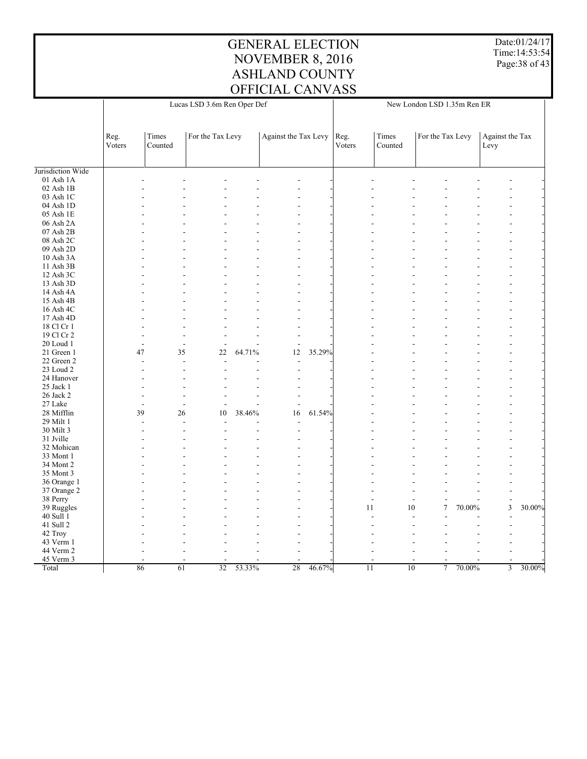# GENERAL ELECTION
# NOVEMBER 8, 2016
# ASHLAND COUNTY
# OFFICIAL CANVASS

| | Lucas LSD 3.6m Ren Oper Def | | | | | | New London LSD 1.35m Ren ER | | | | | |
|---|---|---|---|---|---|---|---|---|---|---|---|---|
| | Reg. Voters | Times Counted | For the Tax Levy | | Against the Tax Levy | | Reg. Voters | Times Counted | For the Tax Levy | | Against the Tax Levy | |
| Jurisdiction Wide | | | | | | | | | | | | |
| 01 Ash 1A | - | - | - | - | - | - | - | - | - | - | - | - |
| 02 Ash 1B | - | - | - | - | - | - | - | - | - | - | - | - |
| 03 Ash 1C | - | - | - | - | - | - | - | - | - | - | - | - |
| 04 Ash 1D | - | - | - | - | - | - | - | - | - | - | - | - |
| 05 Ash 1E | - | - | - | - | - | - | - | - | - | - | - | - |
| 06 Ash 2A | - | - | - | - | - | - | - | - | - | - | - | - |
| 07 Ash 2B | - | - | - | - | - | - | - | - | - | - | - | - |
| 08 Ash 2C | - | - | - | - | - | - | - | - | - | - | - | - |
| 09 Ash 2D | - | - | - | - | - | - | - | - | - | - | - | - |
| 10 Ash 3A | - | - | - | - | - | - | - | - | - | - | - | - |
| 11 Ash 3B | - | - | - | - | - | - | - | - | - | - | - | - |
| 12 Ash 3C | - | - | - | - | - | - | - | - | - | - | - | - |
| 13 Ash 3D | - | - | - | - | - | - | - | - | - | - | - | - |
| 14 Ash 4A | - | - | - | - | - | - | - | - | - | - | - | - |
| 15 Ash 4B | - | - | - | - | - | - | - | - | - | - | - | - |
| 16 Ash 4C | - | - | - | - | - | - | - | - | - | - | - | - |
| 17 Ash 4D | - | - | - | - | - | - | - | - | - | - | - | - |
| 18 Cl Cr 1 | - | - | - | - | - | - | - | - | - | - | - | - |
| 19 Cl Cr 2 | - | - | - | - | - | - | - | - | - | - | - | - |
| 20 Loud 1 | - | - | - | - | - | - | - | - | - | - | - | - |
| 21 Green 1 | 47 | 35 | 22 | 64.71% | 12 | 35.29% | - | - | - | - | - | - |
| 22 Green 2 | - | - | - | - | - | - | - | - | - | - | - | - |
| 23 Loud 2 | - | - | - | - | - | - | - | - | - | - | - | - |
| 24 Hanover | - | - | - | - | - | - | - | - | - | - | - | - |
| 25 Jack 1 | - | - | - | - | - | - | - | - | - | - | - | - |
| 26 Jack 2 | - | - | - | - | - | - | - | - | - | - | - | - |
| 27 Lake | - | - | - | - | - | - | - | - | - | - | - | - |
| 28 Mifflin | 39 | 26 | 10 | 38.46% | 16 | 61.54% | - | - | - | - | - | - |
| 29 Milt 1 | - | - | - | - | - | - | - | - | - | - | - | - |
| 30 Milt 3 | - | - | - | - | - | - | - | - | - | - | - | - |
| 31 Jville | - | - | - | - | - | - | - | - | - | - | - | - |
| 32 Mohican | - | - | - | - | - | - | - | - | - | - | - | - |
| 33 Mont 1 | - | - | - | - | - | - | - | - | - | - | - | - |
| 34 Mont 2 | - | - | - | - | - | - | - | - | - | - | - | - |
| 35 Mont 3 | - | - | - | - | - | - | - | - | - | - | - | - |
| 36 Orange 1 | - | - | - | - | - | - | - | - | - | - | - | - |
| 37 Orange 2 | - | - | - | - | - | - | - | - | - | - | - | - |
| 38 Perry | - | - | - | - | - | - | - | - | - | - | - | - |
| 39 Ruggles | - | - | - | - | - | - | 11 | 10 | 7 | 70.00% | 3 | 30.00% |
| 40 Sull 1 | - | - | - | - | - | - | - | - | - | - | - | - |
| 41 Sull 2 | - | - | - | - | - | - | - | - | - | - | - | - |
| 42 Troy | - | - | - | - | - | - | - | - | - | - | - | - |
| 43 Verm 1 | - | - | - | - | - | - | - | - | - | - | - | - |
| 44 Verm 2 | - | - | - | - | - | - | - | - | - | - | - | - |
| 45 Verm 3 | - | - | - | - | - | - | - | - | - | - | - | - |
| Total | 86 | 61 | 32 | 53.33% | 28 | 46.67% | 11 | 10 | 7 | 70.00% | 3 | 30.00% |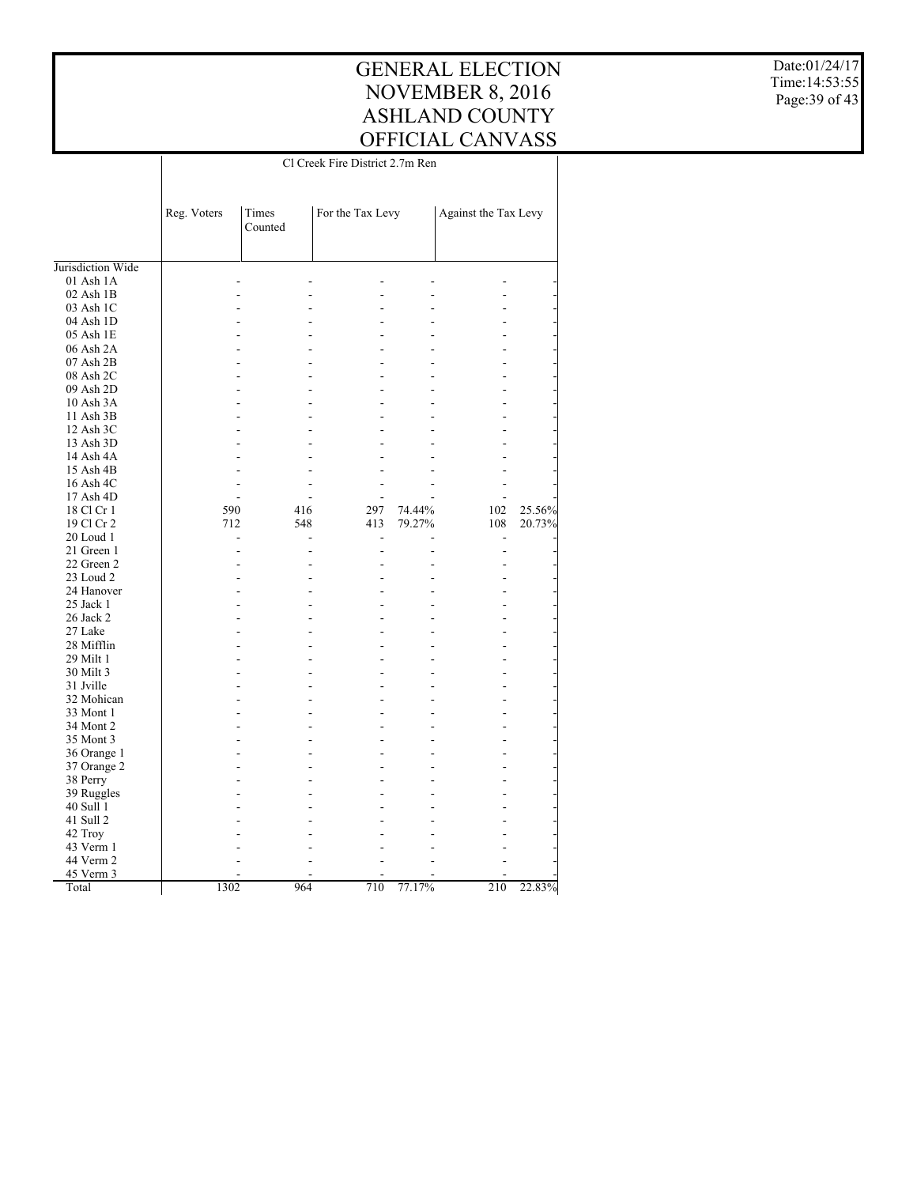# GENERAL ELECTION
# NOVEMBER 8, 2016
# ASHLAND COUNTY
# OFFICIAL CANVASS

Date:01/24/17
Time:14:53:55

| | Cl Creek Fire District 2.7m Ren | | | | | |
|---|---|---|---|---|---|---|
| | Reg. Voters | Times Counted | For the Tax Levy | | Against the Tax Levy | |
| Jurisdiction Wide | | | | | | |
| 01 Ash 1A | - | - | - | - | - | - |
| 02 Ash 1B | - | - | - | - | - | - |
| 03 Ash 1C | - | - | - | - | - | - |
| 04 Ash 1D | - | - | - | - | - | - |
| 05 Ash 1E | - | - | - | - | - | - |
| 06 Ash 2A | - | - | - | - | - | - |
| 07 Ash 2B | - | - | - | - | - | - |
| 08 Ash 2C | - | - | - | - | - | - |
| 09 Ash 2D | - | - | - | - | - | - |
| 10 Ash 3A | - | - | - | - | - | - |
| 11 Ash 3B | - | - | - | - | - | - |
| 12 Ash 3C | - | - | - | - | - | - |
| 13 Ash 3D | - | - | - | - | - | - |
| 14 Ash 4A | - | - | - | - | - | - |
| 15 Ash 4B | - | - | - | - | - | - |
| 16 Ash 4C | - | - | - | - | - | - |
| 17 Ash 4D | - | - | - | - | - | - |
| 18 Cl Cr 1 | 590 | 416 | 297 | 74.44% | 102 | 25.56% |
| 19 Cl Cr 2 | 712 | 548 | 413 | 79.27% | 108 | 20.73% |
| 20 Loud 1 | - | - | - | - | - | - |
| 21 Green 1 | - | - | - | - | - | - |
| 22 Green 2 | - | - | - | - | - | - |
| 23 Loud 2 | - | - | - | - | - | - |
| 24 Hanover | - | - | - | - | - | - |
| 25 Jack 1 | - | - | - | - | - | - |
| 26 Jack 2 | - | - | - | - | - | - |
| 27 Lake | - | - | - | - | - | - |
| 28 Mifflin | - | - | - | - | - | - |
| 29 Milt 1 | - | - | - | - | - | - |
| 30 Milt 3 | - | - | - | - | - | - |
| 31 Jville | - | - | - | - | - | - |
| 32 Mohican | - | - | - | - | - | - |
| 33 Mont 1 | - | - | - | - | - | - |
| 34 Mont 2 | - | - | - | - | - | - |
| 35 Mont 3 | - | - | - | - | - | - |
| 36 Orange 1 | - | - | - | - | - | - |
| 37 Orange 2 | - | - | - | - | - | - |
| 38 Perry | - | - | - | - | - | - |
| 39 Ruggles | - | - | - | - | - | - |
| 40 Sull 1 | - | - | - | - | - | - |
| 41 Sull 2 | - | - | - | - | - | - |
| 42 Troy | - | - | - | - | - | - |
| 43 Verm 1 | - | - | - | - | - | - |
| 44 Verm 2 | - | - | - | - | - | - |
| 45 Verm 3 | - | - | - | - | - | - |
| Total | 1302 | 964 | 710 | 77.17% | 210 | 22.83% |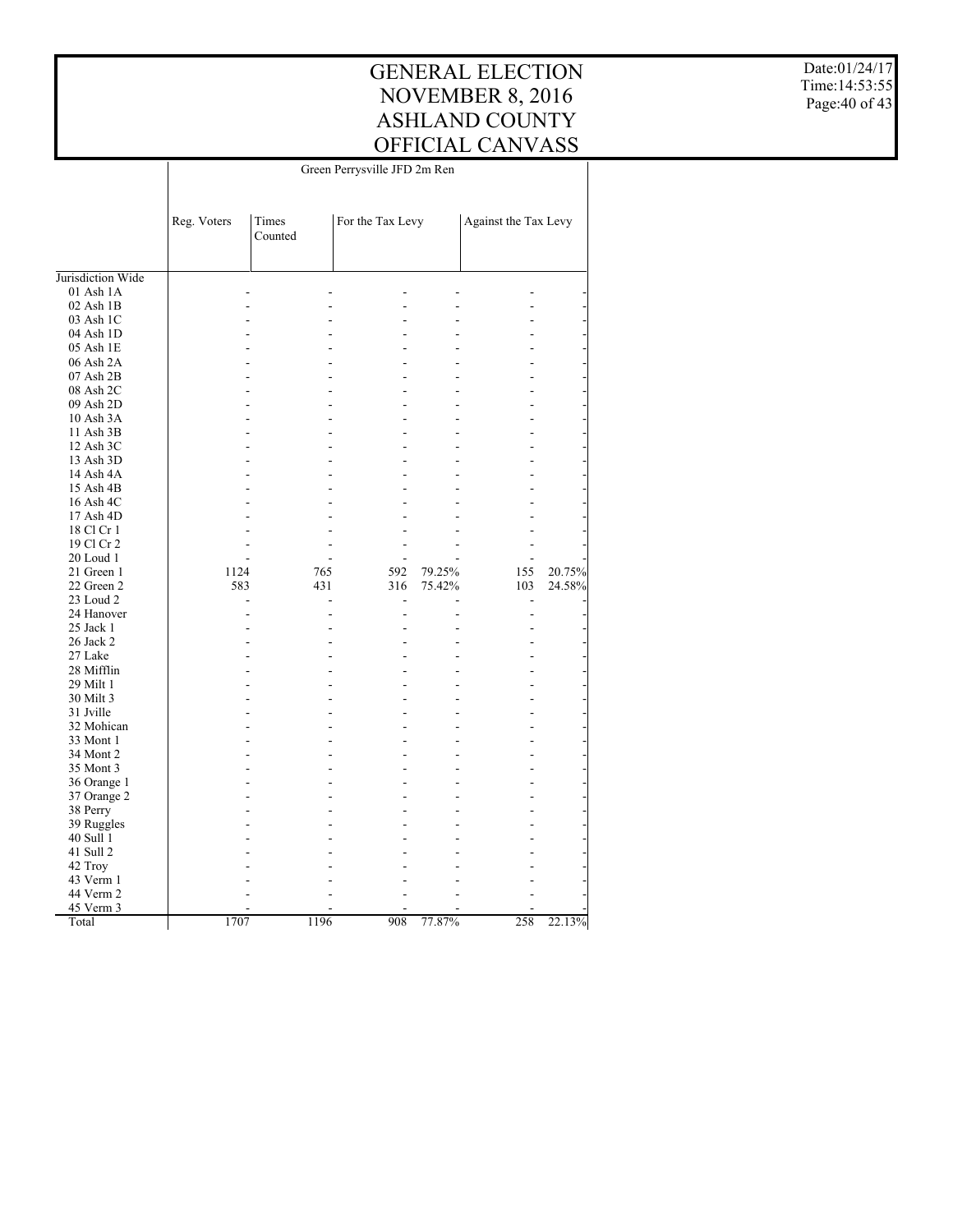# GENERAL ELECTION
# NOVEMBER 8, 2016
# ASHLAND COUNTY
# OFFICIAL CANVASS

Date:01/24/17
Time:14:53:55

| | Green Perrysville JFD 2m Ren | | | | | |
|---|---|---|---|---|---|---|
| | Reg. Voters | Times Counted | For the Tax Levy | | Against the Tax Levy | |
| Jurisdiction Wide | | | | | | |
| 01 Ash 1A | - | - | - | - | - | - |
| 02 Ash 1B | - | - | - | - | - | - |
| 03 Ash 1C | - | - | - | - | - | - |
| 04 Ash 1D | - | - | - | - | - | - |
| 05 Ash 1E | - | - | - | - | - | - |
| 06 Ash 2A | - | - | - | - | - | - |
| 07 Ash 2B | - | - | - | - | - | - |
| 08 Ash 2C | - | - | - | - | - | - |
| 09 Ash 2D | - | - | - | - | - | - |
| 10 Ash 3A | - | - | - | - | - | - |
| 11 Ash 3B | - | - | - | - | - | - |
| 12 Ash 3C | - | - | - | - | - | - |
| 13 Ash 3D | - | - | - | - | - | - |
| 14 Ash 4A | - | - | - | - | - | - |
| 15 Ash 4B | - | - | - | - | - | - |
| 16 Ash 4C | - | - | - | - | - | - |
| 17 Ash 4D | - | - | - | - | - | - |
| 18 Cl Cr 1 | - | - | - | - | - | - |
| 19 Cl Cr 2 | - | - | - | - | - | - |
| 20 Loud 1 | - | - | - | - | - | - |
| 21 Green 1 | 1124 | 765 | 592 | 79.25% | 155 | 20.75% |
| 22 Green 2 | 583 | 431 | 316 | 75.42% | 103 | 24.58% |
| 23 Loud 2 | - | - | - | - | - | - |
| 24 Hanover | - | - | - | - | - | - |
| 25 Jack 1 | - | - | - | - | - | - |
| 26 Jack 2 | - | - | - | - | - | - |
| 27 Lake | - | - | - | - | - | - |
| 28 Mifflin | - | - | - | - | - | - |
| 29 Milt 1 | - | - | - | - | - | - |
| 30 Milt 3 | - | - | - | - | - | - |
| 31 Jville | - | - | - | - | - | - |
| 32 Mohican | - | - | - | - | - | - |
| 33 Mont 1 | - | - | - | - | - | - |
| 34 Mont 2 | - | - | - | - | - | - |
| 35 Mont 3 | - | - | - | - | - | - |
| 36 Orange 1 | - | - | - | - | - | - |
| 37 Orange 2 | - | - | - | - | - | - |
| 38 Perry | - | - | - | - | - | - |
| 39 Ruggles | - | - | - | - | - | - |
| 40 Sull 1 | - | - | - | - | - | - |
| 41 Sull 2 | - | - | - | - | - | - |
| 42 Troy | - | - | - | - | - | - |
| 43 Verm 1 | - | - | - | - | - | - |
| 44 Verm 2 | - | - | - | - | - | - |
| 45 Verm 3 | - | - | - | - | - | - |
| Total | 1707 | 1196 | 908 | 77.87% | 258 | 22.13% |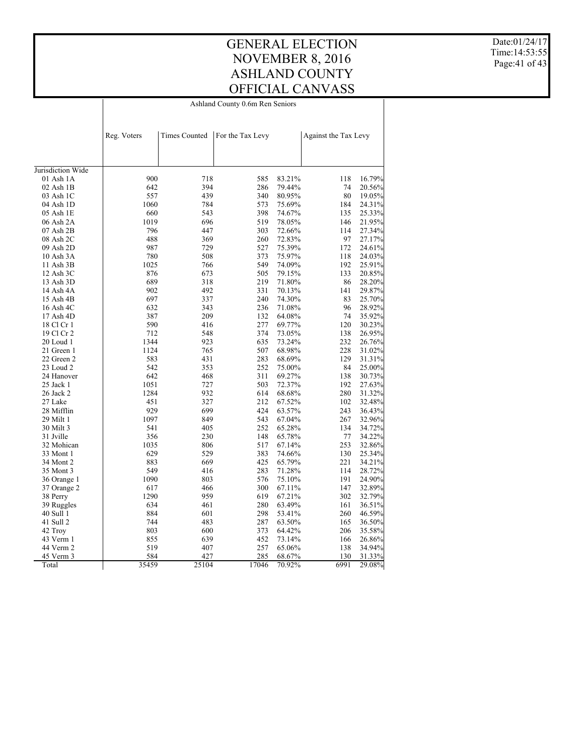# GENERAL ELECTION
# NOVEMBER 8, 2016
# ASHLAND COUNTY
# OFFICIAL CANVASS

Date:01/24/17
Time:14:53:55

## Ashland County 0.6m Ren Seniors

| | Reg. Voters | Times Counted | For the Tax Levy | | Against the Tax Levy | |
|---|---|---|---|---|---|---|
| Jurisdiction Wide | | | | | | |
| 01 Ash 1A | 900 | 718 | 585 | 83.21% | 118 | 16.79% |
| 02 Ash 1B | 642 | 394 | 286 | 79.44% | 74 | 20.56% |
| 03 Ash 1C | 557 | 439 | 340 | 80.95% | 80 | 19.05% |
| 04 Ash 1D | 1060 | 784 | 573 | 75.69% | 184 | 24.31% |
| 05 Ash 1E | 660 | 543 | 398 | 74.67% | 135 | 25.33% |
| 06 Ash 2A | 1019 | 696 | 519 | 78.05% | 146 | 21.95% |
| 07 Ash 2B | 796 | 447 | 303 | 72.66% | 114 | 27.34% |
| 08 Ash 2C | 488 | 369 | 260 | 72.83% | 97 | 27.17% |
| 09 Ash 2D | 987 | 729 | 527 | 75.39% | 172 | 24.61% |
| 10 Ash 3A | 780 | 508 | 373 | 75.97% | 118 | 24.03% |
| 11 Ash 3B | 1025 | 766 | 549 | 74.09% | 192 | 25.91% |
| 12 Ash 3C | 876 | 673 | 505 | 79.15% | 133 | 20.85% |
| 13 Ash 3D | 689 | 318 | 219 | 71.80% | 86 | 28.20% |
| 14 Ash 4A | 902 | 492 | 331 | 70.13% | 141 | 29.87% |
| 15 Ash 4B | 697 | 337 | 240 | 74.30% | 83 | 25.70% |
| 16 Ash 4C | 632 | 343 | 236 | 71.08% | 96 | 28.92% |
| 17 Ash 4D | 387 | 209 | 132 | 64.08% | 74 | 35.92% |
| 18 Cl Cr 1 | 590 | 416 | 277 | 69.77% | 120 | 30.23% |
| 19 Cl Cr 2 | 712 | 548 | 374 | 73.05% | 138 | 26.95% |
| 20 Loud 1 | 1344 | 923 | 635 | 73.24% | 232 | 26.76% |
| 21 Green 1 | 1124 | 765 | 507 | 68.98% | 228 | 31.02% |
| 22 Green 2 | 583 | 431 | 283 | 68.69% | 129 | 31.31% |
| 23 Loud 2 | 542 | 353 | 252 | 75.00% | 84 | 25.00% |
| 24 Hanover | 642 | 468 | 311 | 69.27% | 138 | 30.73% |
| 25 Jack 1 | 1051 | 727 | 503 | 72.37% | 192 | 27.63% |
| 26 Jack 2 | 1284 | 932 | 614 | 68.68% | 280 | 31.32% |
| 27 Lake | 451 | 327 | 212 | 67.52% | 102 | 32.48% |
| 28 Mifflin | 929 | 699 | 424 | 63.57% | 243 | 36.43% |
| 29 Milt 1 | 1097 | 849 | 543 | 67.04% | 267 | 32.96% |
| 30 Milt 3 | 541 | 405 | 252 | 65.28% | 134 | 34.72% |
| 31 Jville | 356 | 230 | 148 | 65.78% | 77 | 34.22% |
| 32 Mohican | 1035 | 806 | 517 | 67.14% | 253 | 32.86% |
| 33 Mont 1 | 629 | 529 | 383 | 74.66% | 130 | 25.34% |
| 34 Mont 2 | 883 | 669 | 425 | 65.79% | 221 | 34.21% |
| 35 Mont 3 | 549 | 416 | 283 | 71.28% | 114 | 28.72% |
| 36 Orange 1 | 1090 | 803 | 576 | 75.10% | 191 | 24.90% |
| 37 Orange 2 | 617 | 466 | 300 | 67.11% | 147 | 32.89% |
| 38 Perry | 1290 | 959 | 619 | 67.21% | 302 | 32.79% |
| 39 Ruggles | 634 | 461 | 280 | 63.49% | 161 | 36.51% |
| 40 Sull 1 | 884 | 601 | 298 | 53.41% | 260 | 46.59% |
| 41 Sull 2 | 744 | 483 | 287 | 63.50% | 165 | 36.50% |
| 42 Troy | 803 | 600 | 373 | 64.42% | 206 | 35.58% |
| 43 Verm 1 | 855 | 639 | 452 | 73.14% | 166 | 26.86% |
| 44 Verm 2 | 519 | 407 | 257 | 65.06% | 138 | 34.94% |
| 45 Verm 3 | 584 | 427 | 285 | 68.67% | 130 | 31.33% |
| Total | 35459 | 25104 | 17046 | 70.92% | 6991 | 29.08% |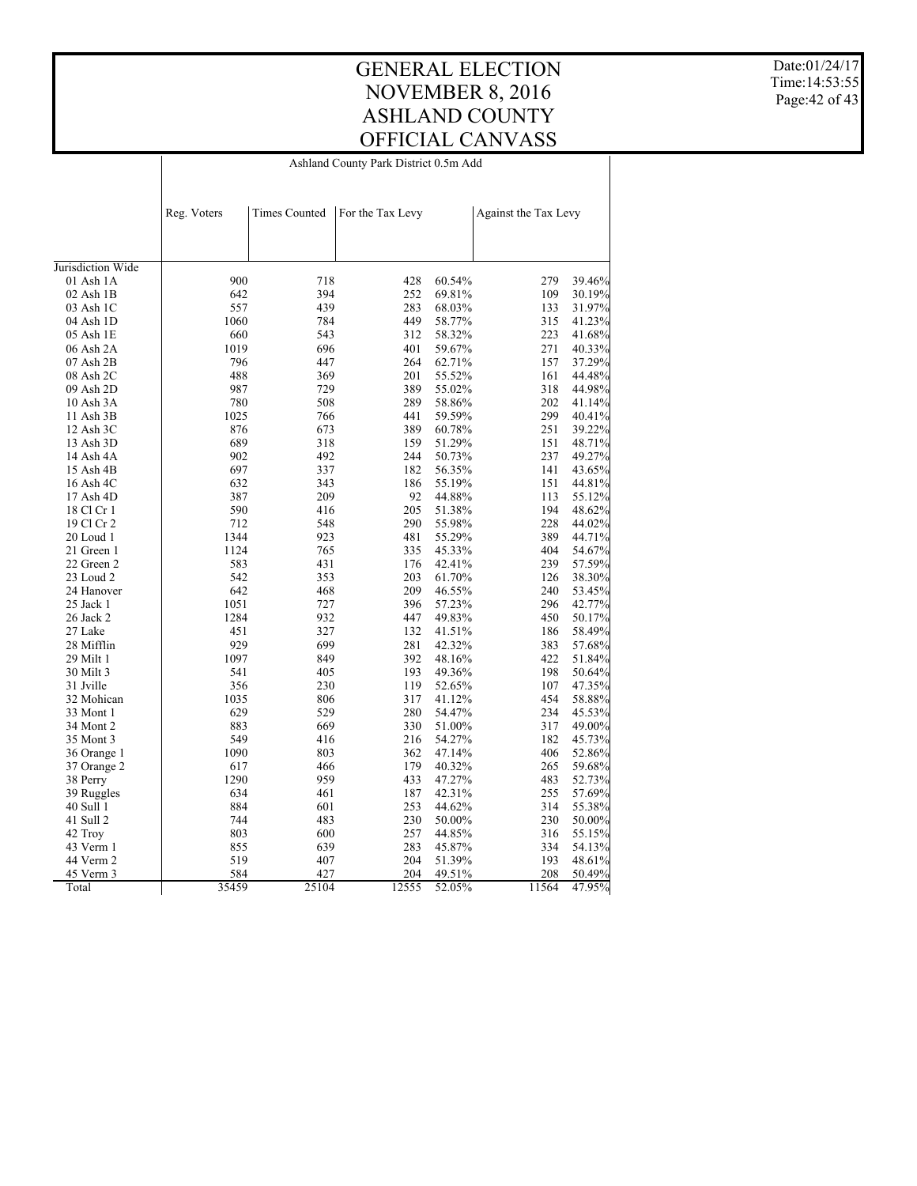# GENERAL ELECTION
# NOVEMBER 8, 2016
# ASHLAND COUNTY
# OFFICIAL CANVASS

Ashland County Park District 0.5m Add

| | Reg. Voters | Times Counted | For the Tax Levy | | Against the Tax Levy | |
|---|---|---|---|---|---|---|
| Jurisdiction Wide | | | | | | |
| 01 Ash 1A | 900 | 718 | 428 | 60.54% | 279 | 39.46% |
| 02 Ash 1B | 642 | 394 | 252 | 69.81% | 109 | 30.19% |
| 03 Ash 1C | 557 | 439 | 283 | 68.03% | 133 | 31.97% |
| 04 Ash 1D | 1060 | 784 | 449 | 58.77% | 315 | 41.23% |
| 05 Ash 1E | 660 | 543 | 312 | 58.32% | 223 | 41.68% |
| 06 Ash 2A | 1019 | 696 | 401 | 59.67% | 271 | 40.33% |
| 07 Ash 2B | 796 | 447 | 264 | 62.71% | 157 | 37.29% |
| 08 Ash 2C | 488 | 369 | 201 | 55.52% | 161 | 44.48% |
| 09 Ash 2D | 987 | 729 | 389 | 55.02% | 318 | 44.98% |
| 10 Ash 3A | 780 | 508 | 289 | 58.86% | 202 | 41.14% |
| 11 Ash 3B | 1025 | 766 | 441 | 59.59% | 299 | 40.41% |
| 12 Ash 3C | 876 | 673 | 389 | 60.78% | 251 | 39.22% |
| 13 Ash 3D | 689 | 318 | 159 | 51.29% | 151 | 48.71% |
| 14 Ash 4A | 902 | 492 | 244 | 50.73% | 237 | 49.27% |
| 15 Ash 4B | 697 | 337 | 182 | 56.35% | 141 | 43.65% |
| 16 Ash 4C | 632 | 343 | 186 | 55.19% | 151 | 44.81% |
| 17 Ash 4D | 387 | 209 | 92 | 44.88% | 113 | 55.12% |
| 18 Cl Cr 1 | 590 | 416 | 205 | 51.38% | 194 | 48.62% |
| 19 Cl Cr 2 | 712 | 548 | 290 | 55.98% | 228 | 44.02% |
| 20 Loud 1 | 1344 | 923 | 481 | 55.29% | 389 | 44.71% |
| 21 Green 1 | 1124 | 765 | 335 | 45.33% | 404 | 54.67% |
| 22 Green 2 | 583 | 431 | 176 | 42.41% | 239 | 57.59% |
| 23 Loud 2 | 542 | 353 | 203 | 61.70% | 126 | 38.30% |
| 24 Hanover | 642 | 468 | 209 | 46.55% | 240 | 53.45% |
| 25 Jack 1 | 1051 | 727 | 396 | 57.23% | 296 | 42.77% |
| 26 Jack 2 | 1284 | 932 | 447 | 49.83% | 450 | 50.17% |
| 27 Lake | 451 | 327 | 132 | 41.51% | 186 | 58.49% |
| 28 Mifflin | 929 | 699 | 281 | 42.32% | 383 | 57.68% |
| 29 Milt 1 | 1097 | 849 | 392 | 48.16% | 422 | 51.84% |
| 30 Milt 3 | 541 | 405 | 193 | 49.36% | 198 | 50.64% |
| 31 Jville | 356 | 230 | 119 | 52.65% | 107 | 47.35% |
| 32 Mohican | 1035 | 806 | 317 | 41.12% | 454 | 58.88% |
| 33 Mont 1 | 629 | 529 | 280 | 54.47% | 234 | 45.53% |
| 34 Mont 2 | 883 | 669 | 330 | 51.00% | 317 | 49.00% |
| 35 Mont 3 | 549 | 416 | 216 | 54.27% | 182 | 45.73% |
| 36 Orange 1 | 1090 | 803 | 362 | 47.14% | 406 | 52.86% |
| 37 Orange 2 | 617 | 466 | 179 | 40.32% | 265 | 59.68% |
| 38 Perry | 1290 | 959 | 433 | 47.27% | 483 | 52.73% |
| 39 Ruggles | 634 | 461 | 187 | 42.31% | 255 | 57.69% |
| 40 Sull 1 | 884 | 601 | 253 | 44.62% | 314 | 55.38% |
| 41 Sull 2 | 744 | 483 | 230 | 50.00% | 230 | 50.00% |
| 42 Troy | 803 | 600 | 257 | 44.85% | 316 | 55.15% |
| 43 Verm 1 | 855 | 639 | 283 | 45.87% | 334 | 54.13% |
| 44 Verm 2 | 519 | 407 | 204 | 51.39% | 193 | 48.61% |
| 45 Verm 3 | 584 | 427 | 204 | 49.51% | 208 | 50.49% |
| Total | 35459 | 25104 | 12555 | 52.05% | 11564 | 47.95% |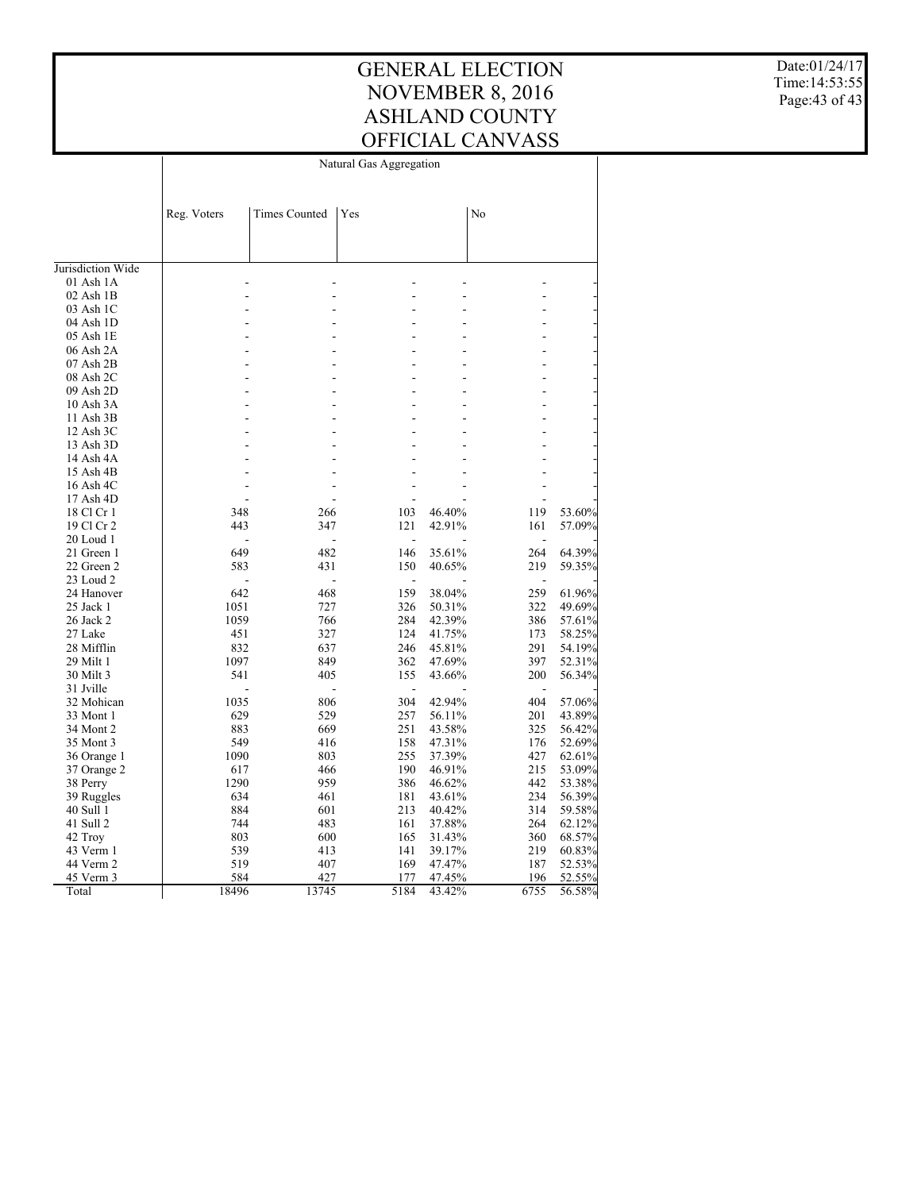# GENERAL ELECTION
# NOVEMBER 8, 2016
# ASHLAND COUNTY
# OFFICIAL CANVASS

Date:01/24/17
Time:14:53:55

## Natural Gas Aggregation

| | Reg. Voters | Times Counted | Yes | | No | |
|---|---|---|---|---|---|---|
| Jurisdiction Wide | | | | | | |
| 01 Ash 1A | - | - | - | - | - | - |
| 02 Ash 1B | - | - | - | - | - | - |
| 03 Ash 1C | - | - | - | - | - | - |
| 04 Ash 1D | - | - | - | - | - | - |
| 05 Ash 1E | - | - | - | - | - | - |
| 06 Ash 2A | - | - | - | - | - | - |
| 07 Ash 2B | - | - | - | - | - | - |
| 08 Ash 2C | - | - | - | - | - | - |
| 09 Ash 2D | - | - | - | - | - | - |
| 10 Ash 3A | - | - | - | - | - | - |
| 11 Ash 3B | - | - | - | - | - | - |
| 12 Ash 3C | - | - | - | - | - | - |
| 13 Ash 3D | - | - | - | - | - | - |
| 14 Ash 4A | - | - | - | - | - | - |
| 15 Ash 4B | - | - | - | - | - | - |
| 16 Ash 4C | - | - | - | - | - | - |
| 17 Ash 4D | - | - | - | - | - | - |
| 18 Cl Cr 1 | 348 | 266 | 103 | 46.40% | 119 | 53.60% |
| 19 Cl Cr 2 | 443 | 347 | 121 | 42.91% | 161 | 57.09% |
| 20 Loud 1 | - | - | - | - | - | - |
| 21 Green 1 | 649 | 482 | 146 | 35.61% | 264 | 64.39% |
| 22 Green 2 | 583 | 431 | 150 | 40.65% | 219 | 59.35% |
| 23 Loud 2 | - | - | - | - | - | - |
| 24 Hanover | 642 | 468 | 159 | 38.04% | 259 | 61.96% |
| 25 Jack 1 | 1051 | 727 | 326 | 50.31% | 322 | 49.69% |
| 26 Jack 2 | 1059 | 766 | 284 | 42.39% | 386 | 57.61% |
| 27 Lake | 451 | 327 | 124 | 41.75% | 173 | 58.25% |
| 28 Mifflin | 832 | 637 | 246 | 45.81% | 291 | 54.19% |
| 29 Milt 1 | 1097 | 849 | 362 | 47.69% | 397 | 52.31% |
| 30 Milt 3 | 541 | 405 | 155 | 43.66% | 200 | 56.34% |
| 31 Jville | - | - | - | - | - | - |
| 32 Mohican | 1035 | 806 | 304 | 42.94% | 404 | 57.06% |
| 33 Mont 1 | 629 | 529 | 257 | 56.11% | 201 | 43.89% |
| 34 Mont 2 | 883 | 669 | 251 | 43.58% | 325 | 56.42% |
| 35 Mont 3 | 549 | 416 | 158 | 47.31% | 176 | 52.69% |
| 36 Orange 1 | 1090 | 803 | 255 | 37.39% | 427 | 62.61% |
| 37 Orange 2 | 617 | 466 | 190 | 46.91% | 215 | 53.09% |
| 38 Perry | 1290 | 959 | 386 | 46.62% | 442 | 53.38% |
| 39 Ruggles | 634 | 461 | 181 | 43.61% | 234 | 56.39% |
| 40 Sull 1 | 884 | 601 | 213 | 40.42% | 314 | 59.58% |
| 41 Sull 2 | 744 | 483 | 161 | 37.88% | 264 | 62.12% |
| 42 Troy | 803 | 600 | 165 | 31.43% | 360 | 68.57% |
| 43 Verm 1 | 539 | 413 | 141 | 39.17% | 219 | 60.83% |
| 44 Verm 2 | 519 | 407 | 169 | 47.47% | 187 | 52.53% |
| 45 Verm 3 | 584 | 427 | 177 | 47.45% | 196 | 52.55% |
| Total | 18496 | 13745 | 5184 | 43.42% | 6755 | 56.58% |